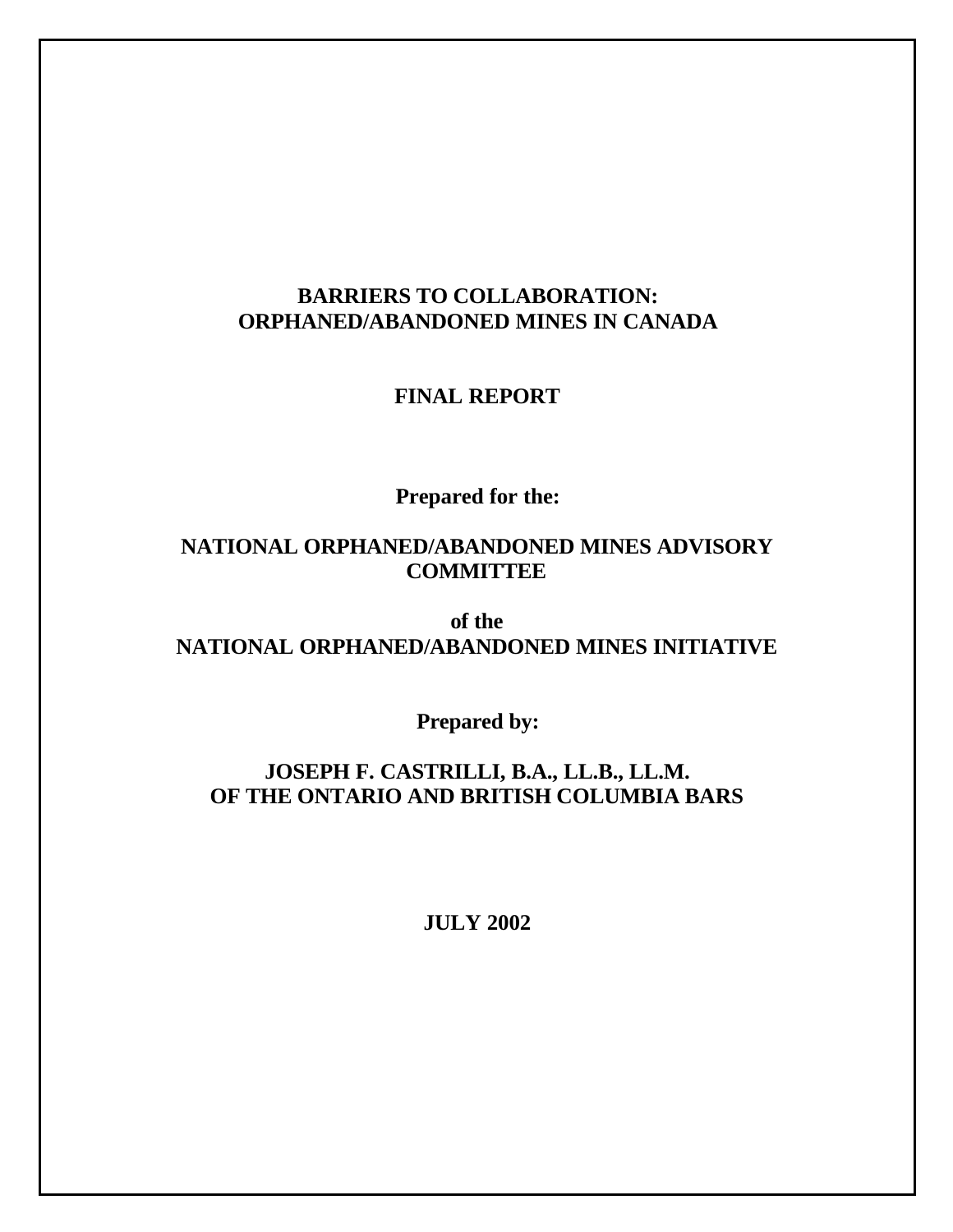# BARRIERS TO COLLABORATION: ORPHANED/ABANDONED MINES IN CANADA

## FINAL REPORT

**Prepared for the:**

**NATIONAL ORPHANED/ABANDONED MINES ADVISORY COMMITTEE**

**of the**
**NATIONAL ORPHANED/ABANDONED MINES INITIATIVE**

**Prepared by:**

**JOSEPH F. CASTRILLI, B.A., LL.B., LL.M.**
**OF THE ONTARIO AND BRITISH COLUMBIA BARS**

**JULY 2002**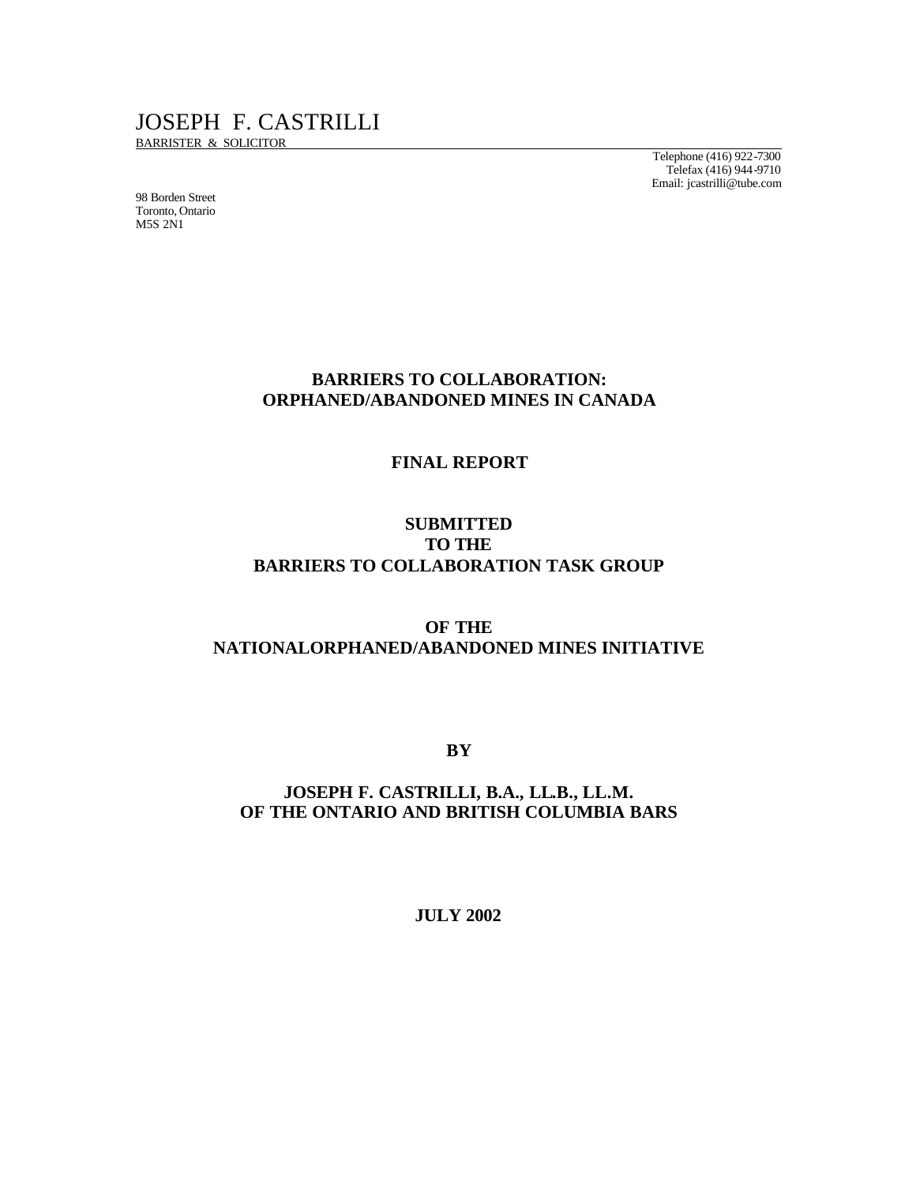JOSEPH F. CASTRILLI

BARRISTER & SOLICITOR

Telephone (416) 922-7300
Telefax (416) 944-9710
Email: jcastrilli@tube.com

98 Borden Street
Toronto, Ontario
M5S 2N1

# BARRIERS TO COLLABORATION: ORPHANED/ABANDONED MINES IN CANADA

## FINAL REPORT

## SUBMITTED TO THE BARRIERS TO COLLABORATION TASK GROUP

## OF THE NATIONALORPHANED/ABANDONED MINES INITIATIVE

**BY**

**JOSEPH F. CASTRILLI, B.A., LL.B., LL.M.**
**OF THE ONTARIO AND BRITISH COLUMBIA BARS**

**JULY 2002**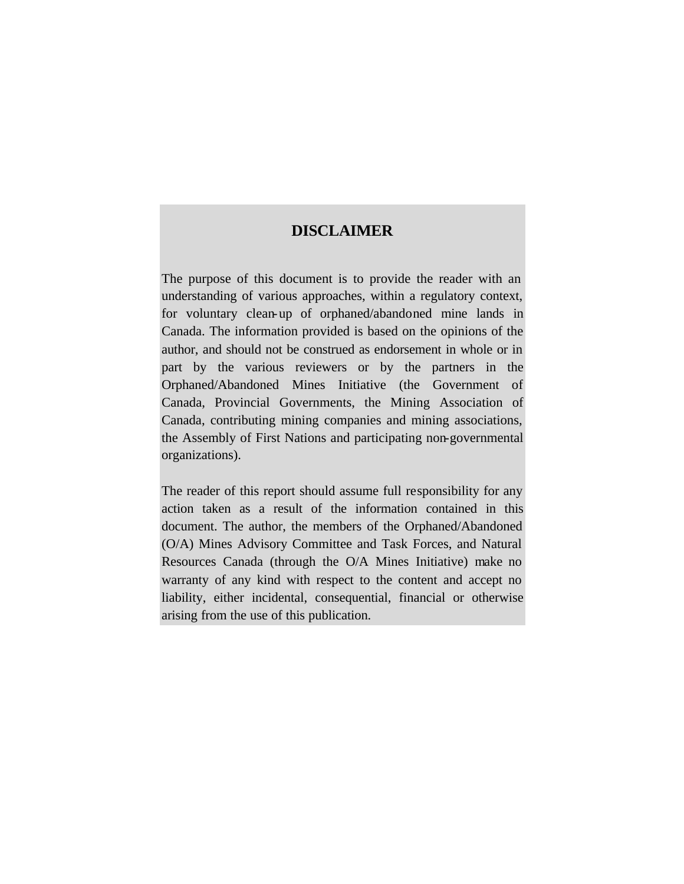## DISCLAIMER

The purpose of this document is to provide the reader with an understanding of various approaches, within a regulatory context, for voluntary clean-up of orphaned/abandoned mine lands in Canada. The information provided is based on the opinions of the author, and should not be construed as endorsement in whole or in part by the various reviewers or by the partners in the Orphaned/Abandoned Mines Initiative (the Government of Canada, Provincial Governments, the Mining Association of Canada, contributing mining companies and mining associations, the Assembly of First Nations and participating non-governmental organizations).

The reader of this report should assume full responsibility for any action taken as a result of the information contained in this document. The author, the members of the Orphaned/Abandoned (O/A) Mines Advisory Committee and Task Forces, and Natural Resources Canada (through the O/A Mines Initiative) make no warranty of any kind with respect to the content and accept no liability, either incidental, consequential, financial or otherwise arising from the use of this publication.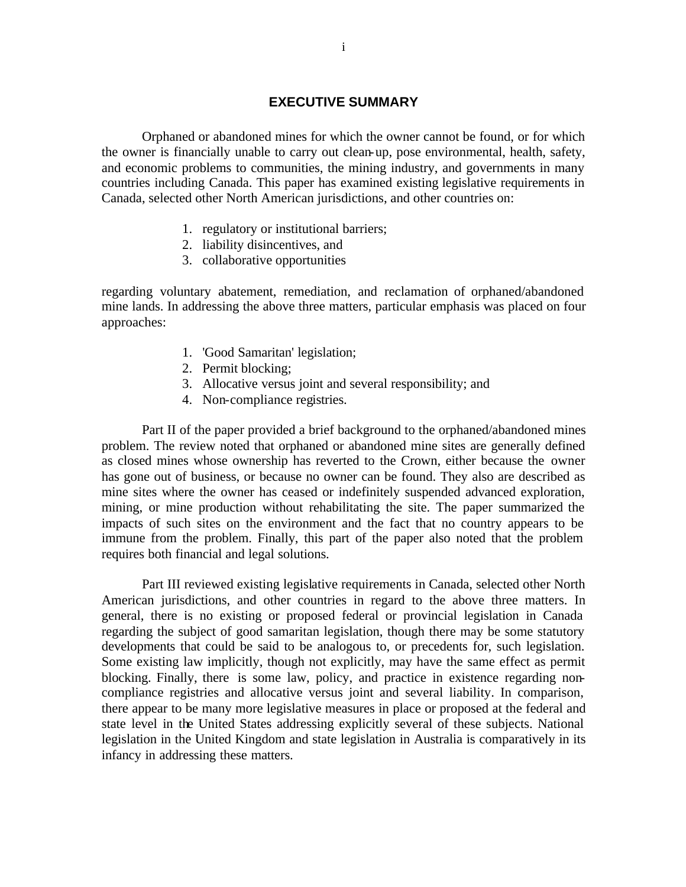## EXECUTIVE SUMMARY

Orphaned or abandoned mines for which the owner cannot be found, or for which the owner is financially unable to carry out clean-up, pose environmental, health, safety, and economic problems to communities, the mining industry, and governments in many countries including Canada. This paper has examined existing legislative requirements in Canada, selected other North American jurisdictions, and other countries on:

1. regulatory or institutional barriers;
2. liability disincentives, and
3. collaborative opportunities

regarding voluntary abatement, remediation, and reclamation of orphaned/abandoned mine lands. In addressing the above three matters, particular emphasis was placed on four approaches:

1. 'Good Samaritan' legislation;
2. Permit blocking;
3. Allocative versus joint and several responsibility; and
4. Non-compliance registries.

Part II of the paper provided a brief background to the orphaned/abandoned mines problem. The review noted that orphaned or abandoned mine sites are generally defined as closed mines whose ownership has reverted to the Crown, either because the owner has gone out of business, or because no owner can be found. They also are described as mine sites where the owner has ceased or indefinitely suspended advanced exploration, mining, or mine production without rehabilitating the site. The paper summarized the impacts of such sites on the environment and the fact that no country appears to be immune from the problem. Finally, this part of the paper also noted that the problem requires both financial and legal solutions.

Part III reviewed existing legislative requirements in Canada, selected other North American jurisdictions, and other countries in regard to the above three matters. In general, there is no existing or proposed federal or provincial legislation in Canada regarding the subject of good samaritan legislation, though there may be some statutory developments that could be said to be analogous to, or precedents for, such legislation. Some existing law implicitly, though not explicitly, may have the same effect as permit blocking. Finally, there is some law, policy, and practice in existence regarding non-compliance registries and allocative versus joint and several liability. In comparison, there appear to be many more legislative measures in place or proposed at the federal and state level in the United States addressing explicitly several of these subjects. National legislation in the United Kingdom and state legislation in Australia is comparatively in its infancy in addressing these matters.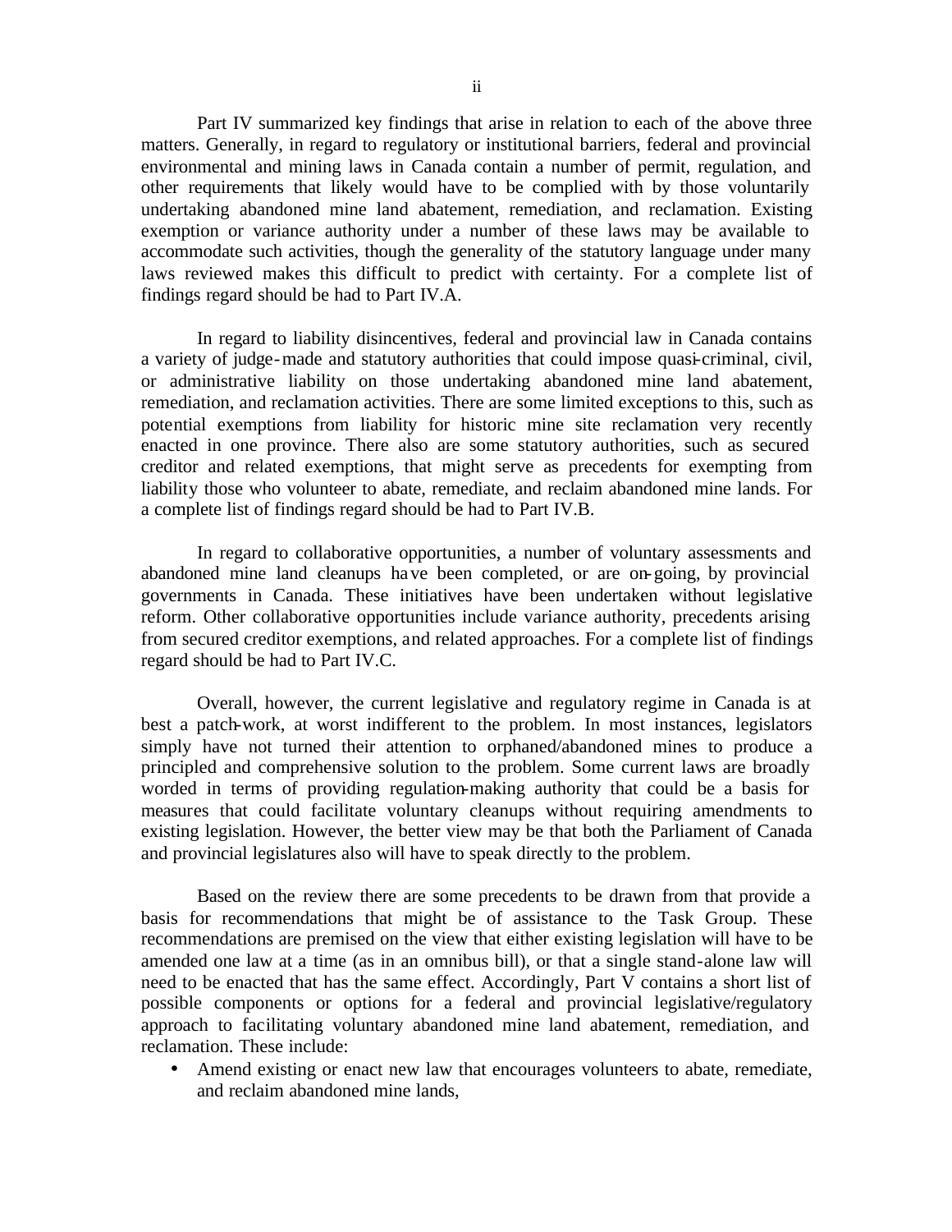Part IV summarized key findings that arise in relation to each of the above three matters. Generally, in regard to regulatory or institutional barriers, federal and provincial environmental and mining laws in Canada contain a number of permit, regulation, and other requirements that likely would have to be complied with by those voluntarily undertaking abandoned mine land abatement, remediation, and reclamation. Existing exemption or variance authority under a number of these laws may be available to accommodate such activities, though the generality of the statutory language under many laws reviewed makes this difficult to predict with certainty. For a complete list of findings regard should be had to Part IV.A.

In regard to liability disincentives, federal and provincial law in Canada contains a variety of judge-made and statutory authorities that could impose quasi-criminal, civil, or administrative liability on those undertaking abandoned mine land abatement, remediation, and reclamation activities. There are some limited exceptions to this, such as potential exemptions from liability for historic mine site reclamation very recently enacted in one province. There also are some statutory authorities, such as secured creditor and related exemptions, that might serve as precedents for exempting from liability those who volunteer to abate, remediate, and reclaim abandoned mine lands. For a complete list of findings regard should be had to Part IV.B.

In regard to collaborative opportunities, a number of voluntary assessments and abandoned mine land cleanups have been completed, or are on-going, by provincial governments in Canada. These initiatives have been undertaken without legislative reform. Other collaborative opportunities include variance authority, precedents arising from secured creditor exemptions, and related approaches. For a complete list of findings regard should be had to Part IV.C.

Overall, however, the current legislative and regulatory regime in Canada is at best a patch-work, at worst indifferent to the problem. In most instances, legislators simply have not turned their attention to orphaned/abandoned mines to produce a principled and comprehensive solution to the problem. Some current laws are broadly worded in terms of providing regulation-making authority that could be a basis for measures that could facilitate voluntary cleanups without requiring amendments to existing legislation. However, the better view may be that both the Parliament of Canada and provincial legislatures also will have to speak directly to the problem.

Based on the review there are some precedents to be drawn from that provide a basis for recommendations that might be of assistance to the Task Group. These recommendations are premised on the view that either existing legislation will have to be amended one law at a time (as in an omnibus bill), or that a single stand-alone law will need to be enacted that has the same effect. Accordingly, Part V contains a short list of possible components or options for a federal and provincial legislative/regulatory approach to facilitating voluntary abandoned mine land abatement, remediation, and reclamation. These include:

- Amend existing or enact new law that encourages volunteers to abate, remediate, and reclaim abandoned mine lands,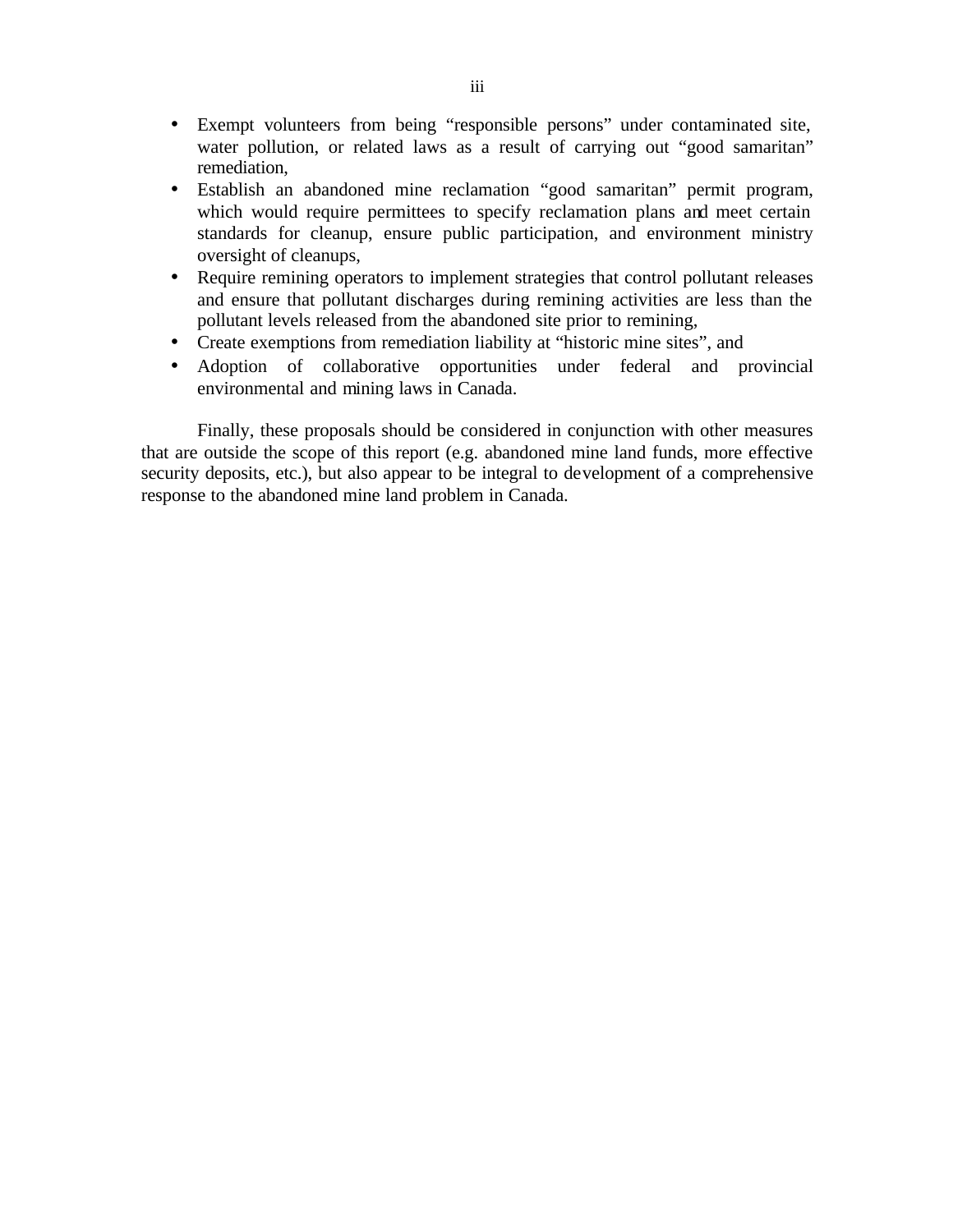- Exempt volunteers from being "responsible persons" under contaminated site, water pollution, or related laws as a result of carrying out "good samaritan" remediation,
- Establish an abandoned mine reclamation "good samaritan" permit program, which would require permittees to specify reclamation plans and meet certain standards for cleanup, ensure public participation, and environment ministry oversight of cleanups,
- Require remining operators to implement strategies that control pollutant releases and ensure that pollutant discharges during remining activities are less than the pollutant levels released from the abandoned site prior to remining,
- Create exemptions from remediation liability at "historic mine sites", and
- Adoption of collaborative opportunities under federal and provincial environmental and mining laws in Canada.

Finally, these proposals should be considered in conjunction with other measures that are outside the scope of this report (e.g. abandoned mine land funds, more effective security deposits, etc.), but also appear to be integral to development of a comprehensive response to the abandoned mine land problem in Canada.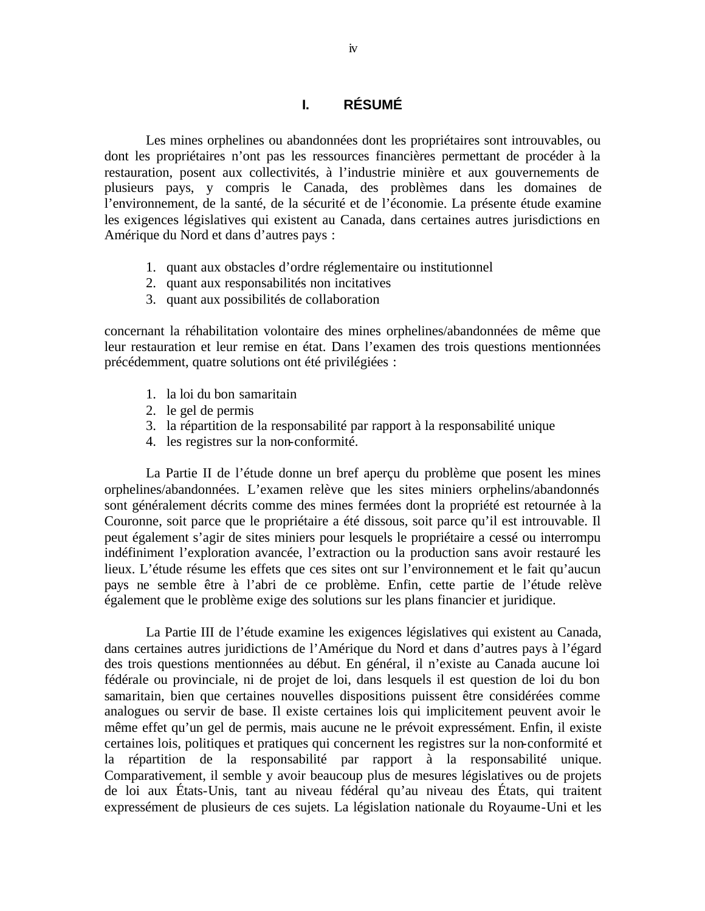# I. RÉSUMÉ

Les mines orphelines ou abandonnées dont les propriétaires sont introuvables, ou dont les propriétaires n'ont pas les ressources financières permettant de procéder à la restauration, posent aux collectivités, à l'industrie minière et aux gouvernements de plusieurs pays, y compris le Canada, des problèmes dans les domaines de l'environnement, de la santé, de la sécurité et de l'économie. La présente étude examine les exigences législatives qui existent au Canada, dans certaines autres jurisdictions en Amérique du Nord et dans d'autres pays :

1. quant aux obstacles d'ordre réglementaire ou institutionnel
2. quant aux responsabilités non incitatives
3. quant aux possibilités de collaboration

concernant la réhabilitation volontaire des mines orphelines/abandonnées de même que leur restauration et leur remise en état. Dans l'examen des trois questions mentionnées précédemment, quatre solutions ont été privilégiées :

1. la loi du bon samaritain
2. le gel de permis
3. la répartition de la responsabilité par rapport à la responsabilité unique
4. les registres sur la non-conformité.

La Partie II de l'étude donne un bref aperçu du problème que posent les mines orphelines/abandonnées. L'examen relève que les sites miniers orphelins/abandonnés sont généralement décrits comme des mines fermées dont la propriété est retournée à la Couronne, soit parce que le propriétaire a été dissous, soit parce qu'il est introuvable. Il peut également s'agir de sites miniers pour lesquels le propriétaire a cessé ou interrompu indéfiniment l'exploration avancée, l'extraction ou la production sans avoir restauré les lieux. L'étude résume les effets que ces sites ont sur l'environnement et le fait qu'aucun pays ne semble être à l'abri de ce problème. Enfin, cette partie de l'étude relève également que le problème exige des solutions sur les plans financier et juridique.

La Partie III de l'étude examine les exigences législatives qui existent au Canada, dans certaines autres juridictions de l'Amérique du Nord et dans d'autres pays à l'égard des trois questions mentionnées au début. En général, il n'existe au Canada aucune loi fédérale ou provinciale, ni de projet de loi, dans lesquels il est question de loi du bon samaritain, bien que certaines nouvelles dispositions puissent être considérées comme analogues ou servir de base. Il existe certaines lois qui implicitement peuvent avoir le même effet qu'un gel de permis, mais aucune ne le prévoit expressément. Enfin, il existe certaines lois, politiques et pratiques qui concernent les registres sur la non-conformité et la répartition de la responsabilité par rapport à la responsabilité unique. Comparativement, il semble y avoir beaucoup plus de mesures législatives ou de projets de loi aux États-Unis, tant au niveau fédéral qu'au niveau des États, qui traitent expressément de plusieurs de ces sujets. La législation nationale du Royaume-Uni et les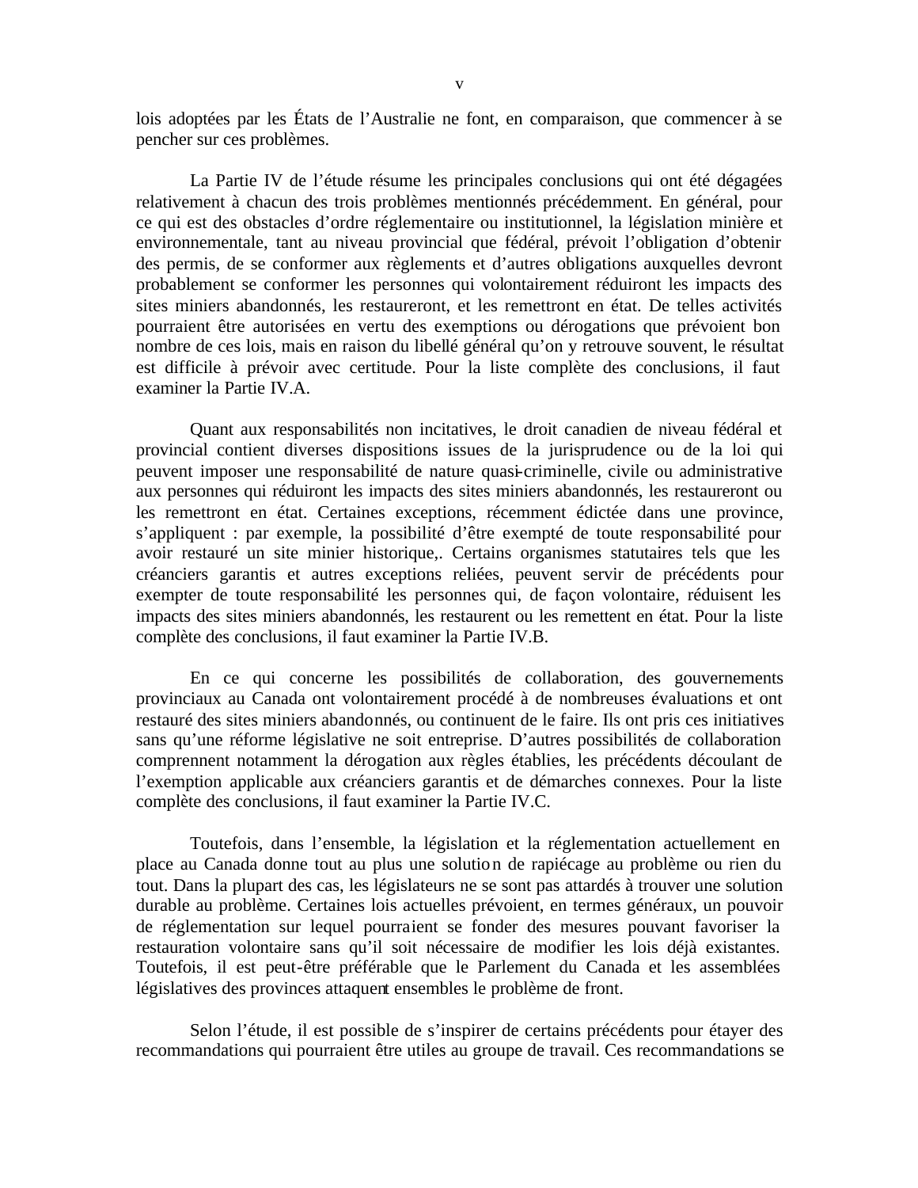lois adoptées par les États de l'Australie ne font, en comparaison, que commencer à se pencher sur ces problèmes.

La Partie IV de l'étude résume les principales conclusions qui ont été dégagées relativement à chacun des trois problèmes mentionnés précédemment. En général, pour ce qui est des obstacles d'ordre réglementaire ou institutionnel, la législation minière et environnementale, tant au niveau provincial que fédéral, prévoit l'obligation d'obtenir des permis, de se conformer aux règlements et d'autres obligations auxquelles devront probablement se conformer les personnes qui volontairement réduiront les impacts des sites miniers abandonnés, les restaureront, et les remettront en état. De telles activités pourraient être autorisées en vertu des exemptions ou dérogations que prévoient bon nombre de ces lois, mais en raison du libellé général qu'on y retrouve souvent, le résultat est difficile à prévoir avec certitude. Pour la liste complète des conclusions, il faut examiner la Partie IV.A.

Quant aux responsabilités non incitatives, le droit canadien de niveau fédéral et provincial contient diverses dispositions issues de la jurisprudence ou de la loi qui peuvent imposer une responsabilité de nature quasi-criminelle, civile ou administrative aux personnes qui réduiront les impacts des sites miniers abandonnés, les restaureront ou les remettront en état. Certaines exceptions, récemment édictée dans une province, s'appliquent : par exemple, la possibilité d'être exempté de toute responsabilité pour avoir restauré un site minier historique,. Certains organismes statutaires tels que les créanciers garantis et autres exceptions reliées, peuvent servir de précédents pour exempter de toute responsabilité les personnes qui, de façon volontaire, réduisent les impacts des sites miniers abandonnés, les restaurent ou les remettent en état. Pour la liste complète des conclusions, il faut examiner la Partie IV.B.

En ce qui concerne les possibilités de collaboration, des gouvernements provinciaux au Canada ont volontairement procédé à de nombreuses évaluations et ont restauré des sites miniers abandonnés, ou continuent de le faire. Ils ont pris ces initiatives sans qu'une réforme législative ne soit entreprise. D'autres possibilités de collaboration comprennent notamment la dérogation aux règles établies, les précédents découlant de l'exemption applicable aux créanciers garantis et de démarches connexes. Pour la liste complète des conclusions, il faut examiner la Partie IV.C.

Toutefois, dans l'ensemble, la législation et la réglementation actuellement en place au Canada donne tout au plus une solution de rapiécage au problème ou rien du tout. Dans la plupart des cas, les législateurs ne se sont pas attardés à trouver une solution durable au problème. Certaines lois actuelles prévoient, en termes généraux, un pouvoir de réglementation sur lequel pourraient se fonder des mesures pouvant favoriser la restauration volontaire sans qu'il soit nécessaire de modifier les lois déjà existantes. Toutefois, il est peut-être préférable que le Parlement du Canada et les assemblées législatives des provinces attaquent ensembles le problème de front.

Selon l'étude, il est possible de s'inspirer de certains précédents pour étayer des recommandations qui pourraient être utiles au groupe de travail. Ces recommandations se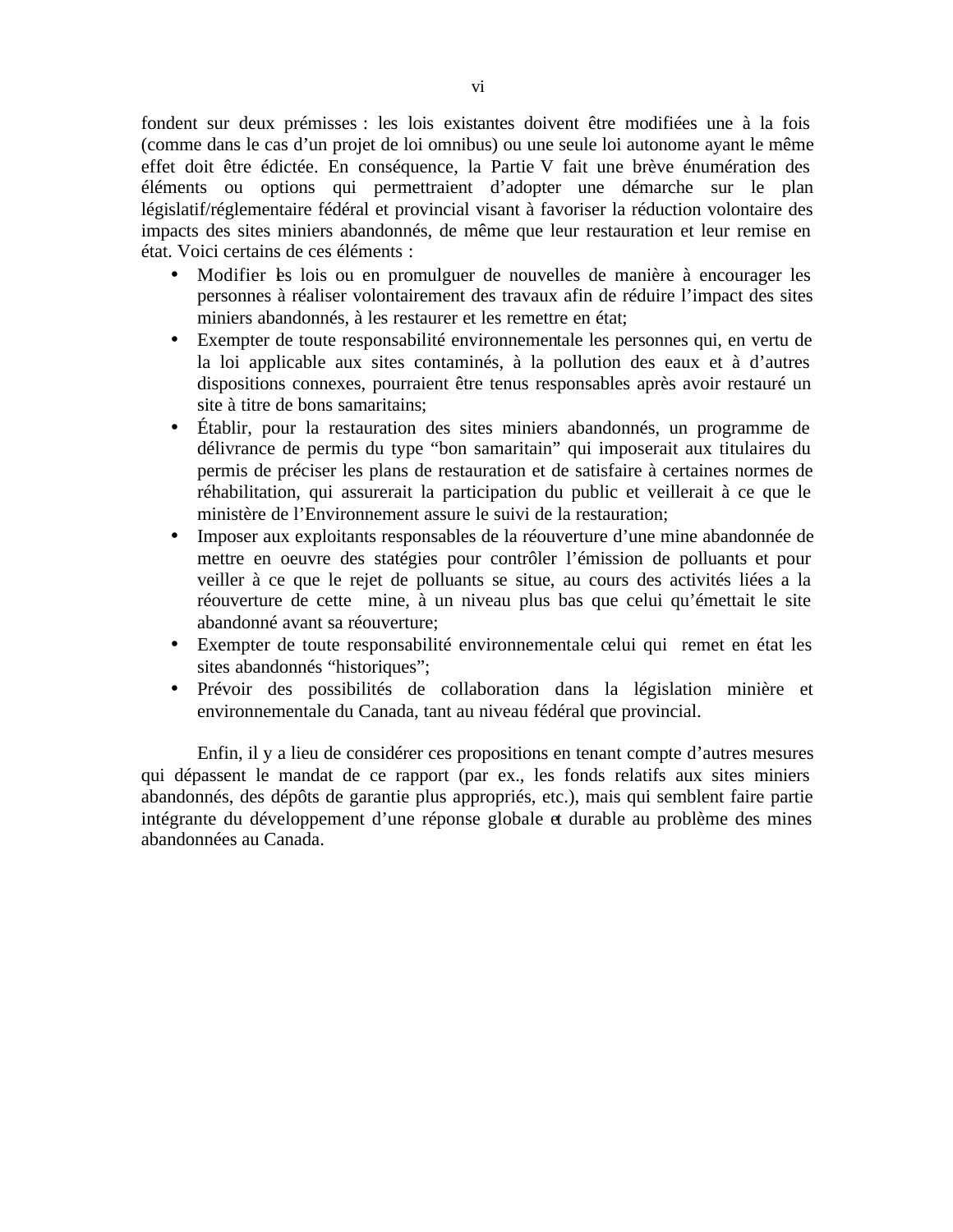fondent sur deux prémisses : les lois existantes doivent être modifiées une à la fois (comme dans le cas d'un projet de loi omnibus) ou une seule loi autonome ayant le même effet doit être édictée. En conséquence, la Partie V fait une brève énumération des éléments ou options qui permettraient d'adopter une démarche sur le plan législatif/réglementaire fédéral et provincial visant à favoriser la réduction volontaire des impacts des sites miniers abandonnés, de même que leur restauration et leur remise en état. Voici certains de ces éléments :

- Modifier les lois ou en promulguer de nouvelles de manière à encourager les personnes à réaliser volontairement des travaux afin de réduire l'impact des sites miniers abandonnés, à les restaurer et les remettre en état;
- Exempter de toute responsabilité environnementale les personnes qui, en vertu de la loi applicable aux sites contaminés, à la pollution des eaux et à d'autres dispositions connexes, pourraient être tenus responsables après avoir restauré un site à titre de bons samaritains;
- Établir, pour la restauration des sites miniers abandonnés, un programme de délivrance de permis du type "bon samaritain" qui imposerait aux titulaires du permis de préciser les plans de restauration et de satisfaire à certaines normes de réhabilitation, qui assurerait la participation du public et veillerait à ce que le ministère de l'Environnement assure le suivi de la restauration;
- Imposer aux exploitants responsables de la réouverture d'une mine abandonnée de mettre en oeuvre des statégies pour contrôler l'émission de polluants et pour veiller à ce que le rejet de polluants se situe, au cours des activités liées a la réouverture de cette mine, à un niveau plus bas que celui qu'émettait le site abandonné avant sa réouverture;
- Exempter de toute responsabilité environnementale celui qui remet en état les sites abandonnés "historiques";
- Prévoir des possibilités de collaboration dans la législation minière et environnementale du Canada, tant au niveau fédéral que provincial.

Enfin, il y a lieu de considérer ces propositions en tenant compte d'autres mesures qui dépassent le mandat de ce rapport (par ex., les fonds relatifs aux sites miniers abandonnés, des dépôts de garantie plus appropriés, etc.), mais qui semblent faire partie intégrante du développement d'une réponse globale et durable au problème des mines abandonnées au Canada.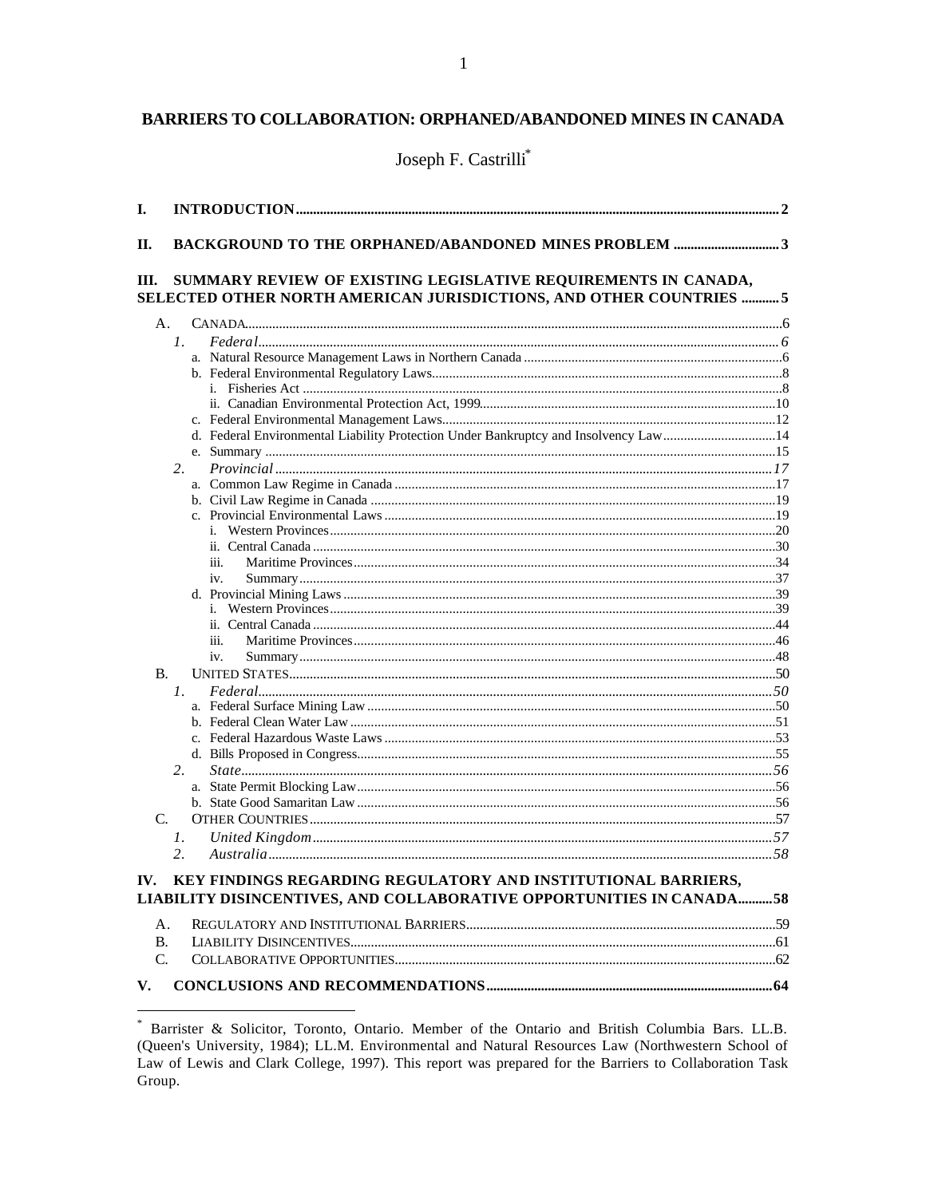# BARRIERS TO COLLABORATION: ORPHANED/ABANDONED MINES IN CANADA

Joseph F. Castrilli*

I. INTRODUCTION.......... 2

II. BACKGROUND TO THE ORPHANED/ABANDONED MINES PROBLEM .......... 3

III. SUMMARY REVIEW OF EXISTING LEGISLATIVE REQUIREMENTS IN CANADA, SELECTED OTHER NORTH AMERICAN JURISDICTIONS, AND OTHER COUNTRIES .......... 5

- A. CANADA.......... 6
  - *1. Federal*.......... *6*
    - a. Natural Resource Management Laws in Northern Canada .......... 6
    - b. Federal Environmental Regulatory Laws.......... 8
      - i. Fisheries Act .......... 8
      - ii. Canadian Environmental Protection Act, 1999.......... 10
    - c. Federal Environmental Management Laws.......... 12
    - d. Federal Environmental Liability Protection Under Bankruptcy and Insolvency Law.......... 14
    - e. Summary .......... 15
  - *2. Provincial*.......... *17*
    - a. Common Law Regime in Canada .......... 17
    - b. Civil Law Regime in Canada .......... 19
    - c. Provincial Environmental Laws .......... 19
      - i. Western Provinces.......... 20
      - ii. Central Canada .......... 30
      - iii. Maritime Provinces.......... 34
      - iv. Summary.......... 37
    - d. Provincial Mining Laws .......... 39
      - i. Western Provinces.......... 39
      - ii. Central Canada .......... 44
      - iii. Maritime Provinces.......... 46
      - iv. Summary.......... 48
- B. UNITED STATES.......... 50
  - *1. Federal*.......... *50*
    - a. Federal Surface Mining Law .......... 50
    - b. Federal Clean Water Law .......... 51
    - c. Federal Hazardous Waste Laws .......... 53
    - d. Bills Proposed in Congress.......... 55
  - *2. State*.......... *56*
    - a. State Permit Blocking Law.......... 56
    - b. State Good Samaritan Law .......... 56
- C. OTHER COUNTRIES.......... 57
  - *1. United Kingdom*.......... *57*
  - *2. Australia*.......... *58*

IV. KEY FINDINGS REGARDING REGULATORY AND INSTITUTIONAL BARRIERS, LIABILITY DISINCENTIVES, AND COLLABORATIVE OPPORTUNITIES IN CANADA.......... 58

- A. REGULATORY AND INSTITUTIONAL BARRIERS.......... 59
- B. LIABILITY DISINCENTIVES.......... 61
- C. COLLABORATIVE OPPORTUNITIES.......... 62

V. CONCLUSIONS AND RECOMMENDATIONS.......... 64

---

* Barrister & Solicitor, Toronto, Ontario. Member of the Ontario and British Columbia Bars. LL.B. (Queen's University, 1984); LL.M. Environmental and Natural Resources Law (Northwestern School of Law of Lewis and Clark College, 1997). This report was prepared for the Barriers to Collaboration Task Group.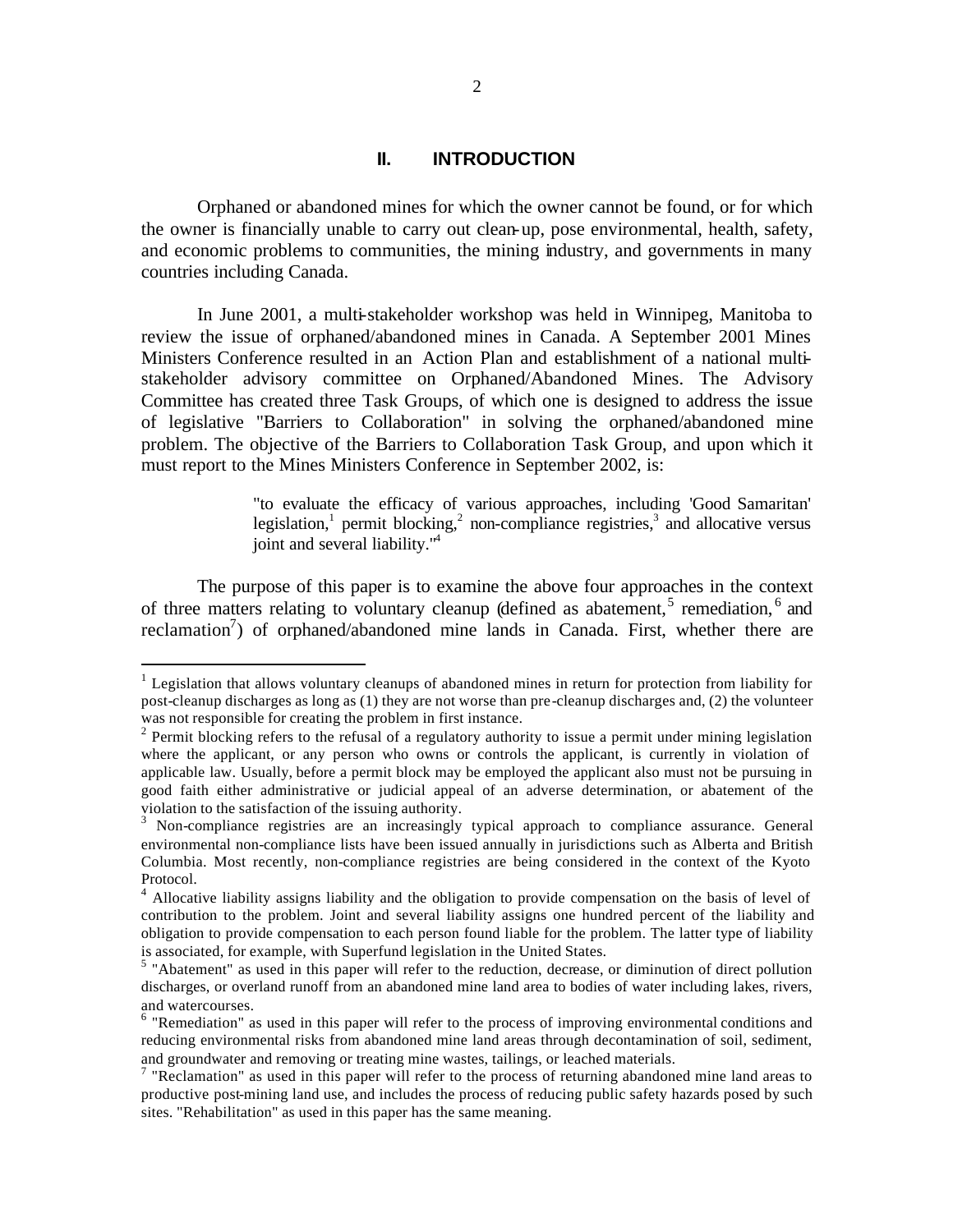## II. INTRODUCTION

Orphaned or abandoned mines for which the owner cannot be found, or for which the owner is financially unable to carry out clean-up, pose environmental, health, safety, and economic problems to communities, the mining industry, and governments in many countries including Canada.

In June 2001, a multi-stakeholder workshop was held in Winnipeg, Manitoba to review the issue of orphaned/abandoned mines in Canada. A September 2001 Mines Ministers Conference resulted in an Action Plan and establishment of a national multi-stakeholder advisory committee on Orphaned/Abandoned Mines. The Advisory Committee has created three Task Groups, of which one is designed to address the issue of legislative "Barriers to Collaboration" in solving the orphaned/abandoned mine problem. The objective of the Barriers to Collaboration Task Group, and upon which it must report to the Mines Ministers Conference in September 2002, is:

> "to evaluate the efficacy of various approaches, including 'Good Samaritan' legislation,[1] permit blocking,[2] non-compliance registries,[3] and allocative versus joint and several liability."[4]

The purpose of this paper is to examine the above four approaches in the context of three matters relating to voluntary cleanup (defined as abatement,[5] remediation,[6] and reclamation[7]) of orphaned/abandoned mine lands in Canada. First, whether there are

---

[1] Legislation that allows voluntary cleanups of abandoned mines in return for protection from liability for post-cleanup discharges as long as (1) they are not worse than pre-cleanup discharges and, (2) the volunteer was not responsible for creating the problem in first instance.

[2] Permit blocking refers to the refusal of a regulatory authority to issue a permit under mining legislation where the applicant, or any person who owns or controls the applicant, is currently in violation of applicable law. Usually, before a permit block may be employed the applicant also must not be pursuing in good faith either administrative or judicial appeal of an adverse determination, or abatement of the violation to the satisfaction of the issuing authority.

[3] Non-compliance registries are an increasingly typical approach to compliance assurance. General environmental non-compliance lists have been issued annually in jurisdictions such as Alberta and British Columbia. Most recently, non-compliance registries are being considered in the context of the Kyoto Protocol.

[4] Allocative liability assigns liability and the obligation to provide compensation on the basis of level of contribution to the problem. Joint and several liability assigns one hundred percent of the liability and obligation to provide compensation to each person found liable for the problem. The latter type of liability is associated, for example, with Superfund legislation in the United States.

[5] "Abatement" as used in this paper will refer to the reduction, decrease, or diminution of direct pollution discharges, or overland runoff from an abandoned mine land area to bodies of water including lakes, rivers, and watercourses.

[6] "Remediation" as used in this paper will refer to the process of improving environmental conditions and reducing environmental risks from abandoned mine land areas through decontamination of soil, sediment, and groundwater and removing or treating mine wastes, tailings, or leached materials.

[7] "Reclamation" as used in this paper will refer to the process of returning abandoned mine land areas to productive post-mining land use, and includes the process of reducing public safety hazards posed by such sites. "Rehabilitation" as used in this paper has the same meaning.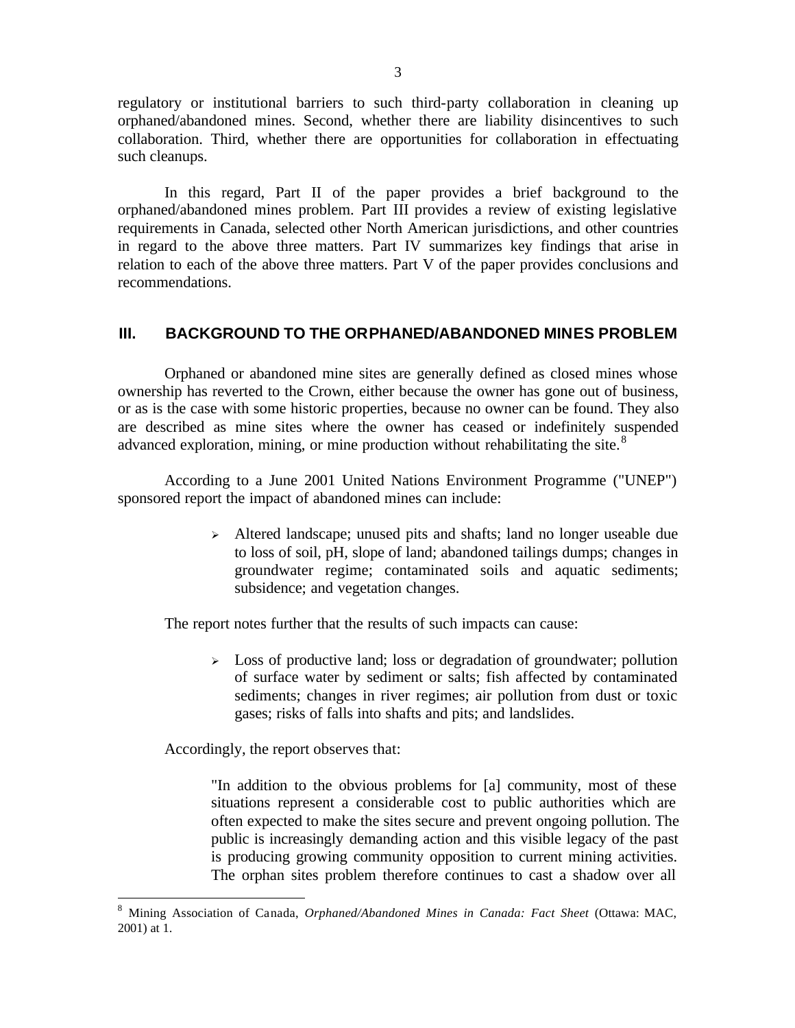regulatory or institutional barriers to such third-party collaboration in cleaning up orphaned/abandoned mines. Second, whether there are liability disincentives to such collaboration. Third, whether there are opportunities for collaboration in effectuating such cleanups.

In this regard, Part II of the paper provides a brief background to the orphaned/abandoned mines problem. Part III provides a review of existing legislative requirements in Canada, selected other North American jurisdictions, and other countries in regard to the above three matters. Part IV summarizes key findings that arise in relation to each of the above three matters. Part V of the paper provides conclusions and recommendations.

## III. BACKGROUND TO THE ORPHANED/ABANDONED MINES PROBLEM

Orphaned or abandoned mine sites are generally defined as closed mines whose ownership has reverted to the Crown, either because the owner has gone out of business, or as is the case with some historic properties, because no owner can be found. They also are described as mine sites where the owner has ceased or indefinitely suspended advanced exploration, mining, or mine production without rehabilitating the site.[8]

According to a June 2001 United Nations Environment Programme ("UNEP") sponsored report the impact of abandoned mines can include:

> - Altered landscape; unused pits and shafts; land no longer useable due to loss of soil, pH, slope of land; abandoned tailings dumps; changes in groundwater regime; contaminated soils and aquatic sediments; subsidence; and vegetation changes.

The report notes further that the results of such impacts can cause:

> - Loss of productive land; loss or degradation of groundwater; pollution of surface water by sediment or salts; fish affected by contaminated sediments; changes in river regimes; air pollution from dust or toxic gases; risks of falls into shafts and pits; and landslides.

Accordingly, the report observes that:

> "In addition to the obvious problems for [a] community, most of these situations represent a considerable cost to public authorities which are often expected to make the sites secure and prevent ongoing pollution. The public is increasingly demanding action and this visible legacy of the past is producing growing community opposition to current mining activities. The orphan sites problem therefore continues to cast a shadow over all

---

[8] Mining Association of Canada, *Orphaned/Abandoned Mines in Canada: Fact Sheet* (Ottawa: MAC, 2001) at 1.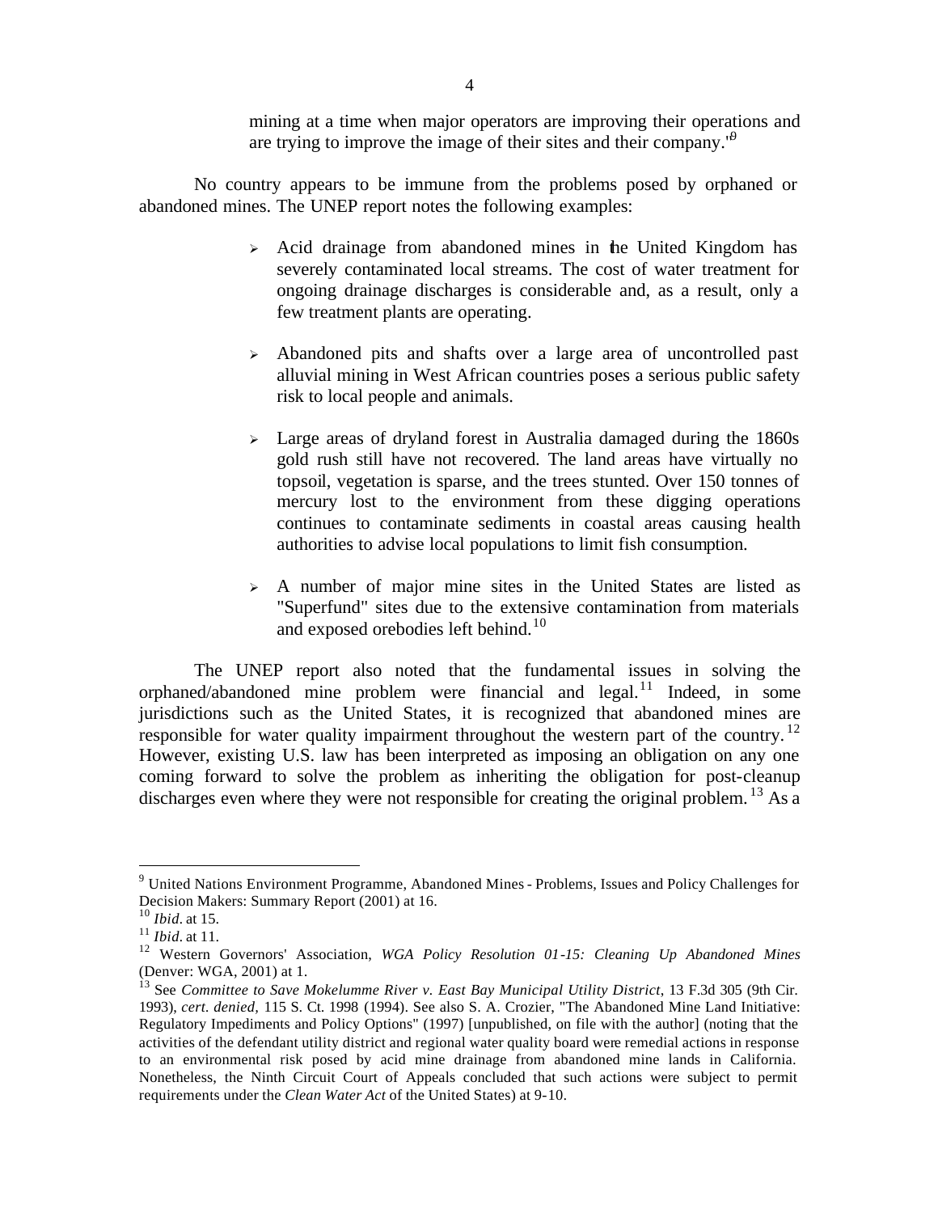> mining at a time when major operators are improving their operations and are trying to improve the image of their sites and their company."[9]

No country appears to be immune from the problems posed by orphaned or abandoned mines. The UNEP report notes the following examples:

- Acid drainage from abandoned mines in the United Kingdom has severely contaminated local streams. The cost of water treatment for ongoing drainage discharges is considerable and, as a result, only a few treatment plants are operating.
- Abandoned pits and shafts over a large area of uncontrolled past alluvial mining in West African countries poses a serious public safety risk to local people and animals.
- Large areas of dryland forest in Australia damaged during the 1860s gold rush still have not recovered. The land areas have virtually no topsoil, vegetation is sparse, and the trees stunted. Over 150 tonnes of mercury lost to the environment from these digging operations continues to contaminate sediments in coastal areas causing health authorities to advise local populations to limit fish consumption.
- A number of major mine sites in the United States are listed as "Superfund" sites due to the extensive contamination from materials and exposed orebodies left behind.[10]

The UNEP report also noted that the fundamental issues in solving the orphaned/abandoned mine problem were financial and legal.[11] Indeed, in some jurisdictions such as the United States, it is recognized that abandoned mines are responsible for water quality impairment throughout the western part of the country.[12] However, existing U.S. law has been interpreted as imposing an obligation on any one coming forward to solve the problem as inheriting the obligation for post-cleanup discharges even where they were not responsible for creating the original problem.[13] As a

---

[9] United Nations Environment Programme, Abandoned Mines - Problems, Issues and Policy Challenges for Decision Makers: Summary Report (2001) at 16.

[10] *Ibid*. at 15.

[11] *Ibid*. at 11.

[12] Western Governors' Association, *WGA Policy Resolution 01-15: Cleaning Up Abandoned Mines* (Denver: WGA, 2001) at 1.

[13] See *Committee to Save Mokelumme River v. East Bay Municipal Utility District*, 13 F.3d 305 (9th Cir. 1993), *cert. denied,* 115 S. Ct. 1998 (1994). See also S. A. Crozier, "The Abandoned Mine Land Initiative: Regulatory Impediments and Policy Options" (1997) [unpublished, on file with the author] (noting that the activities of the defendant utility district and regional water quality board were remedial actions in response to an environmental risk posed by acid mine drainage from abandoned mine lands in California. Nonetheless, the Ninth Circuit Court of Appeals concluded that such actions were subject to permit requirements under the *Clean Water Act* of the United States) at 9-10.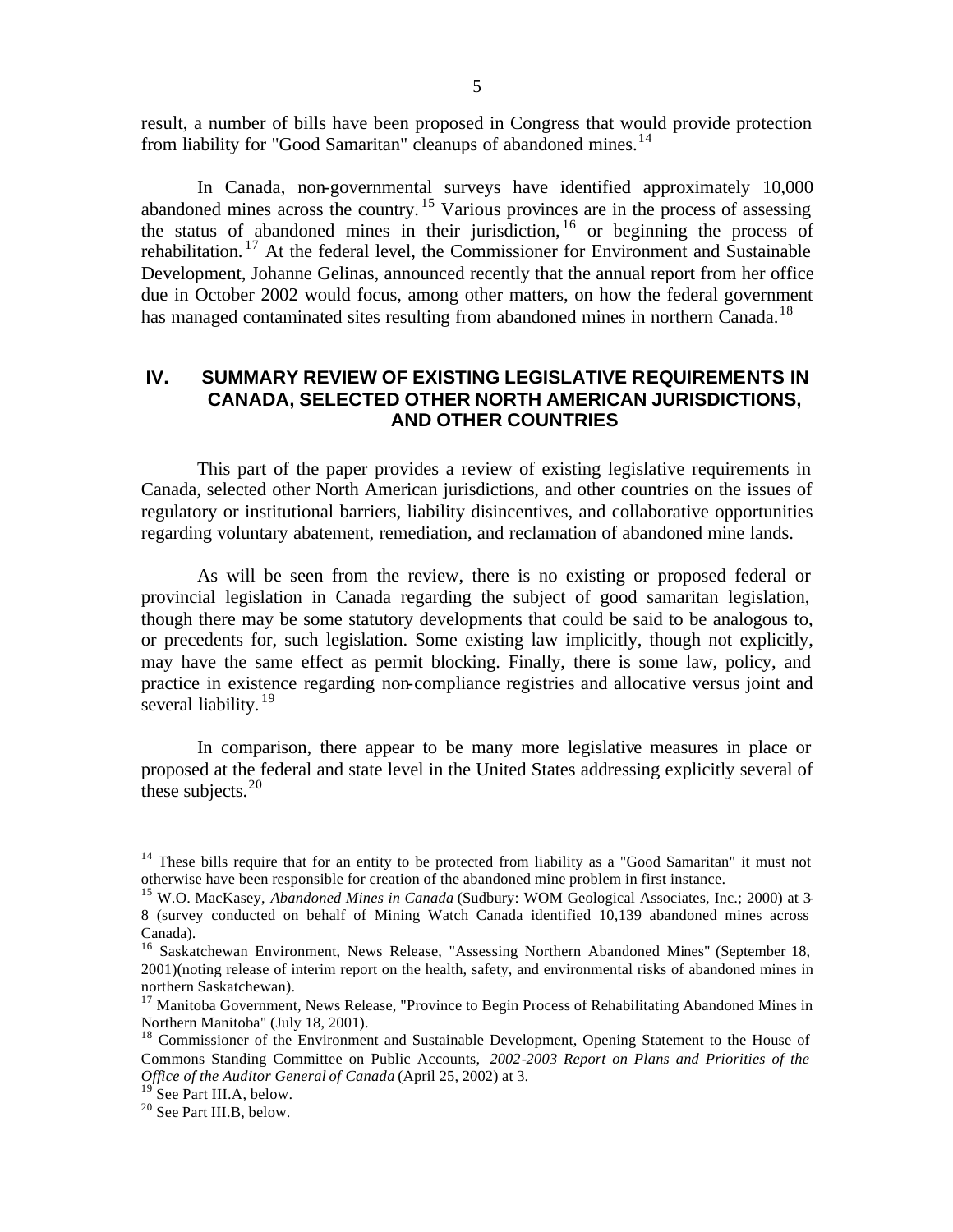result, a number of bills have been proposed in Congress that would provide protection from liability for "Good Samaritan" cleanups of abandoned mines.[14]

In Canada, non-governmental surveys have identified approximately 10,000 abandoned mines across the country.[15] Various provinces are in the process of assessing the status of abandoned mines in their jurisdiction,[16] or beginning the process of rehabilitation.[17] At the federal level, the Commissioner for Environment and Sustainable Development, Johanne Gelinas, announced recently that the annual report from her office due in October 2002 would focus, among other matters, on how the federal government has managed contaminated sites resulting from abandoned mines in northern Canada.[18]

## IV. SUMMARY REVIEW OF EXISTING LEGISLATIVE REQUIREMENTS IN CANADA, SELECTED OTHER NORTH AMERICAN JURISDICTIONS, AND OTHER COUNTRIES

This part of the paper provides a review of existing legislative requirements in Canada, selected other North American jurisdictions, and other countries on the issues of regulatory or institutional barriers, liability disincentives, and collaborative opportunities regarding voluntary abatement, remediation, and reclamation of abandoned mine lands.

As will be seen from the review, there is no existing or proposed federal or provincial legislation in Canada regarding the subject of good samaritan legislation, though there may be some statutory developments that could be said to be analogous to, or precedents for, such legislation. Some existing law implicitly, though not explicitly, may have the same effect as permit blocking. Finally, there is some law, policy, and practice in existence regarding non-compliance registries and allocative versus joint and several liability.[19]

In comparison, there appear to be many more legislative measures in place or proposed at the federal and state level in the United States addressing explicitly several of these subjects.[20]

---

[14] These bills require that for an entity to be protected from liability as a "Good Samaritan" it must not otherwise have been responsible for creation of the abandoned mine problem in first instance.

[15] W.O. MacKasey, *Abandoned Mines in Canada* (Sudbury: WOM Geological Associates, Inc.; 2000) at 3-8 (survey conducted on behalf of Mining Watch Canada identified 10,139 abandoned mines across Canada).

[16] Saskatchewan Environment, News Release, "Assessing Northern Abandoned Mines" (September 18, 2001)(noting release of interim report on the health, safety, and environmental risks of abandoned mines in northern Saskatchewan).

[17] Manitoba Government, News Release, "Province to Begin Process of Rehabilitating Abandoned Mines in Northern Manitoba" (July 18, 2001).

[18] Commissioner of the Environment and Sustainable Development, Opening Statement to the House of Commons Standing Committee on Public Accounts, *2002-2003 Report on Plans and Priorities of the Office of the Auditor General of Canada* (April 25, 2002) at 3.

[19] See Part III.A, below.

[20] See Part III.B, below.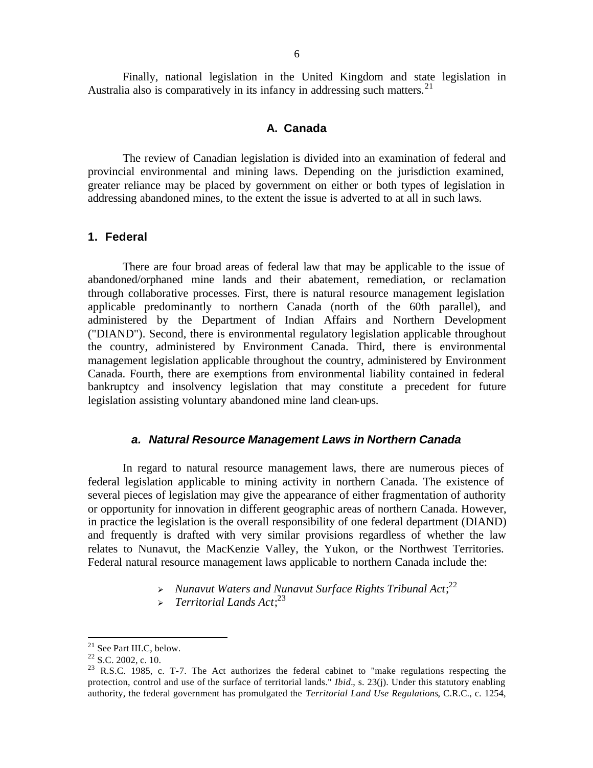Finally, national legislation in the United Kingdom and state legislation in Australia also is comparatively in its infancy in addressing such matters.[21]

## A. Canada

The review of Canadian legislation is divided into an examination of federal and provincial environmental and mining laws. Depending on the jurisdiction examined, greater reliance may be placed by government on either or both types of legislation in addressing abandoned mines, to the extent the issue is adverted to at all in such laws.

### 1. Federal

There are four broad areas of federal law that may be applicable to the issue of abandoned/orphaned mine lands and their abatement, remediation, or reclamation through collaborative processes. First, there is natural resource management legislation applicable predominantly to northern Canada (north of the 60th parallel), and administered by the Department of Indian Affairs and Northern Development ("DIAND"). Second, there is environmental regulatory legislation applicable throughout the country, administered by Environment Canada. Third, there is environmental management legislation applicable throughout the country, administered by Environment Canada. Fourth, there are exemptions from environmental liability contained in federal bankruptcy and insolvency legislation that may constitute a precedent for future legislation assisting voluntary abandoned mine land clean-ups.

#### *a. Natural Resource Management Laws in Northern Canada*

In regard to natural resource management laws, there are numerous pieces of federal legislation applicable to mining activity in northern Canada. The existence of several pieces of legislation may give the appearance of either fragmentation of authority or opportunity for innovation in different geographic areas of northern Canada. However, in practice the legislation is the overall responsibility of one federal department (DIAND) and frequently is drafted with very similar provisions regardless of whether the law relates to Nunavut, the MacKenzie Valley, the Yukon, or the Northwest Territories. Federal natural resource management laws applicable to northern Canada include the:

- *Nunavut Waters and Nunavut Surface Rights Tribunal Act*;[22]
- *Territorial Lands Act*;[23]

---

[21] See Part III.C, below.

[22] S.C. 2002, c. 10.

[23] R.S.C. 1985, c. T-7. The Act authorizes the federal cabinet to "make regulations respecting the protection, control and use of the surface of territorial lands." *Ibid*., s. 23(j). Under this statutory enabling authority, the federal government has promulgated the *Territorial Land Use Regulations*, C.R.C., c. 1254,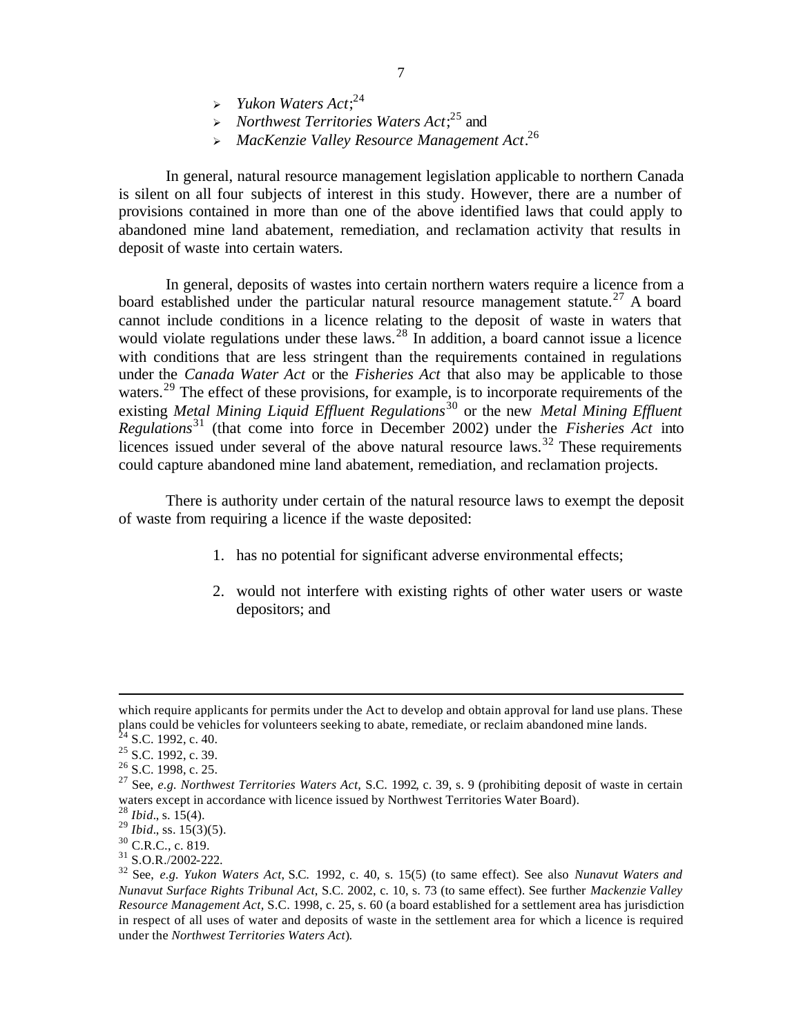- *Yukon Waters Act*;[24]
- *Northwest Territories Waters Act*;[25] and
- *MacKenzie Valley Resource Management Act*.[26]

In general, natural resource management legislation applicable to northern Canada is silent on all four subjects of interest in this study. However, there are a number of provisions contained in more than one of the above identified laws that could apply to abandoned mine land abatement, remediation, and reclamation activity that results in deposit of waste into certain waters.

In general, deposits of wastes into certain northern waters require a licence from a board established under the particular natural resource management statute.[27] A board cannot include conditions in a licence relating to the deposit of waste in waters that would violate regulations under these laws.[28] In addition, a board cannot issue a licence with conditions that are less stringent than the requirements contained in regulations under the *Canada Water Act* or the *Fisheries Act* that also may be applicable to those waters.[29] The effect of these provisions, for example, is to incorporate requirements of the existing *Metal Mining Liquid Effluent Regulations*[30] or the new *Metal Mining Effluent Regulations*[31] (that come into force in December 2002) under the *Fisheries Act* into licences issued under several of the above natural resource laws.[32] These requirements could capture abandoned mine land abatement, remediation, and reclamation projects.

There is authority under certain of the natural resource laws to exempt the deposit of waste from requiring a licence if the waste deposited:

1. has no potential for significant adverse environmental effects;
2. would not interfere with existing rights of other water users or waste depositors; and

---

which require applicants for permits under the Act to develop and obtain approval for land use plans. These plans could be vehicles for volunteers seeking to abate, remediate, or reclaim abandoned mine lands.

[24] S.C. 1992, c. 40.

[25] S.C. 1992, c. 39.

[26] S.C. 1998, c. 25.

[27] See, *e.g. Northwest Territories Waters Act*, S.C. 1992, c. 39, s. 9 (prohibiting deposit of waste in certain waters except in accordance with licence issued by Northwest Territories Water Board).

[28] *Ibid*., s. 15(4).

[29] *Ibid*., ss. 15(3)(5).

[30] C.R.C., c. 819.

[31] S.O.R./2002-222.

[32] See, *e.g. Yukon Waters Act*, S.C. 1992, c. 40, s. 15(5) (to same effect). See also *Nunavut Waters and Nunavut Surface Rights Tribunal Act*, S.C. 2002, c. 10, s. 73 (to same effect). See further *Mackenzie Valley Resource Management Act*, S.C. 1998, c. 25, s. 60 (a board established for a settlement area has jurisdiction in respect of all uses of water and deposits of waste in the settlement area for which a licence is required under the *Northwest Territories Waters Act*).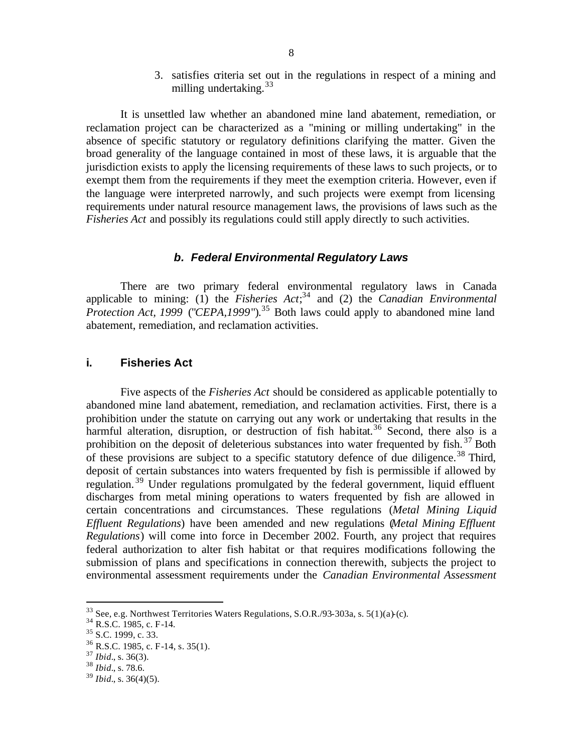3. satisfies criteria set out in the regulations in respect of a mining and milling undertaking.[33]

It is unsettled law whether an abandoned mine land abatement, remediation, or reclamation project can be characterized as a "mining or milling undertaking" in the absence of specific statutory or regulatory definitions clarifying the matter. Given the broad generality of the language contained in most of these laws, it is arguable that the jurisdiction exists to apply the licensing requirements of these laws to such projects, or to exempt them from the requirements if they meet the exemption criteria. However, even if the language were interpreted narrowly, and such projects were exempt from licensing requirements under natural resource management laws, the provisions of laws such as the *Fisheries Act* and possibly its regulations could still apply directly to such activities.

### *b. Federal Environmental Regulatory Laws*

There are two primary federal environmental regulatory laws in Canada applicable to mining: (1) the *Fisheries Act*;[34] and (2) the *Canadian Environmental Protection Act, 1999* ("*CEPA,1999*").[35] Both laws could apply to abandoned mine land abatement, remediation, and reclamation activities.

#### i. Fisheries Act

Five aspects of the *Fisheries Act* should be considered as applicable potentially to abandoned mine land abatement, remediation, and reclamation activities. First, there is a prohibition under the statute on carrying out any work or undertaking that results in the harmful alteration, disruption, or destruction of fish habitat.[36] Second, there also is a prohibition on the deposit of deleterious substances into water frequented by fish.[37] Both of these provisions are subject to a specific statutory defence of due diligence.[38] Third, deposit of certain substances into waters frequented by fish is permissible if allowed by regulation.[39] Under regulations promulgated by the federal government, liquid effluent discharges from metal mining operations to waters frequented by fish are allowed in certain concentrations and circumstances. These regulations (*Metal Mining Liquid Effluent Regulations*) have been amended and new regulations (*Metal Mining Effluent Regulations*) will come into force in December 2002. Fourth, any project that requires federal authorization to alter fish habitat or that requires modifications following the submission of plans and specifications in connection therewith, subjects the project to environmental assessment requirements under the *Canadian Environmental Assessment*

---

[33] See, e.g. Northwest Territories Waters Regulations, S.O.R./93-303a, s. 5(1)(a)-(c).
[34] R.S.C. 1985, c. F-14.
[35] S.C. 1999, c. 33.
[36] R.S.C. 1985, c. F-14, s. 35(1).
[37] *Ibid*., s. 36(3).
[38] *Ibid*., s. 78.6.
[39] *Ibid*., s. 36(4)(5).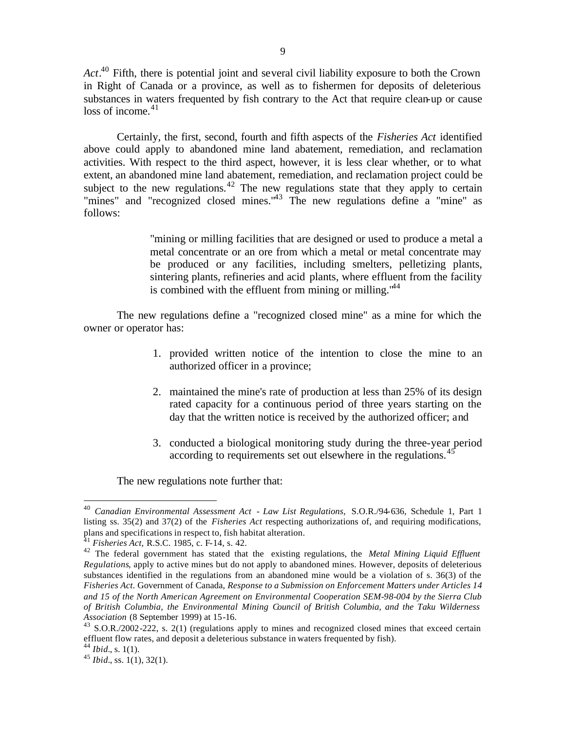*Act*.[40] Fifth, there is potential joint and several civil liability exposure to both the Crown in Right of Canada or a province, as well as to fishermen for deposits of deleterious substances in waters frequented by fish contrary to the Act that require clean-up or cause loss of income.[41]

Certainly, the first, second, fourth and fifth aspects of the *Fisheries Act* identified above could apply to abandoned mine land abatement, remediation, and reclamation activities. With respect to the third aspect, however, it is less clear whether, or to what extent, an abandoned mine land abatement, remediation, and reclamation project could be subject to the new regulations.[42] The new regulations state that they apply to certain "mines" and "recognized closed mines."[43] The new regulations define a "mine" as follows:

> "mining or milling facilities that are designed or used to produce a metal a metal concentrate or an ore from which a metal or metal concentrate may be produced or any facilities, including smelters, pelletizing plants, sintering plants, refineries and acid plants, where effluent from the facility is combined with the effluent from mining or milling."[44]

The new regulations define a "recognized closed mine" as a mine for which the owner or operator has:

1. provided written notice of the intention to close the mine to an authorized officer in a province;

2. maintained the mine's rate of production at less than 25% of its design rated capacity for a continuous period of three years starting on the day that the written notice is received by the authorized officer; and

3. conducted a biological monitoring study during the three-year period according to requirements set out elsewhere in the regulations.[45]

The new regulations note further that:

---

[40] *Canadian Environmental Assessment Act - Law List Regulations,* S.O.R./94-636, Schedule 1, Part 1 listing ss. 35(2) and 37(2) of the *Fisheries Act* respecting authorizations of, and requiring modifications, plans and specifications in respect to, fish habitat alteration.

[41] *Fisheries Act,* R.S.C. 1985, c. F-14, s. 42.

[42] The federal government has stated that the existing regulations, the *Metal Mining Liquid Effluent Regulations*, apply to active mines but do not apply to abandoned mines. However, deposits of deleterious substances identified in the regulations from an abandoned mine would be a violation of s. 36(3) of the *Fisheries Act*. Government of Canada, *Response to a Submission on Enforcement Matters under Articles 14 and 15 of the North American Agreement on Environmental Cooperation SEM-98-004 by the Sierra Club of British Columbia, the Environmental Mining Council of British Columbia, and the Taku Wilderness Association* (8 September 1999) at 15-16.

[43] S.O.R./2002-222, s. 2(1) (regulations apply to mines and recognized closed mines that exceed certain effluent flow rates, and deposit a deleterious substance in waters frequented by fish).

[44] *Ibid*., s. 1(1).

[45] *Ibid*., ss. 1(1), 32(1).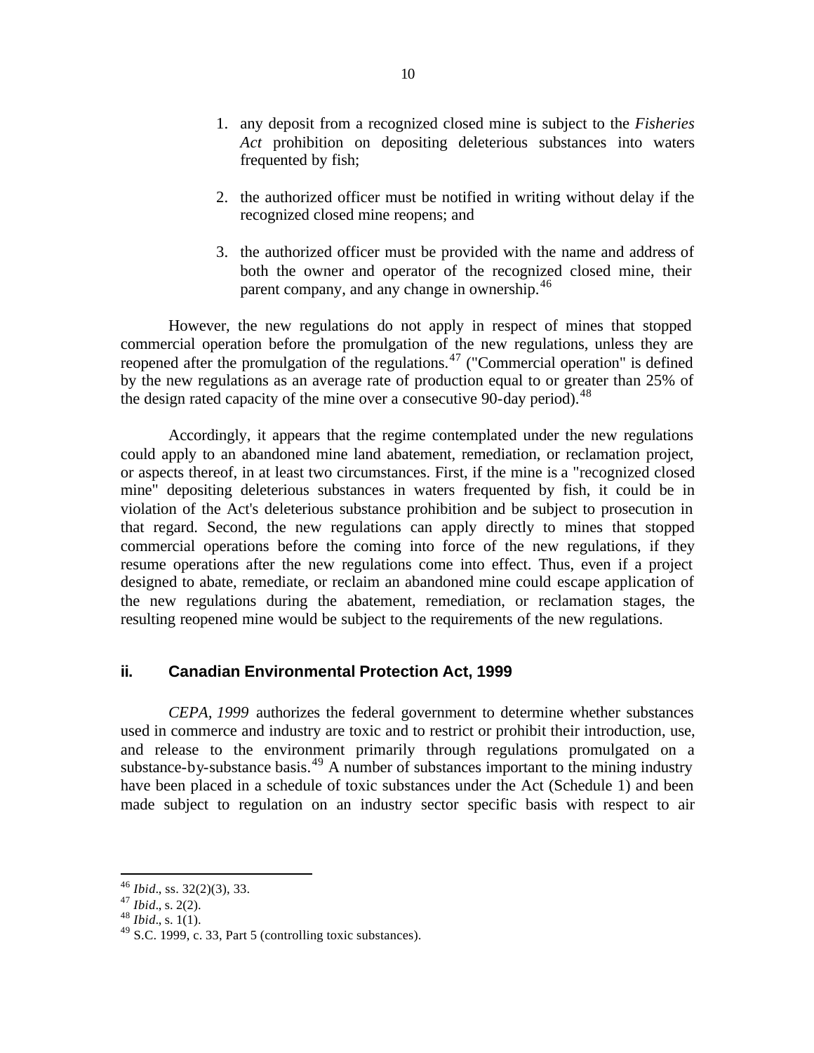1. any deposit from a recognized closed mine is subject to the *Fisheries Act* prohibition on depositing deleterious substances into waters frequented by fish;

2. the authorized officer must be notified in writing without delay if the recognized closed mine reopens; and

3. the authorized officer must be provided with the name and address of both the owner and operator of the recognized closed mine, their parent company, and any change in ownership.[46]

However, the new regulations do not apply in respect of mines that stopped commercial operation before the promulgation of the new regulations, unless they are reopened after the promulgation of the regulations.[47] ("Commercial operation" is defined by the new regulations as an average rate of production equal to or greater than 25% of the design rated capacity of the mine over a consecutive 90-day period).[48]

Accordingly, it appears that the regime contemplated under the new regulations could apply to an abandoned mine land abatement, remediation, or reclamation project, or aspects thereof, in at least two circumstances. First, if the mine is a "recognized closed mine" depositing deleterious substances in waters frequented by fish, it could be in violation of the Act's deleterious substance prohibition and be subject to prosecution in that regard. Second, the new regulations can apply directly to mines that stopped commercial operations before the coming into force of the new regulations, if they resume operations after the new regulations come into effect. Thus, even if a project designed to abate, remediate, or reclaim an abandoned mine could escape application of the new regulations during the abatement, remediation, or reclamation stages, the resulting reopened mine would be subject to the requirements of the new regulations.

### ii. Canadian Environmental Protection Act, 1999

*CEPA, 1999* authorizes the federal government to determine whether substances used in commerce and industry are toxic and to restrict or prohibit their introduction, use, and release to the environment primarily through regulations promulgated on a substance-by-substance basis.[49] A number of substances important to the mining industry have been placed in a schedule of toxic substances under the Act (Schedule 1) and been made subject to regulation on an industry sector specific basis with respect to air

---

[46] *Ibid*., ss. 32(2)(3), 33.
[47] *Ibid*., s. 2(2).
[48] *Ibid*., s. 1(1).
[49] S.C. 1999, c. 33, Part 5 (controlling toxic substances).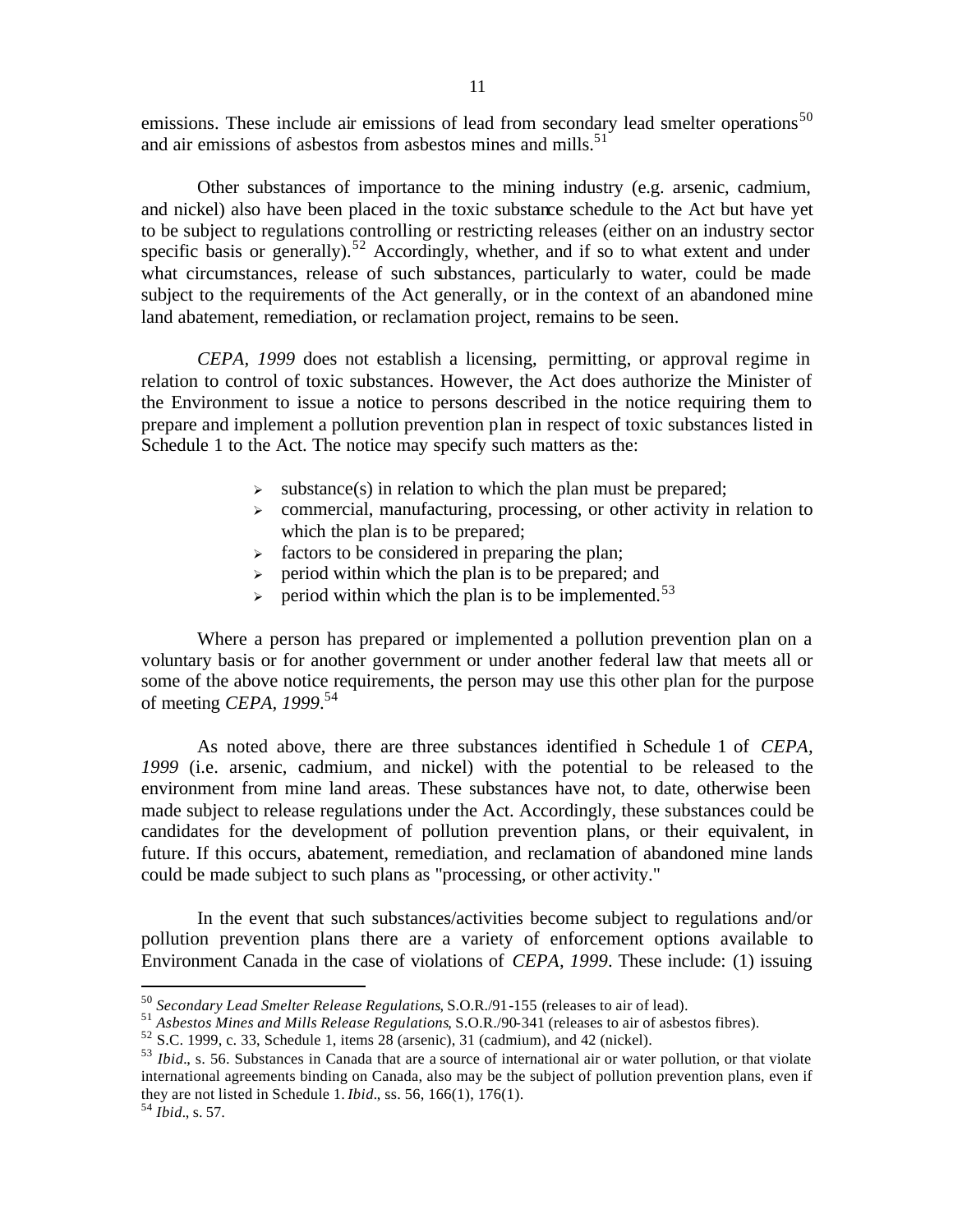emissions. These include air emissions of lead from secondary lead smelter operations[50] and air emissions of asbestos from asbestos mines and mills.[51]

Other substances of importance to the mining industry (e.g. arsenic, cadmium, and nickel) also have been placed in the toxic substance schedule to the Act but have yet to be subject to regulations controlling or restricting releases (either on an industry sector specific basis or generally).[52] Accordingly, whether, and if so to what extent and under what circumstances, release of such substances, particularly to water, could be made subject to the requirements of the Act generally, or in the context of an abandoned mine land abatement, remediation, or reclamation project, remains to be seen.

*CEPA, 1999* does not establish a licensing, permitting, or approval regime in relation to control of toxic substances. However, the Act does authorize the Minister of the Environment to issue a notice to persons described in the notice requiring them to prepare and implement a pollution prevention plan in respect of toxic substances listed in Schedule 1 to the Act. The notice may specify such matters as the:

- substance(s) in relation to which the plan must be prepared;
- commercial, manufacturing, processing, or other activity in relation to which the plan is to be prepared;
- factors to be considered in preparing the plan;
- period within which the plan is to be prepared; and
- period within which the plan is to be implemented.[53]

Where a person has prepared or implemented a pollution prevention plan on a voluntary basis or for another government or under another federal law that meets all or some of the above notice requirements, the person may use this other plan for the purpose of meeting *CEPA, 1999*.[54]

As noted above, there are three substances identified in Schedule 1 of *CEPA, 1999* (i.e. arsenic, cadmium, and nickel) with the potential to be released to the environment from mine land areas. These substances have not, to date, otherwise been made subject to release regulations under the Act. Accordingly, these substances could be candidates for the development of pollution prevention plans, or their equivalent, in future. If this occurs, abatement, remediation, and reclamation of abandoned mine lands could be made subject to such plans as "processing, or other activity."

In the event that such substances/activities become subject to regulations and/or pollution prevention plans there are a variety of enforcement options available to Environment Canada in the case of violations of *CEPA, 1999*. These include: (1) issuing

---

[50] *Secondary Lead Smelter Release Regulations*, S.O.R./91-155 (releases to air of lead).

[51] *Asbestos Mines and Mills Release Regulations*, S.O.R./90-341 (releases to air of asbestos fibres).

[52] S.C. 1999, c. 33, Schedule 1, items 28 (arsenic), 31 (cadmium), and 42 (nickel).

[53] *Ibid*., s. 56. Substances in Canada that are a source of international air or water pollution, or that violate international agreements binding on Canada, also may be the subject of pollution prevention plans, even if they are not listed in Schedule 1. *Ibid*., ss. 56, 166(1), 176(1).

[54] *Ibid*., s. 57.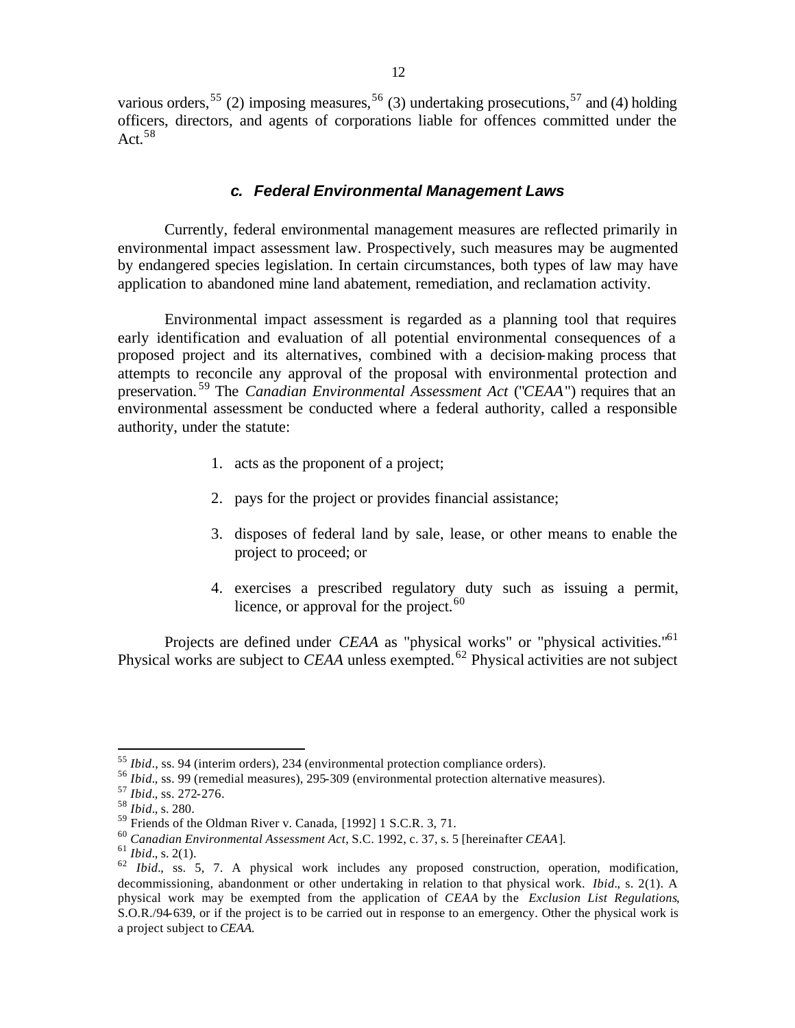various orders,[55] (2) imposing measures,[56] (3) undertaking prosecutions,[57] and (4) holding officers, directors, and agents of corporations liable for offences committed under the Act.[58]

### *c. Federal Environmental Management Laws*

Currently, federal environmental management measures are reflected primarily in environmental impact assessment law. Prospectively, such measures may be augmented by endangered species legislation. In certain circumstances, both types of law may have application to abandoned mine land abatement, remediation, and reclamation activity.

Environmental impact assessment is regarded as a planning tool that requires early identification and evaluation of all potential environmental consequences of a proposed project and its alternatives, combined with a decision-making process that attempts to reconcile any approval of the proposal with environmental protection and preservation.[59] The *Canadian Environmental Assessment Act* ("*CEAA*") requires that an environmental assessment be conducted where a federal authority, called a responsible authority, under the statute:

1. acts as the proponent of a project;
2. pays for the project or provides financial assistance;
3. disposes of federal land by sale, lease, or other means to enable the project to proceed; or
4. exercises a prescribed regulatory duty such as issuing a permit, licence, or approval for the project.[60]

Projects are defined under *CEAA* as "physical works" or "physical activities."[61] Physical works are subject to *CEAA* unless exempted.[62] Physical activities are not subject

---

[55] *Ibid*., ss. 94 (interim orders), 234 (environmental protection compliance orders).

[56] *Ibid*., ss. 99 (remedial measures), 295-309 (environmental protection alternative measures).

[57] *Ibid*., ss. 272-276.

[58] *Ibid*., s. 280.

[59] Friends of the Oldman River v. Canada, [1992] 1 S.C.R. 3, 71.

[60] *Canadian Environmental Assessment Act*, S.C. 1992, c. 37, s. 5 [hereinafter *CEAA*].

[61] *Ibid*., s. 2(1).

[62] *Ibid*., ss. 5, 7. A physical work includes any proposed construction, operation, modification, decommissioning, abandonment or other undertaking in relation to that physical work. *Ibid*., s. 2(1). A physical work may be exempted from the application of *CEAA* by the *Exclusion List Regulations*, S.O.R./94-639, or if the project is to be carried out in response to an emergency. Other the physical work is a project subject to *CEAA*.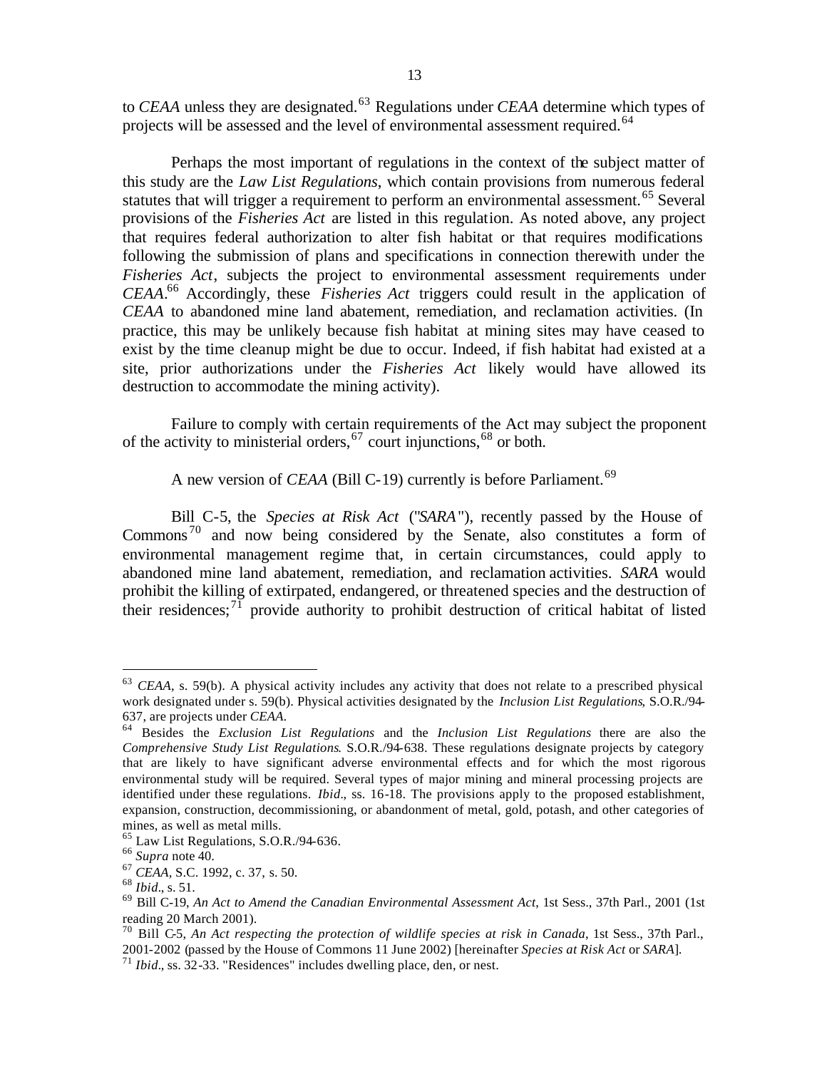to *CEAA* unless they are designated.[63] Regulations under *CEAA* determine which types of projects will be assessed and the level of environmental assessment required.[64]

Perhaps the most important of regulations in the context of the subject matter of this study are the *Law List Regulations*, which contain provisions from numerous federal statutes that will trigger a requirement to perform an environmental assessment.[65] Several provisions of the *Fisheries Act* are listed in this regulation. As noted above, any project that requires federal authorization to alter fish habitat or that requires modifications following the submission of plans and specifications in connection therewith under the *Fisheries Act*, subjects the project to environmental assessment requirements under *CEAA*.[66] Accordingly, these *Fisheries Act* triggers could result in the application of *CEAA* to abandoned mine land abatement, remediation, and reclamation activities. (In practice, this may be unlikely because fish habitat at mining sites may have ceased to exist by the time cleanup might be due to occur. Indeed, if fish habitat had existed at a site, prior authorizations under the *Fisheries Act* likely would have allowed its destruction to accommodate the mining activity).

Failure to comply with certain requirements of the Act may subject the proponent of the activity to ministerial orders,[67] court injunctions,[68] or both.

A new version of *CEAA* (Bill C-19) currently is before Parliament.[69]

Bill C-5, the *Species at Risk Act* ("*SARA*"), recently passed by the House of Commons[70] and now being considered by the Senate, also constitutes a form of environmental management regime that, in certain circumstances, could apply to abandoned mine land abatement, remediation, and reclamation activities. *SARA* would prohibit the killing of extirpated, endangered, or threatened species and the destruction of their residences;[71] provide authority to prohibit destruction of critical habitat of listed

---

[63] *CEAA*, s. 59(b). A physical activity includes any activity that does not relate to a prescribed physical work designated under s. 59(b). Physical activities designated by the *Inclusion List Regulations*, S.O.R./94-637, are projects under *CEAA*.

[64] Besides the *Exclusion List Regulations* and the *Inclusion List Regulations* there are also the *Comprehensive Study List Regulations*. S.O.R./94-638. These regulations designate projects by category that are likely to have significant adverse environmental effects and for which the most rigorous environmental study will be required. Several types of major mining and mineral processing projects are identified under these regulations. *Ibid*., ss. 16-18. The provisions apply to the proposed establishment, expansion, construction, decommissioning, or abandonment of metal, gold, potash, and other categories of mines, as well as metal mills.

[65] Law List Regulations, S.O.R./94-636.

[66] *Supra* note 40.

[67] *CEAA*, S.C. 1992, c. 37, s. 50.

[68] *Ibid*., s. 51.

[69] Bill C-19, *An Act to Amend the Canadian Environmental Assessment Act*, 1st Sess., 37th Parl., 2001 (1st reading 20 March 2001).

[70] Bill C-5, *An Act respecting the protection of wildlife species at risk in Canada*, 1st Sess., 37th Parl., 2001-2002 (passed by the House of Commons 11 June 2002) [hereinafter *Species at Risk Act* or *SARA*].

[71] *Ibid*., ss. 32-33. "Residences" includes dwelling place, den, or nest.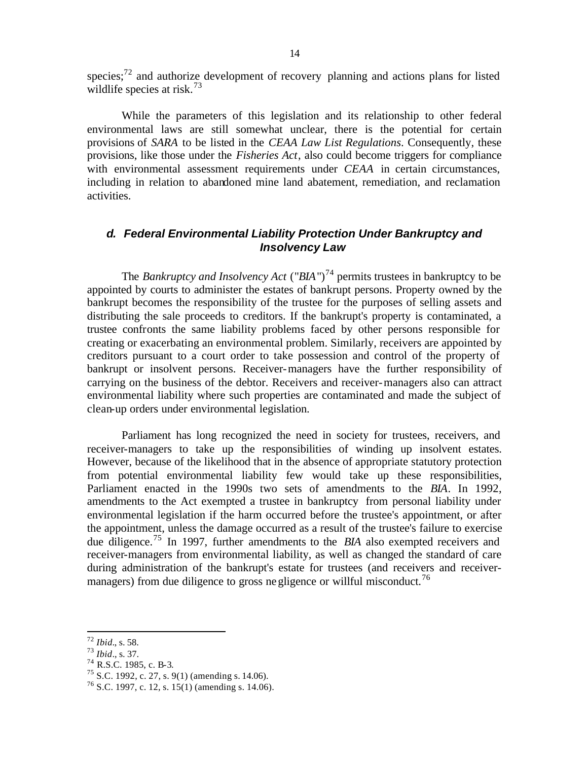species;[72] and authorize development of recovery planning and actions plans for listed wildlife species at risk.[73]

While the parameters of this legislation and its relationship to other federal environmental laws are still somewhat unclear, there is the potential for certain provisions of *SARA* to be listed in the *CEAA Law List Regulations*. Consequently, these provisions, like those under the *Fisheries Act*, also could become triggers for compliance with environmental assessment requirements under *CEAA* in certain circumstances, including in relation to abandoned mine land abatement, remediation, and reclamation activities.

### *d. Federal Environmental Liability Protection Under Bankruptcy and Insolvency Law*

The *Bankruptcy and Insolvency Act* ("*BIA*")[74] permits trustees in bankruptcy to be appointed by courts to administer the estates of bankrupt persons. Property owned by the bankrupt becomes the responsibility of the trustee for the purposes of selling assets and distributing the sale proceeds to creditors. If the bankrupt's property is contaminated, a trustee confronts the same liability problems faced by other persons responsible for creating or exacerbating an environmental problem. Similarly, receivers are appointed by creditors pursuant to a court order to take possession and control of the property of bankrupt or insolvent persons. Receiver-managers have the further responsibility of carrying on the business of the debtor. Receivers and receiver-managers also can attract environmental liability where such properties are contaminated and made the subject of clean-up orders under environmental legislation.

Parliament has long recognized the need in society for trustees, receivers, and receiver-managers to take up the responsibilities of winding up insolvent estates. However, because of the likelihood that in the absence of appropriate statutory protection from potential environmental liability few would take up these responsibilities, Parliament enacted in the 1990s two sets of amendments to the *BIA*. In 1992, amendments to the Act exempted a trustee in bankruptcy from personal liability under environmental legislation if the harm occurred before the trustee's appointment, or after the appointment, unless the damage occurred as a result of the trustee's failure to exercise due diligence.[75] In 1997, further amendments to the *BIA* also exempted receivers and receiver-managers from environmental liability, as well as changed the standard of care during administration of the bankrupt's estate for trustees (and receivers and receiver-managers) from due diligence to gross negligence or willful misconduct.[76]

---

[72] *Ibid*., s. 58.

[73] *Ibid*., s. 37.

[74] R.S.C. 1985, c. B-3.

[75] S.C. 1992, c. 27, s. 9(1) (amending s. 14.06).

[76] S.C. 1997, c. 12, s. 15(1) (amending s. 14.06).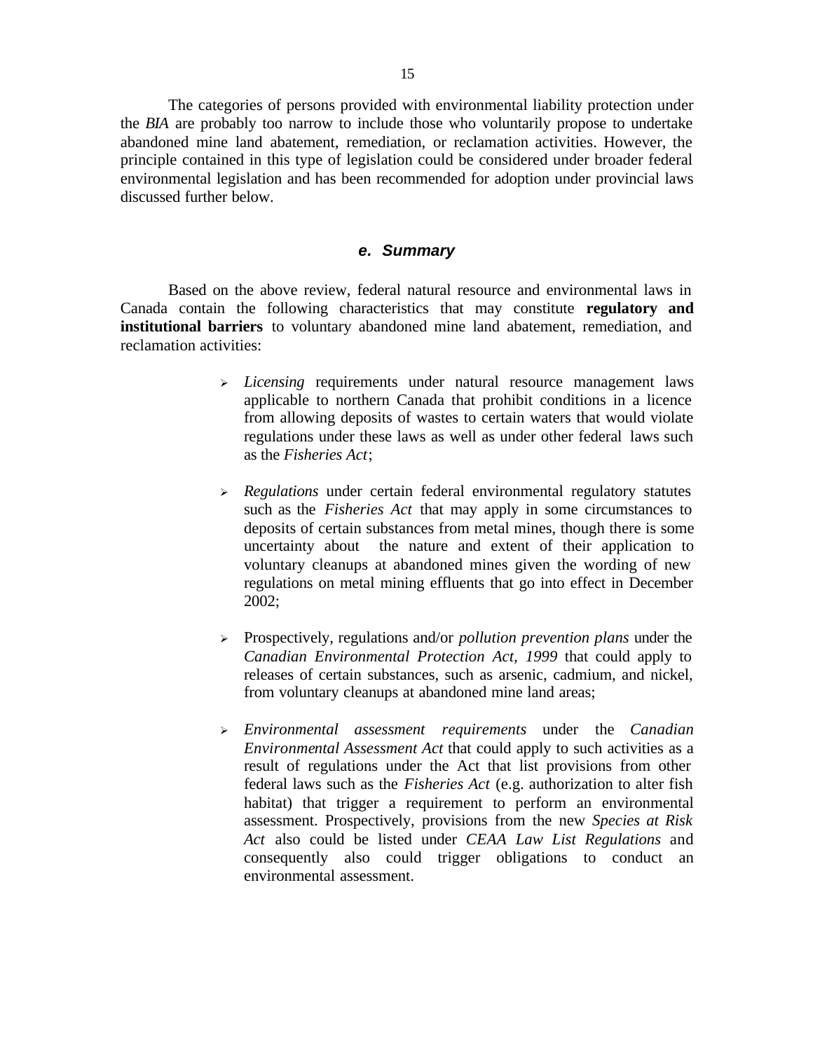The categories of persons provided with environmental liability protection under the *BIA* are probably too narrow to include those who voluntarily propose to undertake abandoned mine land abatement, remediation, or reclamation activities. However, the principle contained in this type of legislation could be considered under broader federal environmental legislation and has been recommended for adoption under provincial laws discussed further below.

### *e. Summary*

Based on the above review, federal natural resource and environmental laws in Canada contain the following characteristics that may constitute **regulatory and institutional barriers** to voluntary abandoned mine land abatement, remediation, and reclamation activities:

- *Licensing* requirements under natural resource management laws applicable to northern Canada that prohibit conditions in a licence from allowing deposits of wastes to certain waters that would violate regulations under these laws as well as under other federal laws such as the *Fisheries Act*;

- *Regulations* under certain federal environmental regulatory statutes such as the *Fisheries Act* that may apply in some circumstances to deposits of certain substances from metal mines, though there is some uncertainty about the nature and extent of their application to voluntary cleanups at abandoned mines given the wording of new regulations on metal mining effluents that go into effect in December 2002;

- Prospectively, regulations and/or *pollution prevention plans* under the *Canadian Environmental Protection Act, 1999* that could apply to releases of certain substances, such as arsenic, cadmium, and nickel, from voluntary cleanups at abandoned mine land areas;

- *Environmental assessment requirements* under the *Canadian Environmental Assessment Act* that could apply to such activities as a result of regulations under the Act that list provisions from other federal laws such as the *Fisheries Act* (e.g. authorization to alter fish habitat) that trigger a requirement to perform an environmental assessment. Prospectively, provisions from the new *Species at Risk Act* also could be listed under *CEAA Law List Regulations* and consequently also could trigger obligations to conduct an environmental assessment.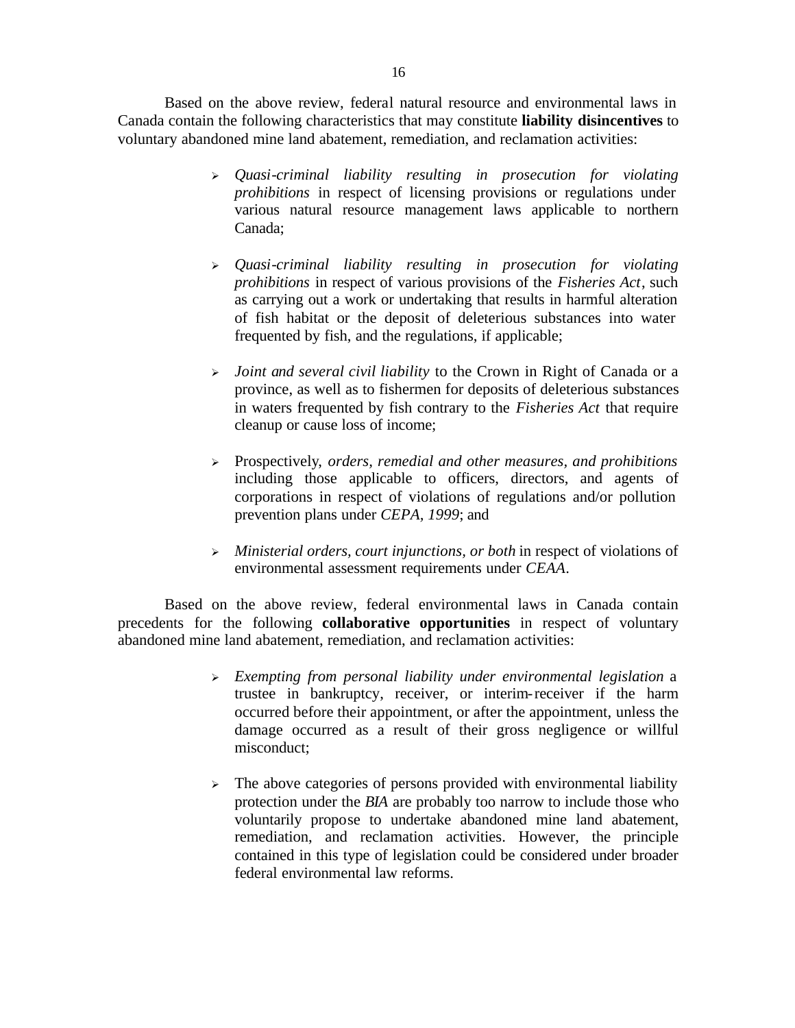Based on the above review, federal natural resource and environmental laws in Canada contain the following characteristics that may constitute **liability disincentives** to voluntary abandoned mine land abatement, remediation, and reclamation activities:

- *Quasi-criminal liability resulting in prosecution for violating prohibitions* in respect of licensing provisions or regulations under various natural resource management laws applicable to northern Canada;

- *Quasi-criminal liability resulting in prosecution for violating prohibitions* in respect of various provisions of the *Fisheries Act*, such as carrying out a work or undertaking that results in harmful alteration of fish habitat or the deposit of deleterious substances into water frequented by fish, and the regulations, if applicable;

- *Joint and several civil liability* to the Crown in Right of Canada or a province, as well as to fishermen for deposits of deleterious substances in waters frequented by fish contrary to the *Fisheries Act* that require cleanup or cause loss of income;

- Prospectively, *orders, remedial and other measures, and prohibitions* including those applicable to officers, directors, and agents of corporations in respect of violations of regulations and/or pollution prevention plans under *CEPA, 1999*; and

- *Ministerial orders, court injunctions, or both* in respect of violations of environmental assessment requirements under *CEAA*.

Based on the above review, federal environmental laws in Canada contain precedents for the following **collaborative opportunities** in respect of voluntary abandoned mine land abatement, remediation, and reclamation activities:

- *Exempting from personal liability under environmental legislation* a trustee in bankruptcy, receiver, or interim-receiver if the harm occurred before their appointment, or after the appointment, unless the damage occurred as a result of their gross negligence or willful misconduct;

- The above categories of persons provided with environmental liability protection under the *BIA* are probably too narrow to include those who voluntarily propose to undertake abandoned mine land abatement, remediation, and reclamation activities. However, the principle contained in this type of legislation could be considered under broader federal environmental law reforms.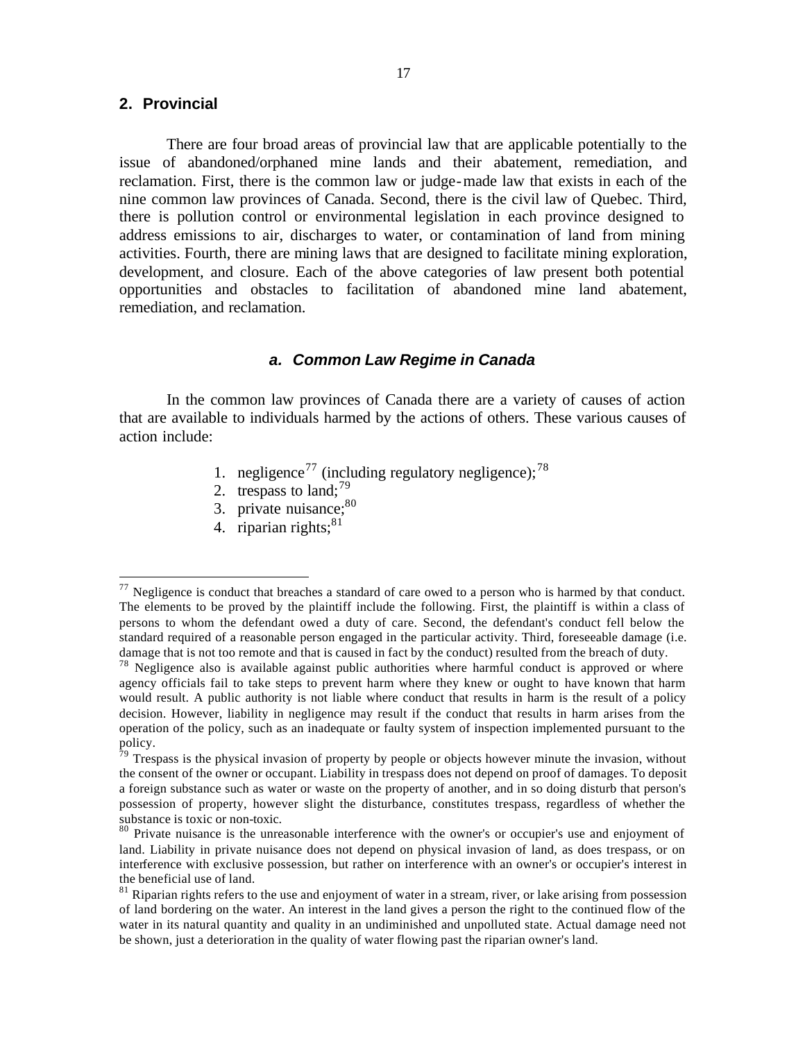## 2. Provincial

There are four broad areas of provincial law that are applicable potentially to the issue of abandoned/orphaned mine lands and their abatement, remediation, and reclamation. First, there is the common law or judge-made law that exists in each of the nine common law provinces of Canada. Second, there is the civil law of Quebec. Third, there is pollution control or environmental legislation in each province designed to address emissions to air, discharges to water, or contamination of land from mining activities. Fourth, there are mining laws that are designed to facilitate mining exploration, development, and closure. Each of the above categories of law present both potential opportunities and obstacles to facilitation of abandoned mine land abatement, remediation, and reclamation.

### *a. Common Law Regime in Canada*

In the common law provinces of Canada there are a variety of causes of action that are available to individuals harmed by the actions of others. These various causes of action include:

1. negligence[77] (including regulatory negligence);[78]
2. trespass to land;[79]
3. private nuisance;[80]
4. riparian rights;[81]

---

[77] Negligence is conduct that breaches a standard of care owed to a person who is harmed by that conduct. The elements to be proved by the plaintiff include the following. First, the plaintiff is within a class of persons to whom the defendant owed a duty of care. Second, the defendant's conduct fell below the standard required of a reasonable person engaged in the particular activity. Third, foreseeable damage (i.e. damage that is not too remote and that is caused in fact by the conduct) resulted from the breach of duty.

[78] Negligence also is available against public authorities where harmful conduct is approved or where agency officials fail to take steps to prevent harm where they knew or ought to have known that harm would result. A public authority is not liable where conduct that results in harm is the result of a policy decision. However, liability in negligence may result if the conduct that results in harm arises from the operation of the policy, such as an inadequate or faulty system of inspection implemented pursuant to the policy.

[79] Trespass is the physical invasion of property by people or objects however minute the invasion, without the consent of the owner or occupant. Liability in trespass does not depend on proof of damages. To deposit a foreign substance such as water or waste on the property of another, and in so doing disturb that person's possession of property, however slight the disturbance, constitutes trespass, regardless of whether the substance is toxic or non-toxic.

[80] Private nuisance is the unreasonable interference with the owner's or occupier's use and enjoyment of land. Liability in private nuisance does not depend on physical invasion of land, as does trespass, or on interference with exclusive possession, but rather on interference with an owner's or occupier's interest in the beneficial use of land.

[81] Riparian rights refers to the use and enjoyment of water in a stream, river, or lake arising from possession of land bordering on the water. An interest in the land gives a person the right to the continued flow of the water in its natural quantity and quality in an undiminished and unpolluted state. Actual damage need not be shown, just a deterioration in the quality of water flowing past the riparian owner's land.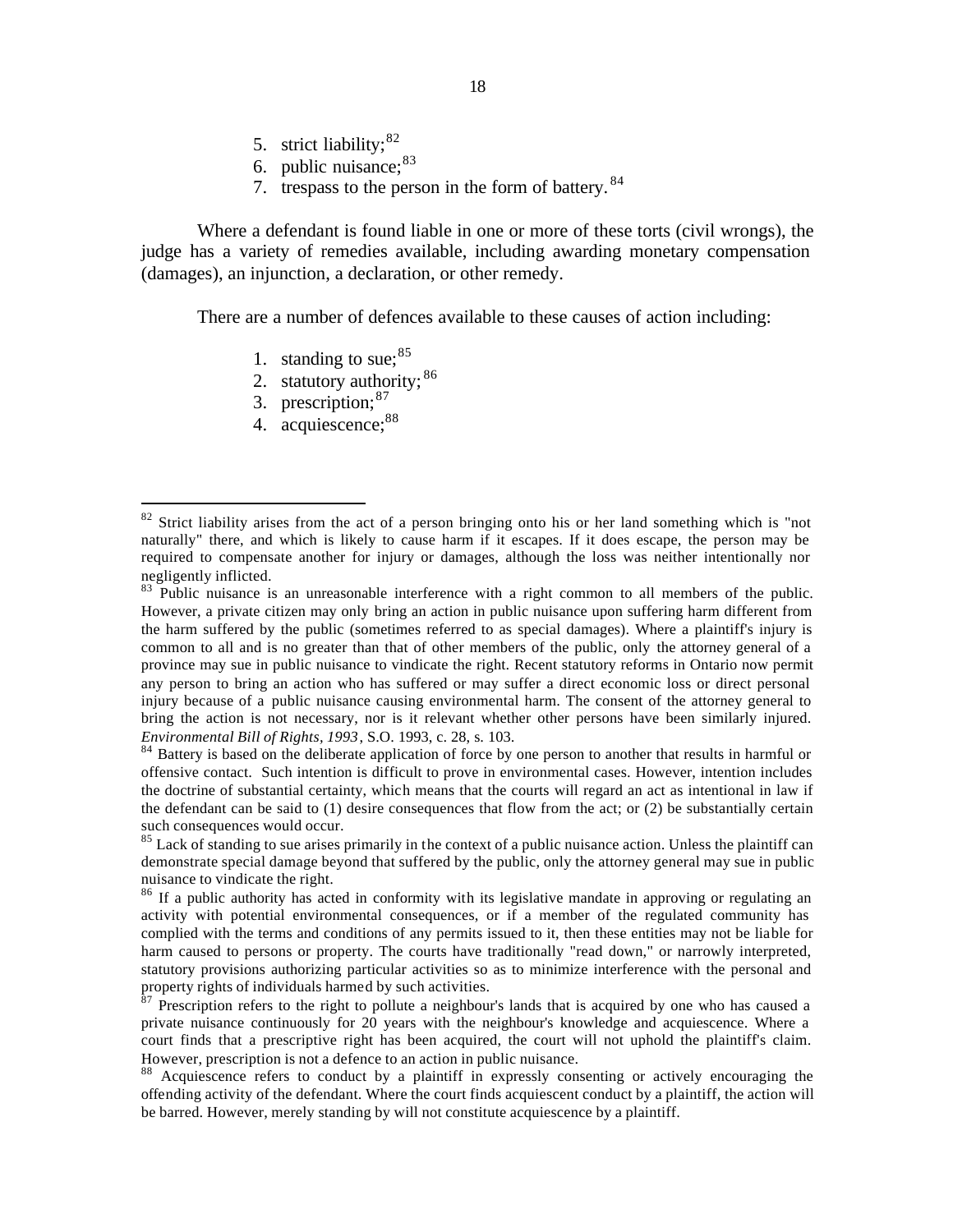5. strict liability;[82]
6. public nuisance;[83]
7. trespass to the person in the form of battery.[84]

Where a defendant is found liable in one or more of these torts (civil wrongs), the judge has a variety of remedies available, including awarding monetary compensation (damages), an injunction, a declaration, or other remedy.

There are a number of defences available to these causes of action including:

1. standing to sue;[85]
2. statutory authority;[86]
3. prescription;[87]
4. acquiescence;[88]

---

[82] Strict liability arises from the act of a person bringing onto his or her land something which is "not naturally" there, and which is likely to cause harm if it escapes. If it does escape, the person may be required to compensate another for injury or damages, although the loss was neither intentionally nor negligently inflicted.

[83] Public nuisance is an unreasonable interference with a right common to all members of the public. However, a private citizen may only bring an action in public nuisance upon suffering harm different from the harm suffered by the public (sometimes referred to as special damages). Where a plaintiff's injury is common to all and is no greater than that of other members of the public, only the attorney general of a province may sue in public nuisance to vindicate the right. Recent statutory reforms in Ontario now permit any person to bring an action who has suffered or may suffer a direct economic loss or direct personal injury because of a public nuisance causing environmental harm. The consent of the attorney general to bring the action is not necessary, nor is it relevant whether other persons have been similarly injured. *Environmental Bill of Rights, 1993*, S.O. 1993, c. 28, s. 103.

[84] Battery is based on the deliberate application of force by one person to another that results in harmful or offensive contact. Such intention is difficult to prove in environmental cases. However, intention includes the doctrine of substantial certainty, which means that the courts will regard an act as intentional in law if the defendant can be said to (1) desire consequences that flow from the act; or (2) be substantially certain such consequences would occur.

[85] Lack of standing to sue arises primarily in the context of a public nuisance action. Unless the plaintiff can demonstrate special damage beyond that suffered by the public, only the attorney general may sue in public nuisance to vindicate the right.

[86] If a public authority has acted in conformity with its legislative mandate in approving or regulating an activity with potential environmental consequences, or if a member of the regulated community has complied with the terms and conditions of any permits issued to it, then these entities may not be liable for harm caused to persons or property. The courts have traditionally "read down," or narrowly interpreted, statutory provisions authorizing particular activities so as to minimize interference with the personal and property rights of individuals harmed by such activities.

[87] Prescription refers to the right to pollute a neighbour's lands that is acquired by one who has caused a private nuisance continuously for 20 years with the neighbour's knowledge and acquiescence. Where a court finds that a prescriptive right has been acquired, the court will not uphold the plaintiff's claim. However, prescription is not a defence to an action in public nuisance.

[88] Acquiescence refers to conduct by a plaintiff in expressly consenting or actively encouraging the offending activity of the defendant. Where the court finds acquiescent conduct by a plaintiff, the action will be barred. However, merely standing by will not constitute acquiescence by a plaintiff.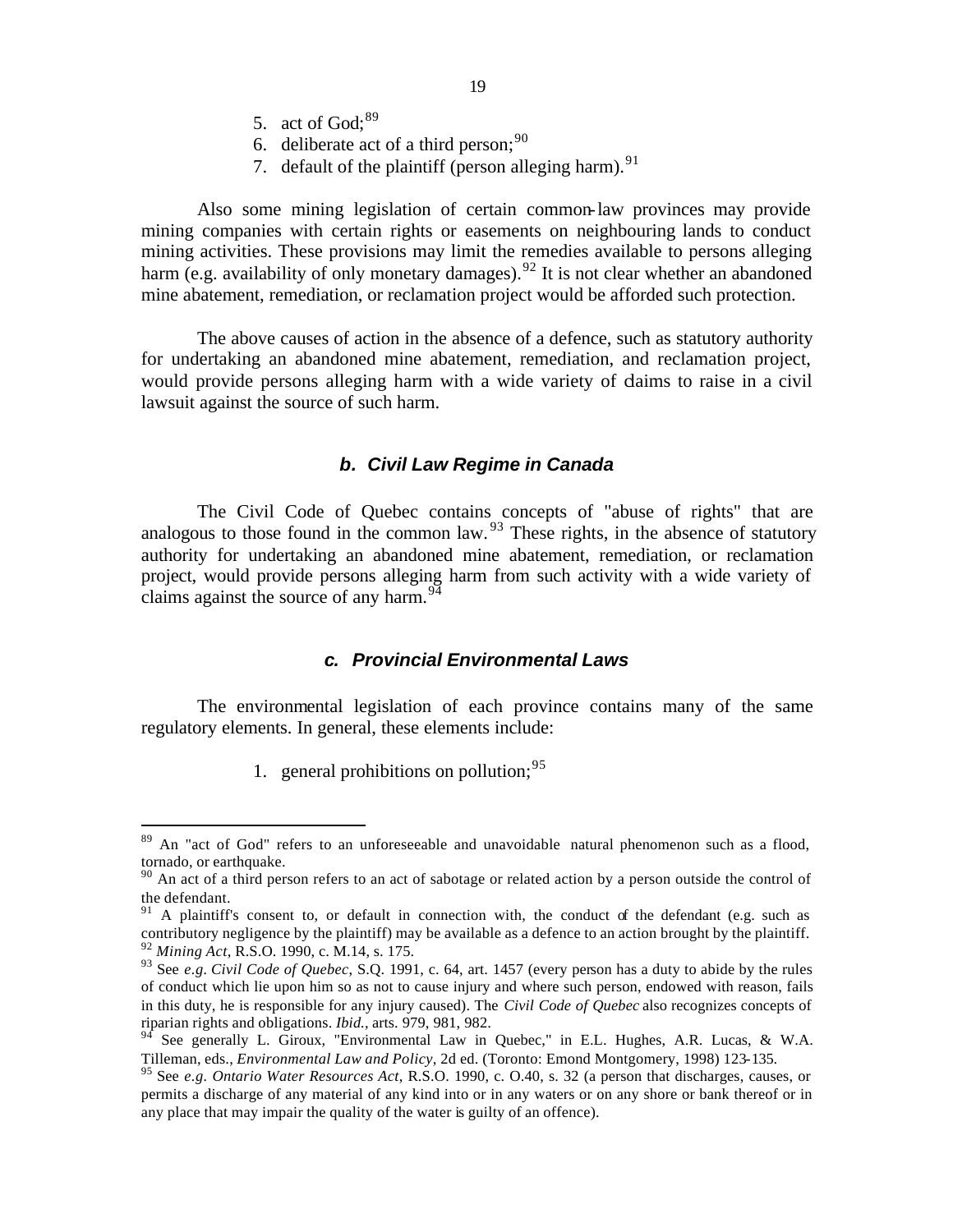5. act of God;[89]
6. deliberate act of a third person;[90]
7. default of the plaintiff (person alleging harm).[91]

Also some mining legislation of certain common-law provinces may provide mining companies with certain rights or easements on neighbouring lands to conduct mining activities. These provisions may limit the remedies available to persons alleging harm (e.g. availability of only monetary damages).[92] It is not clear whether an abandoned mine abatement, remediation, or reclamation project would be afforded such protection.

The above causes of action in the absence of a defence, such as statutory authority for undertaking an abandoned mine abatement, remediation, and reclamation project, would provide persons alleging harm with a wide variety of claims to raise in a civil lawsuit against the source of such harm.

### *b. Civil Law Regime in Canada*

The Civil Code of Quebec contains concepts of "abuse of rights" that are analogous to those found in the common law.[93] These rights, in the absence of statutory authority for undertaking an abandoned mine abatement, remediation, or reclamation project, would provide persons alleging harm from such activity with a wide variety of claims against the source of any harm.[94]

### *c. Provincial Environmental Laws*

The environmental legislation of each province contains many of the same regulatory elements. In general, these elements include:

1. general prohibitions on pollution;[95]

---

[89] An "act of God" refers to an unforeseeable and unavoidable natural phenomenon such as a flood, tornado, or earthquake.

[90] An act of a third person refers to an act of sabotage or related action by a person outside the control of the defendant.

[91] A plaintiff's consent to, or default in connection with, the conduct of the defendant (e.g. such as contributory negligence by the plaintiff) may be available as a defence to an action brought by the plaintiff.

[92] *Mining Act*, R.S.O. 1990, c. M.14, s. 175.

[93] See *e.g. Civil Code of Quebec*, S.Q. 1991, c. 64, art. 1457 (every person has a duty to abide by the rules of conduct which lie upon him so as not to cause injury and where such person, endowed with reason, fails in this duty, he is responsible for any injury caused). The *Civil Code of Quebec* also recognizes concepts of riparian rights and obligations. *Ibid.*, arts. 979, 981, 982.

[94] See generally L. Giroux, "Environmental Law in Quebec," in E.L. Hughes, A.R. Lucas, & W.A. Tilleman, eds., *Environmental Law and Policy*, 2d ed. (Toronto: Emond Montgomery, 1998) 123-135.

[95] See *e.g. Ontario Water Resources Act*, R.S.O. 1990, c. O.40, s. 32 (a person that discharges, causes, or permits a discharge of any material of any kind into or in any waters or on any shore or bank thereof or in any place that may impair the quality of the water is guilty of an offence).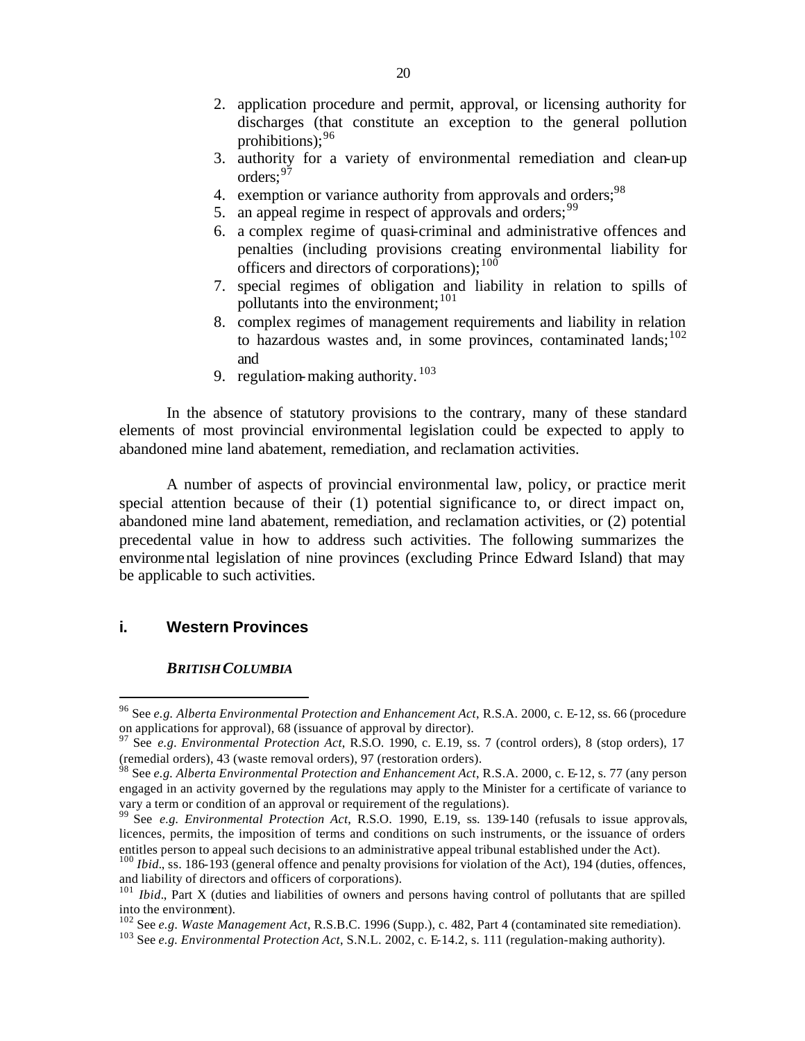2. application procedure and permit, approval, or licensing authority for discharges (that constitute an exception to the general pollution prohibitions);[96]
3. authority for a variety of environmental remediation and clean-up orders;[97]
4. exemption or variance authority from approvals and orders;[98]
5. an appeal regime in respect of approvals and orders;[99]
6. a complex regime of quasi-criminal and administrative offences and penalties (including provisions creating environmental liability for officers and directors of corporations);[100]
7. special regimes of obligation and liability in relation to spills of pollutants into the environment;[101]
8. complex regimes of management requirements and liability in relation to hazardous wastes and, in some provinces, contaminated lands;[102] and
9. regulation-making authority.[103]

In the absence of statutory provisions to the contrary, many of these standard elements of most provincial environmental legislation could be expected to apply to abandoned mine land abatement, remediation, and reclamation activities.

A number of aspects of provincial environmental law, policy, or practice merit special attention because of their (1) potential significance to, or direct impact on, abandoned mine land abatement, remediation, and reclamation activities, or (2) potential precedental value in how to address such activities. The following summarizes the environmental legislation of nine provinces (excluding Prince Edward Island) that may be applicable to such activities.

## i. Western Provinces

### *BRITISH COLUMBIA*

---

[96] See *e.g. Alberta Environmental Protection and Enhancement Act*, R.S.A. 2000, c. E-12, ss. 66 (procedure on applications for approval), 68 (issuance of approval by director).

[97] See *e.g. Environmental Protection Act*, R.S.O. 1990, c. E.19, ss. 7 (control orders), 8 (stop orders), 17 (remedial orders), 43 (waste removal orders), 97 (restoration orders).

[98] See *e.g. Alberta Environmental Protection and Enhancement Act*, R.S.A. 2000, c. E-12, s. 77 (any person engaged in an activity governed by the regulations may apply to the Minister for a certificate of variance to vary a term or condition of an approval or requirement of the regulations).

[99] See *e.g. Environmental Protection Act*, R.S.O. 1990, E.19, ss. 139-140 (refusals to issue approvals, licences, permits, the imposition of terms and conditions on such instruments, or the issuance of orders entitles person to appeal such decisions to an administrative appeal tribunal established under the Act).

[100] *Ibid*., ss. 186-193 (general offence and penalty provisions for violation of the Act), 194 (duties, offences, and liability of directors and officers of corporations).

[101] *Ibid*., Part X (duties and liabilities of owners and persons having control of pollutants that are spilled into the environment).

[102] See *e.g. Waste Management Act*, R.S.B.C. 1996 (Supp.), c. 482, Part 4 (contaminated site remediation).

[103] See *e.g. Environmental Protection Act*, S.N.L. 2002, c. E-14.2, s. 111 (regulation-making authority).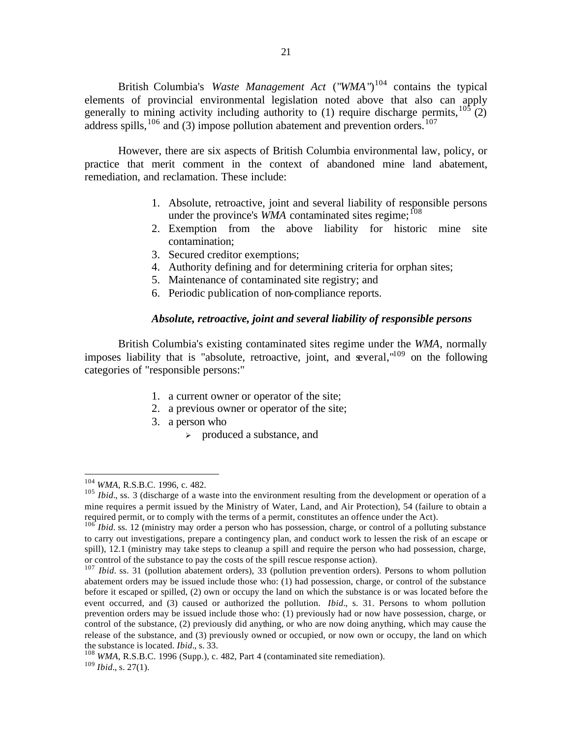British Columbia's *Waste Management Act* ("*WMA*")[104] contains the typical elements of provincial environmental legislation noted above that also can apply generally to mining activity including authority to (1) require discharge permits,[105] (2) address spills,[106] and (3) impose pollution abatement and prevention orders.[107]

However, there are six aspects of British Columbia environmental law, policy, or practice that merit comment in the context of abandoned mine land abatement, remediation, and reclamation. These include:

1. Absolute, retroactive, joint and several liability of responsible persons under the province's *WMA* contaminated sites regime;[108]
2. Exemption from the above liability for historic mine site contamination;
3. Secured creditor exemptions;
4. Authority defining and for determining criteria for orphan sites;
5. Maintenance of contaminated site registry; and
6. Periodic publication of non-compliance reports.

***Absolute, retroactive, joint and several liability of responsible persons***

British Columbia's existing contaminated sites regime under the *WMA*, normally imposes liability that is "absolute, retroactive, joint, and several,"[109] on the following categories of "responsible persons:"

1. a current owner or operator of the site;
2. a previous owner or operator of the site;
3. a person who
   - produced a substance, and

---

[104] *WMA*, R.S.B.C. 1996, c. 482.

[105] *Ibid*., ss. 3 (discharge of a waste into the environment resulting from the development or operation of a mine requires a permit issued by the Ministry of Water, Land, and Air Protection), 54 (failure to obtain a required permit, or to comply with the terms of a permit, constitutes an offence under the Act).

[106] *Ibid*. ss. 12 (ministry may order a person who has possession, charge, or control of a polluting substance to carry out investigations, prepare a contingency plan, and conduct work to lessen the risk of an escape or spill), 12.1 (ministry may take steps to cleanup a spill and require the person who had possession, charge, or control of the substance to pay the costs of the spill rescue response action).

[107] *Ibid*. ss. 31 (pollution abatement orders), 33 (pollution prevention orders). Persons to whom pollution abatement orders may be issued include those who: (1) had possession, charge, or control of the substance before it escaped or spilled, (2) own or occupy the land on which the substance is or was located before the event occurred, and (3) caused or authorized the pollution. *Ibid*., s. 31. Persons to whom pollution prevention orders may be issued include those who: (1) previously had or now have possession, charge, or control of the substance, (2) previously did anything, or who are now doing anything, which may cause the release of the substance, and (3) previously owned or occupied, or now own or occupy, the land on which the substance is located. *Ibid*., s. 33.

[108] *WMA*, R.S.B.C. 1996 (Supp.), c. 482, Part 4 (contaminated site remediation).

[109] *Ibid*., s. 27(1).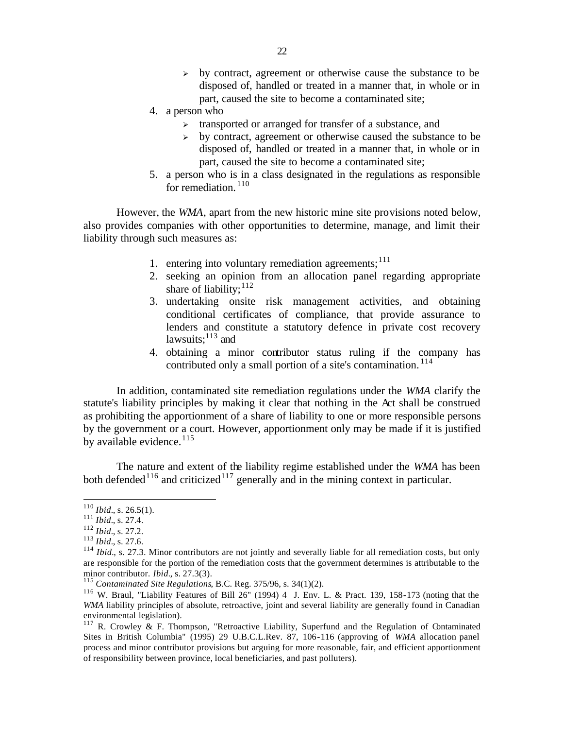- by contract, agreement or otherwise cause the substance to be disposed of, handled or treated in a manner that, in whole or in part, caused the site to become a contaminated site;
4. a person who
    - transported or arranged for transfer of a substance, and
    - by contract, agreement or otherwise caused the substance to be disposed of, handled or treated in a manner that, in whole or in part, caused the site to become a contaminated site;
5. a person who is in a class designated in the regulations as responsible for remediation.[110]

However, the *WMA*, apart from the new historic mine site provisions noted below, also provides companies with other opportunities to determine, manage, and limit their liability through such measures as:

1. entering into voluntary remediation agreements;[111]
2. seeking an opinion from an allocation panel regarding appropriate share of liability;[112]
3. undertaking onsite risk management activities, and obtaining conditional certificates of compliance, that provide assurance to lenders and constitute a statutory defence in private cost recovery lawsuits;[113] and
4. obtaining a minor contributor status ruling if the company has contributed only a small portion of a site's contamination.[114]

In addition, contaminated site remediation regulations under the *WMA* clarify the statute's liability principles by making it clear that nothing in the Act shall be construed as prohibiting the apportionment of a share of liability to one or more responsible persons by the government or a court. However, apportionment only may be made if it is justified by available evidence.[115]

The nature and extent of the liability regime established under the *WMA* has been both defended[116] and criticized[117] generally and in the mining context in particular.

---

[110] *Ibid*., s. 26.5(1).

[111] *Ibid*., s. 27.4.

[112] *Ibid*., s. 27.2.

[113] *Ibid*., s. 27.6.

[114] *Ibid*., s. 27.3. Minor contributors are not jointly and severally liable for all remediation costs, but only are responsible for the portion of the remediation costs that the government determines is attributable to the minor contributor. *Ibid*., s. 27.3(3).

[115] *Contaminated Site Regulations*, B.C. Reg. 375/96, s. 34(1)(2).

[116] W. Braul, "Liability Features of Bill 26" (1994) 4 J. Env. L. & Pract. 139, 158-173 (noting that the *WMA* liability principles of absolute, retroactive, joint and several liability are generally found in Canadian environmental legislation).

[117] R. Crowley & F. Thompson, "Retroactive Liability, Superfund and the Regulation of Contaminated Sites in British Columbia" (1995) 29 U.B.C.L.Rev. 87, 106-116 (approving of *WMA* allocation panel process and minor contributor provisions but arguing for more reasonable, fair, and efficient apportionment of responsibility between province, local beneficiaries, and past polluters).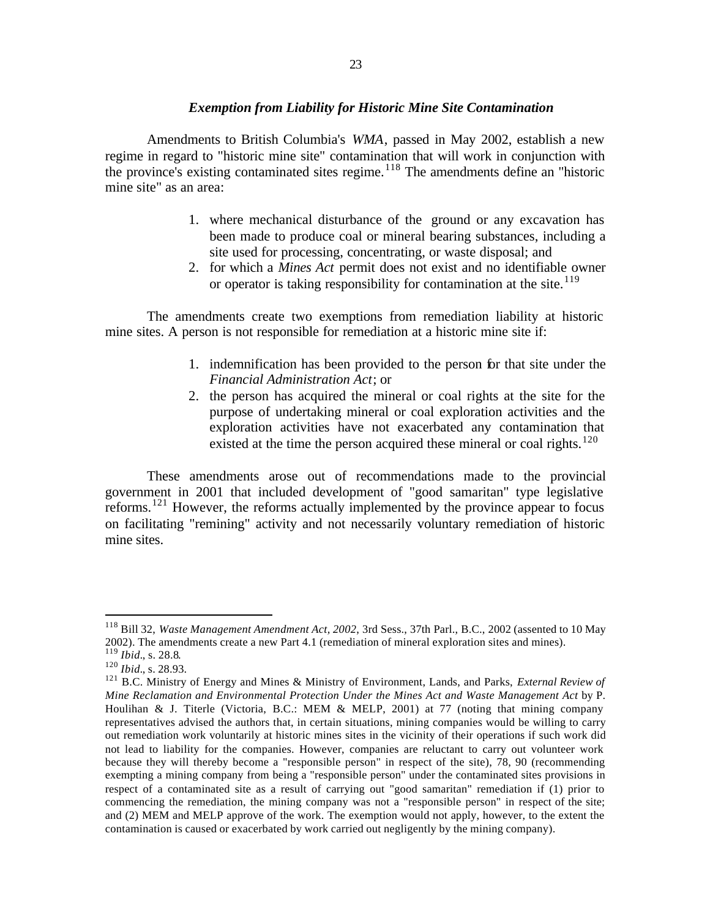### *Exemption from Liability for Historic Mine Site Contamination*

Amendments to British Columbia's *WMA*, passed in May 2002, establish a new regime in regard to "historic mine site" contamination that will work in conjunction with the province's existing contaminated sites regime.[118] The amendments define an "historic mine site" as an area:

1. where mechanical disturbance of the ground or any excavation has been made to produce coal or mineral bearing substances, including a site used for processing, concentrating, or waste disposal; and
2. for which a *Mines Act* permit does not exist and no identifiable owner or operator is taking responsibility for contamination at the site.[119]

The amendments create two exemptions from remediation liability at historic mine sites. A person is not responsible for remediation at a historic mine site if:

1. indemnification has been provided to the person for that site under the *Financial Administration Act*; or
2. the person has acquired the mineral or coal rights at the site for the purpose of undertaking mineral or coal exploration activities and the exploration activities have not exacerbated any contamination that existed at the time the person acquired these mineral or coal rights.[120]

These amendments arose out of recommendations made to the provincial government in 2001 that included development of "good samaritan" type legislative reforms.[121] However, the reforms actually implemented by the province appear to focus on facilitating "remining" activity and not necessarily voluntary remediation of historic mine sites.

---

[118] Bill 32, *Waste Management Amendment Act, 2002*, 3rd Sess., 37th Parl., B.C., 2002 (assented to 10 May 2002). The amendments create a new Part 4.1 (remediation of mineral exploration sites and mines).

[119] *Ibid*., s. 28.8.

[120] *Ibid*., s. 28.93.

[121] B.C. Ministry of Energy and Mines & Ministry of Environment, Lands, and Parks, *External Review of Mine Reclamation and Environmental Protection Under the Mines Act and Waste Management Act* by P. Houlihan & J. Titerle (Victoria, B.C.: MEM & MELP, 2001) at 77 (noting that mining company representatives advised the authors that, in certain situations, mining companies would be willing to carry out remediation work voluntarily at historic mines sites in the vicinity of their operations if such work did not lead to liability for the companies. However, companies are reluctant to carry out volunteer work because they will thereby become a "responsible person" in respect of the site), 78, 90 (recommending exempting a mining company from being a "responsible person" under the contaminated sites provisions in respect of a contaminated site as a result of carrying out "good samaritan" remediation if (1) prior to commencing the remediation, the mining company was not a "responsible person" in respect of the site; and (2) MEM and MELP approve of the work. The exemption would not apply, however, to the extent the contamination is caused or exacerbated by work carried out negligently by the mining company).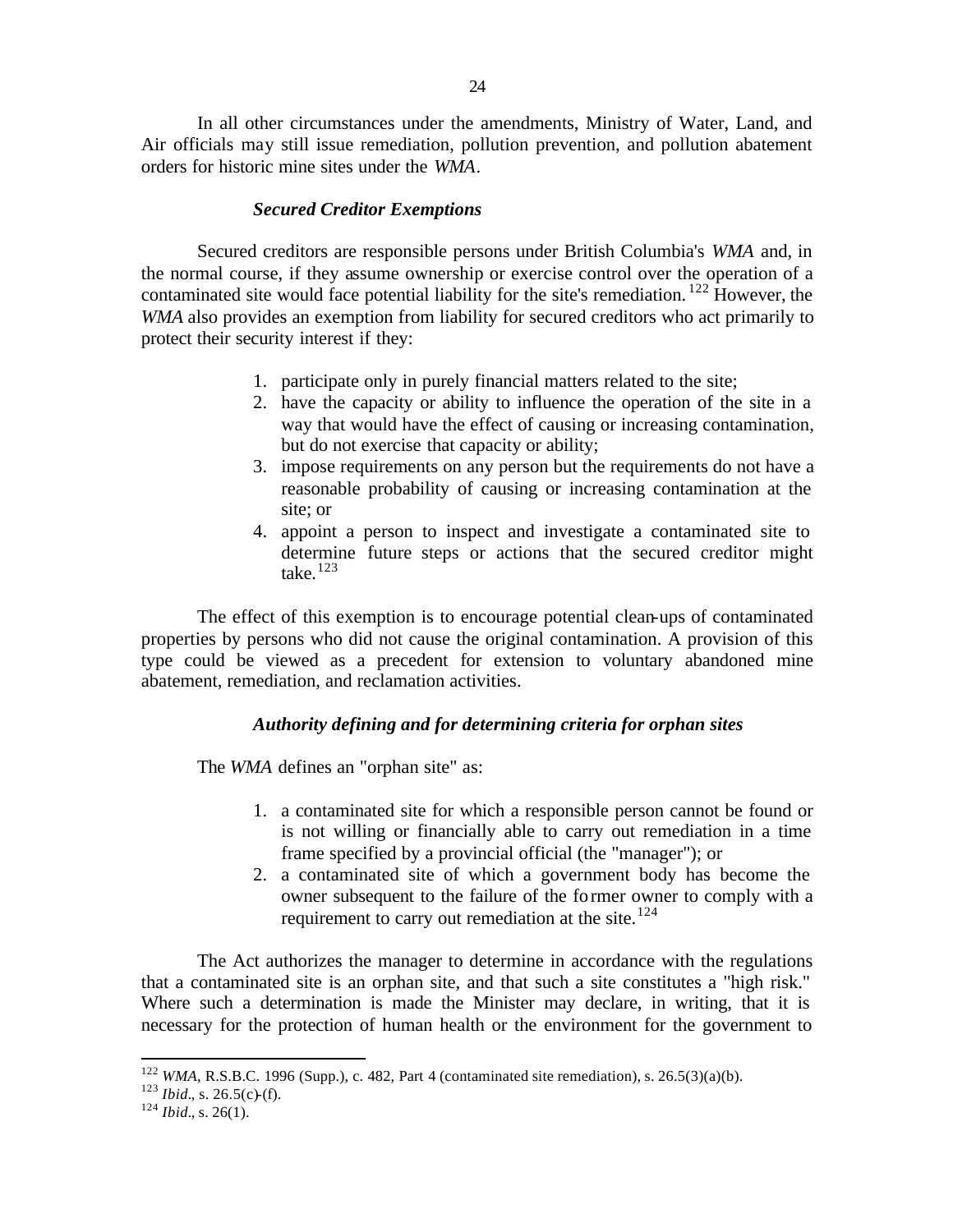In all other circumstances under the amendments, Ministry of Water, Land, and Air officials may still issue remediation, pollution prevention, and pollution abatement orders for historic mine sites under the *WMA*.

### *Secured Creditor Exemptions*

Secured creditors are responsible persons under British Columbia's *WMA* and, in the normal course, if they assume ownership or exercise control over the operation of a contaminated site would face potential liability for the site's remediation.[122] However, the *WMA* also provides an exemption from liability for secured creditors who act primarily to protect their security interest if they:

1. participate only in purely financial matters related to the site;
2. have the capacity or ability to influence the operation of the site in a way that would have the effect of causing or increasing contamination, but do not exercise that capacity or ability;
3. impose requirements on any person but the requirements do not have a reasonable probability of causing or increasing contamination at the site; or
4. appoint a person to inspect and investigate a contaminated site to determine future steps or actions that the secured creditor might take.[123]

The effect of this exemption is to encourage potential clean-ups of contaminated properties by persons who did not cause the original contamination. A provision of this type could be viewed as a precedent for extension to voluntary abandoned mine abatement, remediation, and reclamation activities.

### *Authority defining and for determining criteria for orphan sites*

The *WMA* defines an "orphan site" as:

1. a contaminated site for which a responsible person cannot be found or is not willing or financially able to carry out remediation in a time frame specified by a provincial official (the "manager"); or
2. a contaminated site of which a government body has become the owner subsequent to the failure of the former owner to comply with a requirement to carry out remediation at the site.[124]

The Act authorizes the manager to determine in accordance with the regulations that a contaminated site is an orphan site, and that such a site constitutes a "high risk." Where such a determination is made the Minister may declare, in writing, that it is necessary for the protection of human health or the environment for the government to

---

[122] *WMA*, R.S.B.C. 1996 (Supp.), c. 482, Part 4 (contaminated site remediation), s. 26.5(3)(a)(b).

[123] *Ibid*., s. 26.5(c)-(f).

[124] *Ibid*., s. 26(1).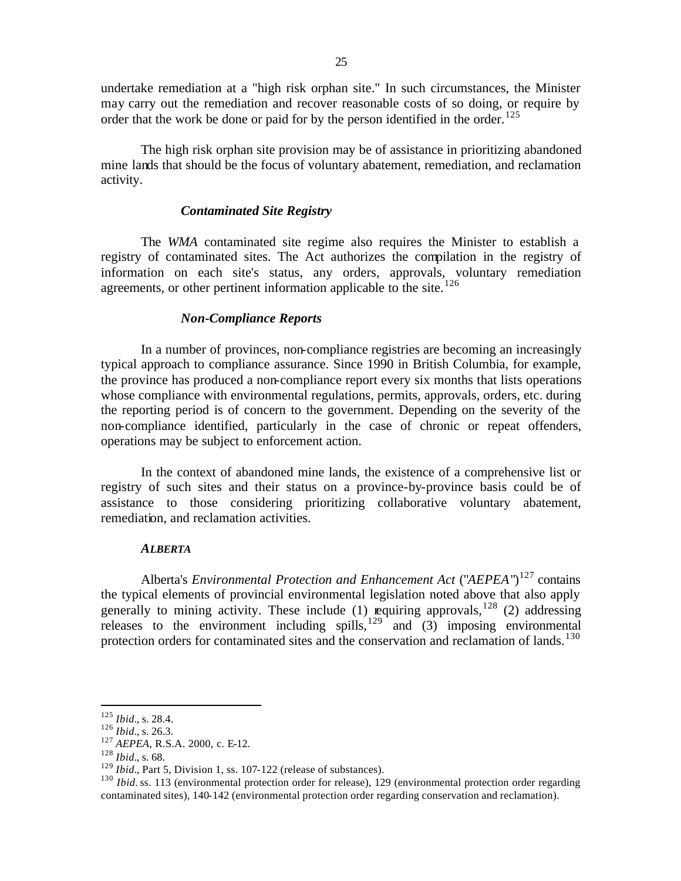undertake remediation at a "high risk orphan site." In such circumstances, the Minister may carry out the remediation and recover reasonable costs of so doing, or require by order that the work be done or paid for by the person identified in the order.[125]

The high risk orphan site provision may be of assistance in prioritizing abandoned mine lands that should be the focus of voluntary abatement, remediation, and reclamation activity.

#### *Contaminated Site Registry*

The *WMA* contaminated site regime also requires the Minister to establish a registry of contaminated sites. The Act authorizes the compilation in the registry of information on each site's status, any orders, approvals, voluntary remediation agreements, or other pertinent information applicable to the site.[126]

#### *Non-Compliance Reports*

In a number of provinces, non-compliance registries are becoming an increasingly typical approach to compliance assurance. Since 1990 in British Columbia, for example, the province has produced a non-compliance report every six months that lists operations whose compliance with environmental regulations, permits, approvals, orders, etc. during the reporting period is of concern to the government. Depending on the severity of the non-compliance identified, particularly in the case of chronic or repeat offenders, operations may be subject to enforcement action.

In the context of abandoned mine lands, the existence of a comprehensive list or registry of such sites and their status on a province-by-province basis could be of assistance to those considering prioritizing collaborative voluntary abatement, remediation, and reclamation activities.

### *ALBERTA*

Alberta's *Environmental Protection and Enhancement Act* ("*AEPEA*")[127] contains the typical elements of provincial environmental legislation noted above that also apply generally to mining activity. These include (1) requiring approvals,[128] (2) addressing releases to the environment including spills,[129] and (3) imposing environmental protection orders for contaminated sites and the conservation and reclamation of lands.[130]

---

[125] *Ibid*., s. 28.4.
[126] *Ibid*., s. 26.3.
[127] *AEPEA*, R.S.A. 2000, c. E-12.
[128] *Ibid*., s. 68.
[129] *Ibid*., Part 5, Division 1, ss. 107-122 (release of substances).
[130] *Ibid*. ss. 113 (environmental protection order for release), 129 (environmental protection order regarding contaminated sites), 140-142 (environmental protection order regarding conservation and reclamation).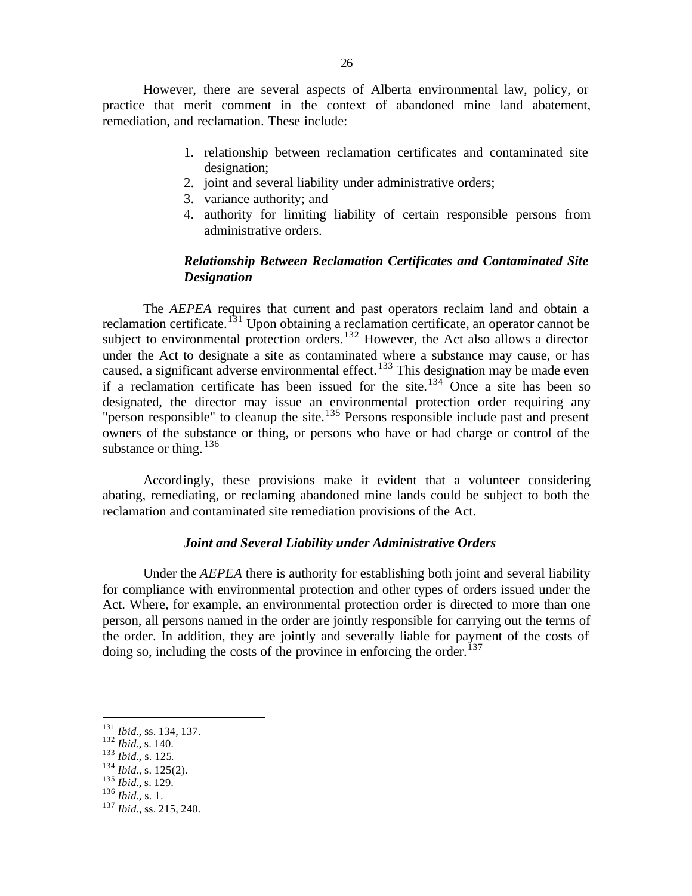However, there are several aspects of Alberta environmental law, policy, or practice that merit comment in the context of abandoned mine land abatement, remediation, and reclamation. These include:

1. relationship between reclamation certificates and contaminated site designation;
2. joint and several liability under administrative orders;
3. variance authority; and
4. authority for limiting liability of certain responsible persons from administrative orders.

### *Relationship Between Reclamation Certificates and Contaminated Site Designation*

The *AEPEA* requires that current and past operators reclaim land and obtain a reclamation certificate.[131] Upon obtaining a reclamation certificate, an operator cannot be subject to environmental protection orders.[132] However, the Act also allows a director under the Act to designate a site as contaminated where a substance may cause, or has caused, a significant adverse environmental effect.[133] This designation may be made even if a reclamation certificate has been issued for the site.[134] Once a site has been so designated, the director may issue an environmental protection order requiring any "person responsible" to cleanup the site.[135] Persons responsible include past and present owners of the substance or thing, or persons who have or had charge or control of the substance or thing.[136]

Accordingly, these provisions make it evident that a volunteer considering abating, remediating, or reclaming abandoned mine lands could be subject to both the reclamation and contaminated site remediation provisions of the Act.

### *Joint and Several Liability under Administrative Orders*

Under the *AEPEA* there is authority for establishing both joint and several liability for compliance with environmental protection and other types of orders issued under the Act. Where, for example, an environmental protection order is directed to more than one person, all persons named in the order are jointly responsible for carrying out the terms of the order. In addition, they are jointly and severally liable for payment of the costs of doing so, including the costs of the province in enforcing the order.[137]

---

[131] *Ibid*., ss. 134, 137.
[132] *Ibid*., s. 140.
[133] *Ibid*., s. 125.
[134] *Ibid*., s. 125(2).
[135] *Ibid*., s. 129.
[136] *Ibid*., s. 1.
[137] *Ibid*., ss. 215, 240.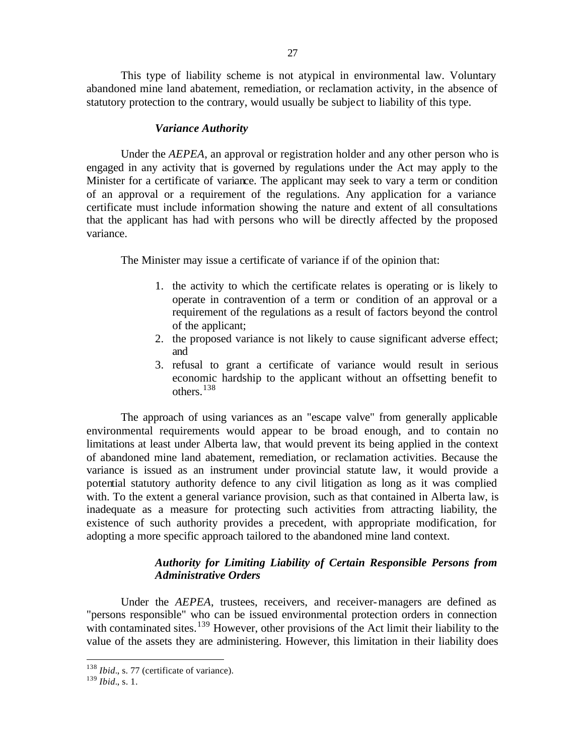This type of liability scheme is not atypical in environmental law. Voluntary abandoned mine land abatement, remediation, or reclamation activity, in the absence of statutory protection to the contrary, would usually be subject to liability of this type.

### *Variance Authority*

Under the *AEPEA*, an approval or registration holder and any other person who is engaged in any activity that is governed by regulations under the Act may apply to the Minister for a certificate of variance. The applicant may seek to vary a term or condition of an approval or a requirement of the regulations. Any application for a variance certificate must include information showing the nature and extent of all consultations that the applicant has had with persons who will be directly affected by the proposed variance.

The Minister may issue a certificate of variance if of the opinion that:

1. the activity to which the certificate relates is operating or is likely to operate in contravention of a term or condition of an approval or a requirement of the regulations as a result of factors beyond the control of the applicant;
2. the proposed variance is not likely to cause significant adverse effect; and
3. refusal to grant a certificate of variance would result in serious economic hardship to the applicant without an offsetting benefit to others.[138]

The approach of using variances as an "escape valve" from generally applicable environmental requirements would appear to be broad enough, and to contain no limitations at least under Alberta law, that would prevent its being applied in the context of abandoned mine land abatement, remediation, or reclamation activities. Because the variance is issued as an instrument under provincial statute law, it would provide a potential statutory authority defence to any civil litigation as long as it was complied with. To the extent a general variance provision, such as that contained in Alberta law, is inadequate as a measure for protecting such activities from attracting liability, the existence of such authority provides a precedent, with appropriate modification, for adopting a more specific approach tailored to the abandoned mine land context.

### *Authority for Limiting Liability of Certain Responsible Persons from Administrative Orders*

Under the *AEPEA*, trustees, receivers, and receiver-managers are defined as "persons responsible" who can be issued environmental protection orders in connection with contaminated sites.[139] However, other provisions of the Act limit their liability to the value of the assets they are administering. However, this limitation in their liability does

---

[138] *Ibid*., s. 77 (certificate of variance).

[139] *Ibid*., s. 1.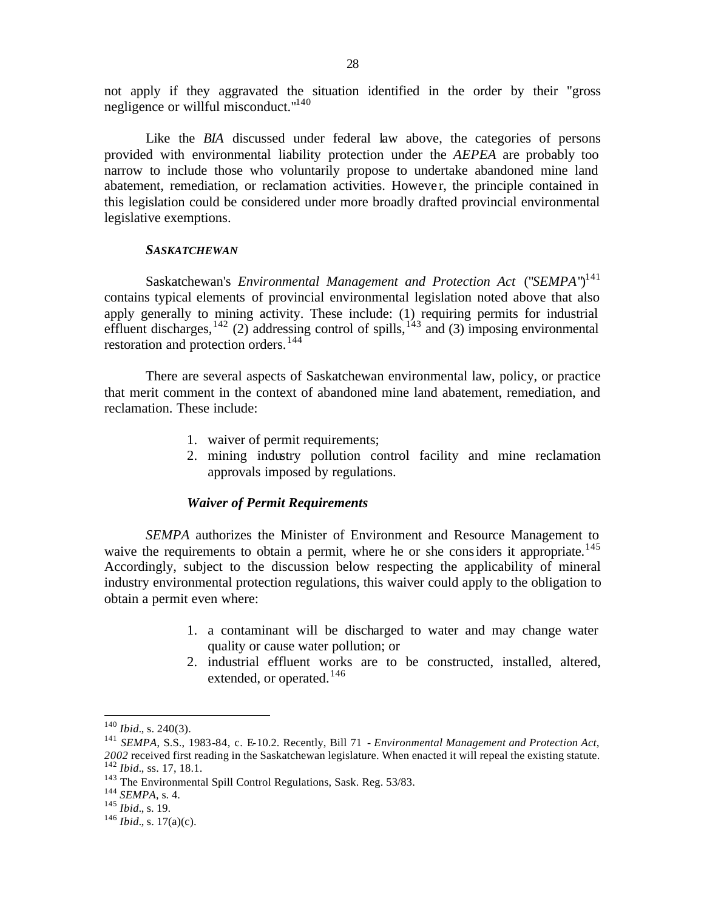not apply if they aggravated the situation identified in the order by their "gross negligence or willful misconduct."[140]

Like the *BIA* discussed under federal law above, the categories of persons provided with environmental liability protection under the *AEPEA* are probably too narrow to include those who voluntarily propose to undertake abandoned mine land abatement, remediation, or reclamation activities. However, the principle contained in this legislation could be considered under more broadly drafted provincial environmental legislative exemptions.

### *SASKATCHEWAN*

Saskatchewan's *Environmental Management and Protection Act* ("*SEMPA*")[141] contains typical elements of provincial environmental legislation noted above that also apply generally to mining activity. These include: (1) requiring permits for industrial effluent discharges,[142] (2) addressing control of spills,[143] and (3) imposing environmental restoration and protection orders.[144]

There are several aspects of Saskatchewan environmental law, policy, or practice that merit comment in the context of abandoned mine land abatement, remediation, and reclamation. These include:

1. waiver of permit requirements;
2. mining industry pollution control facility and mine reclamation approvals imposed by regulations.

#### *Waiver of Permit Requirements*

*SEMPA* authorizes the Minister of Environment and Resource Management to waive the requirements to obtain a permit, where he or she considers it appropriate.[145] Accordingly, subject to the discussion below respecting the applicability of mineral industry environmental protection regulations, this waiver could apply to the obligation to obtain a permit even where:

1. a contaminant will be discharged to water and may change water quality or cause water pollution; or
2. industrial effluent works are to be constructed, installed, altered, extended, or operated.[146]

---

[140] *Ibid*., s. 240(3).
[141] *SEMPA*, S.S., 1983-84, c. E-10.2. Recently, Bill 71 - *Environmental Management and Protection Act, 2002* received first reading in the Saskatchewan legislature. When enacted it will repeal the existing statute.
[142] *Ibid*., ss. 17, 18.1.
[143] The Environmental Spill Control Regulations, Sask. Reg. 53/83.
[144] *SEMPA*, s. 4.
[145] *Ibid*., s. 19.
[146] *Ibid*., s. 17(a)(c).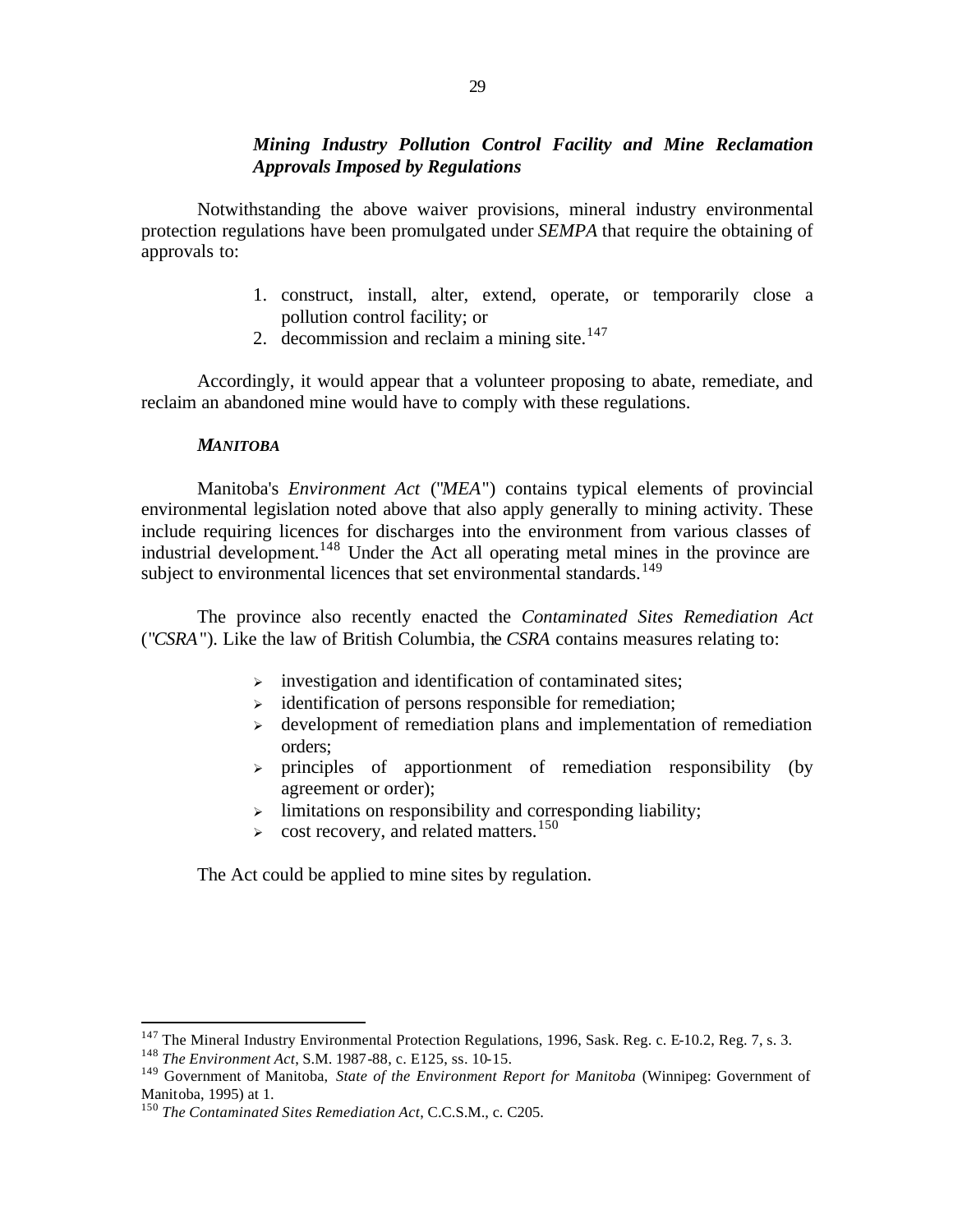### ***Mining Industry Pollution Control Facility and Mine Reclamation Approvals Imposed by Regulations***

Notwithstanding the above waiver provisions, mineral industry environmental protection regulations have been promulgated under *SEMPA* that require the obtaining of approvals to:

1. construct, install, alter, extend, operate, or temporarily close a pollution control facility; or
2. decommission and reclaim a mining site.[147]

Accordingly, it would appear that a volunteer proposing to abate, remediate, and reclaim an abandoned mine would have to comply with these regulations.

## ***MANITOBA***

Manitoba's *Environment Act* ("*MEA*") contains typical elements of provincial environmental legislation noted above that also apply generally to mining activity. These include requiring licences for discharges into the environment from various classes of industrial development.[148] Under the Act all operating metal mines in the province are subject to environmental licences that set environmental standards.[149]

The province also recently enacted the *Contaminated Sites Remediation Act* ("*CSRA*"). Like the law of British Columbia, the *CSRA* contains measures relating to:

- investigation and identification of contaminated sites;
- identification of persons responsible for remediation;
- development of remediation plans and implementation of remediation orders;
- principles of apportionment of remediation responsibility (by agreement or order);
- limitations on responsibility and corresponding liability;
- cost recovery, and related matters.[150]

The Act could be applied to mine sites by regulation.

---

[147] The Mineral Industry Environmental Protection Regulations, 1996, Sask. Reg. c. E-10.2, Reg. 7, s. 3.

[148] *The Environment Act*, S.M. 1987-88, c. E125, ss. 10-15.

[149] Government of Manitoba, *State of the Environment Report for Manitoba* (Winnipeg: Government of Manitoba, 1995) at 1.

[150] *The Contaminated Sites Remediation Act*, C.C.S.M., c. C205.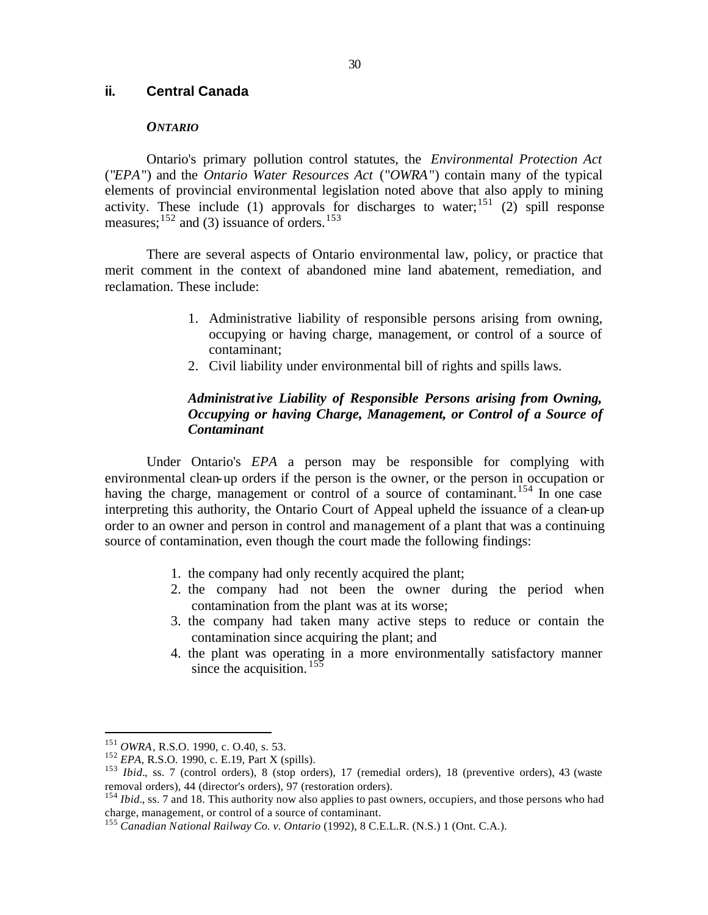## ii. Central Canada

### *ONTARIO*

Ontario's primary pollution control statutes, the *Environmental Protection Act* ("*EPA*") and the *Ontario Water Resources Act* ("*OWRA*") contain many of the typical elements of provincial environmental legislation noted above that also apply to mining activity. These include (1) approvals for discharges to water;[151] (2) spill response measures;[152] and (3) issuance of orders.[153]

There are several aspects of Ontario environmental law, policy, or practice that merit comment in the context of abandoned mine land abatement, remediation, and reclamation. These include:

1. Administrative liability of responsible persons arising from owning, occupying or having charge, management, or control of a source of contaminant;
2. Civil liability under environmental bill of rights and spills laws.

***Administrative Liability of Responsible Persons arising from Owning, Occupying or having Charge, Management, or Control of a Source of Contaminant***

Under Ontario's *EPA* a person may be responsible for complying with environmental clean-up orders if the person is the owner, or the person in occupation or having the charge, management or control of a source of contaminant.[154] In one case interpreting this authority, the Ontario Court of Appeal upheld the issuance of a clean-up order to an owner and person in control and management of a plant that was a continuing source of contamination, even though the court made the following findings:

1. the company had only recently acquired the plant;
2. the company had not been the owner during the period when contamination from the plant was at its worse;
3. the company had taken many active steps to reduce or contain the contamination since acquiring the plant; and
4. the plant was operating in a more environmentally satisfactory manner since the acquisition.[155]

---

[151] *OWRA*, R.S.O. 1990, c. O.40, s. 53.

[152] *EPA*, R.S.O. 1990, c. E.19, Part X (spills).

[153] *Ibid*., ss. 7 (control orders), 8 (stop orders), 17 (remedial orders), 18 (preventive orders), 43 (waste removal orders), 44 (director's orders), 97 (restoration orders).

[154] *Ibid*., ss. 7 and 18. This authority now also applies to past owners, occupiers, and those persons who had charge, management, or control of a source of contaminant.

[155] *Canadian National Railway Co. v. Ontario* (1992), 8 C.E.L.R. (N.S.) 1 (Ont. C.A.).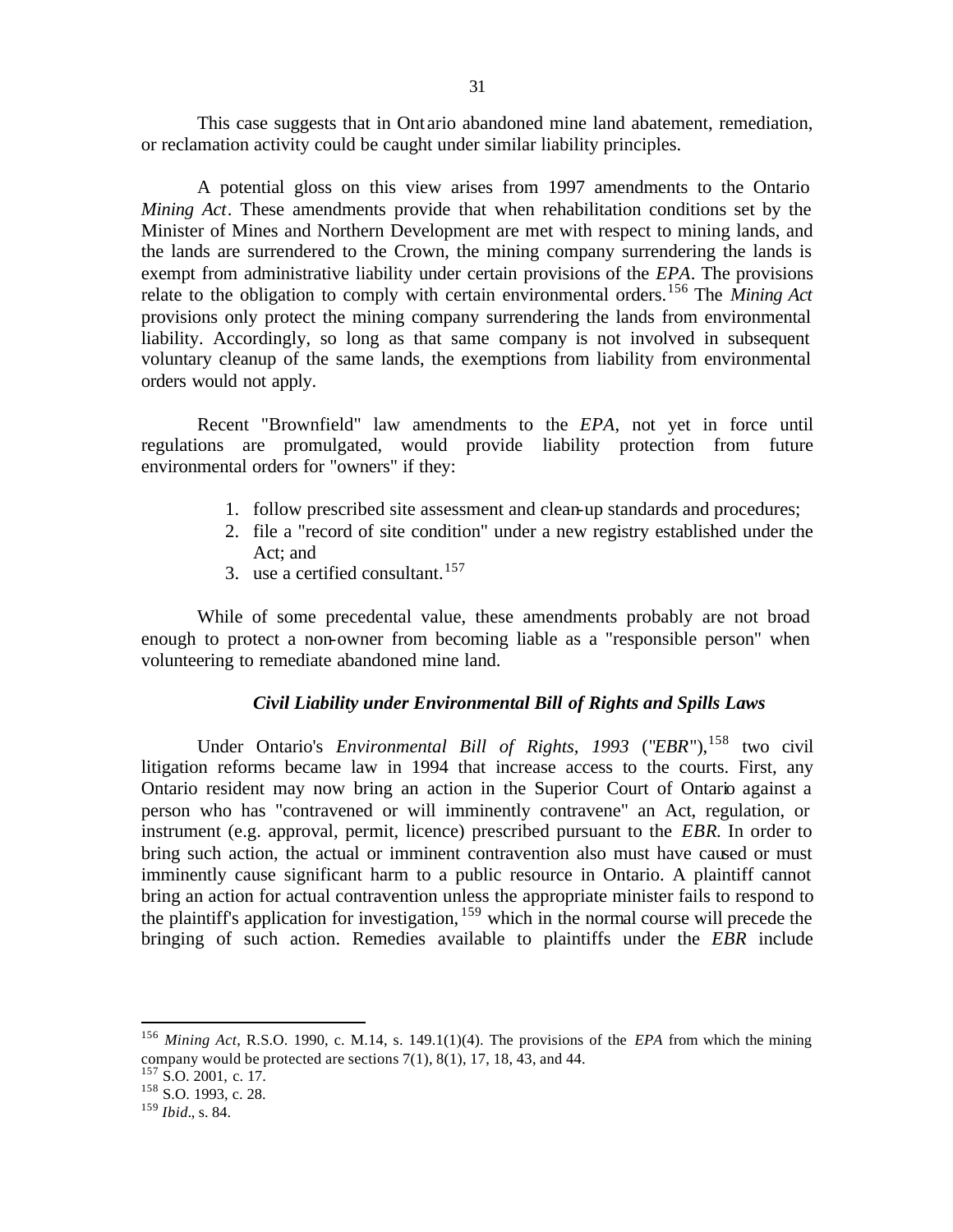This case suggests that in Ontario abandoned mine land abatement, remediation, or reclamation activity could be caught under similar liability principles.

A potential gloss on this view arises from 1997 amendments to the Ontario *Mining Act*. These amendments provide that when rehabilitation conditions set by the Minister of Mines and Northern Development are met with respect to mining lands, and the lands are surrendered to the Crown, the mining company surrendering the lands is exempt from administrative liability under certain provisions of the *EPA*. The provisions relate to the obligation to comply with certain environmental orders.[156] The *Mining Act* provisions only protect the mining company surrendering the lands from environmental liability. Accordingly, so long as that same company is not involved in subsequent voluntary cleanup of the same lands, the exemptions from liability from environmental orders would not apply.

Recent "Brownfield" law amendments to the *EPA*, not yet in force until regulations are promulgated, would provide liability protection from future environmental orders for "owners" if they:

1. follow prescribed site assessment and clean-up standards and procedures;
2. file a "record of site condition" under a new registry established under the Act; and
3. use a certified consultant.[157]

While of some precedental value, these amendments probably are not broad enough to protect a non-owner from becoming liable as a "responsible person" when volunteering to remediate abandoned mine land.

### *Civil Liability under Environmental Bill of Rights and Spills Laws*

Under Ontario's *Environmental Bill of Rights, 1993* ("*EBR*"),[158] two civil litigation reforms became law in 1994 that increase access to the courts. First, any Ontario resident may now bring an action in the Superior Court of Ontario against a person who has "contravened or will imminently contravene" an Act, regulation, or instrument (e.g. approval, permit, licence) prescribed pursuant to the *EBR*. In order to bring such action, the actual or imminent contravention also must have caused or must imminently cause significant harm to a public resource in Ontario. A plaintiff cannot bring an action for actual contravention unless the appropriate minister fails to respond to the plaintiff's application for investigation,[159] which in the normal course will precede the bringing of such action. Remedies available to plaintiffs under the *EBR* include

---

[156] *Mining Act*, R.S.O. 1990, c. M.14, s. 149.1(1)(4). The provisions of the *EPA* from which the mining company would be protected are sections 7(1), 8(1), 17, 18, 43, and 44.

[157] S.O. 2001, c. 17.

[158] S.O. 1993, c. 28.

[159] *Ibid*., s. 84.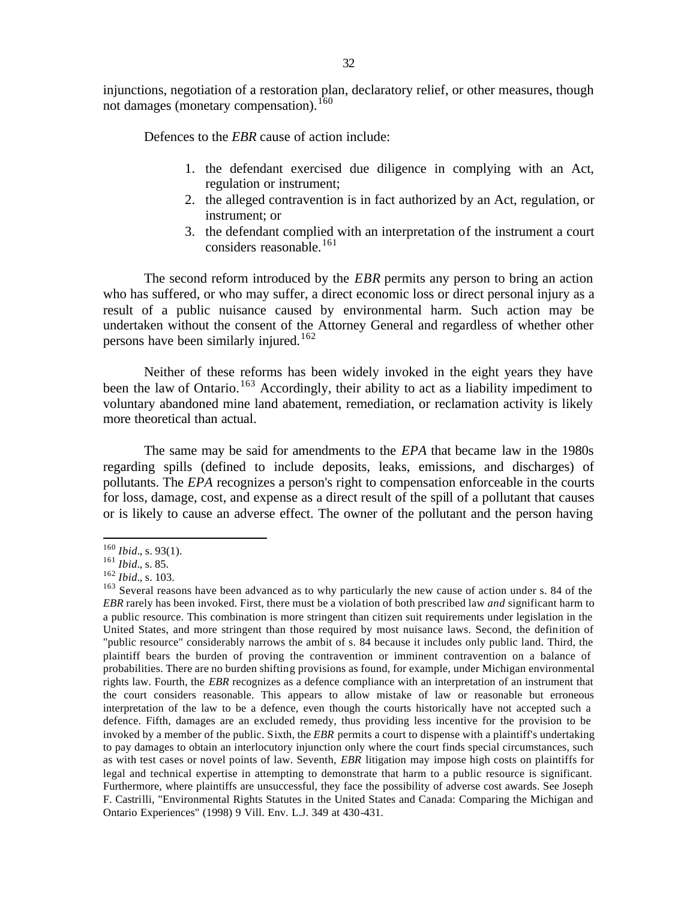injunctions, negotiation of a restoration plan, declaratory relief, or other measures, though not damages (monetary compensation).[160]

Defences to the *EBR* cause of action include:

1. the defendant exercised due diligence in complying with an Act, regulation or instrument;
2. the alleged contravention is in fact authorized by an Act, regulation, or instrument; or
3. the defendant complied with an interpretation of the instrument a court considers reasonable.[161]

The second reform introduced by the *EBR* permits any person to bring an action who has suffered, or who may suffer, a direct economic loss or direct personal injury as a result of a public nuisance caused by environmental harm. Such action may be undertaken without the consent of the Attorney General and regardless of whether other persons have been similarly injured.[162]

Neither of these reforms has been widely invoked in the eight years they have been the law of Ontario.[163] Accordingly, their ability to act as a liability impediment to voluntary abandoned mine land abatement, remediation, or reclamation activity is likely more theoretical than actual.

The same may be said for amendments to the *EPA* that became law in the 1980s regarding spills (defined to include deposits, leaks, emissions, and discharges) of pollutants. The *EPA* recognizes a person's right to compensation enforceable in the courts for loss, damage, cost, and expense as a direct result of the spill of a pollutant that causes or is likely to cause an adverse effect. The owner of the pollutant and the person having

---

[160] *Ibid*., s. 93(1).

[161] *Ibid*., s. 85.

[162] *Ibid*., s. 103.

[163] Several reasons have been advanced as to why particularly the new cause of action under s. 84 of the *EBR* rarely has been invoked. First, there must be a violation of both prescribed law *and* significant harm to a public resource. This combination is more stringent than citizen suit requirements under legislation in the United States, and more stringent than those required by most nuisance laws. Second, the definition of "public resource" considerably narrows the ambit of s. 84 because it includes only public land. Third, the plaintiff bears the burden of proving the contravention or imminent contravention on a balance of probabilities. There are no burden shifting provisions as found, for example, under Michigan environmental rights law. Fourth, the *EBR* recognizes as a defence compliance with an interpretation of an instrument that the court considers reasonable. This appears to allow mistake of law or reasonable but erroneous interpretation of the law to be a defence, even though the courts historically have not accepted such a defence. Fifth, damages are an excluded remedy, thus providing less incentive for the provision to be invoked by a member of the public. Sixth, the *EBR* permits a court to dispense with a plaintiff's undertaking to pay damages to obtain an interlocutory injunction only where the court finds special circumstances, such as with test cases or novel points of law. Seventh, *EBR* litigation may impose high costs on plaintiffs for legal and technical expertise in attempting to demonstrate that harm to a public resource is significant. Furthermore, where plaintiffs are unsuccessful, they face the possibility of adverse cost awards. See Joseph F. Castrilli, "Environmental Rights Statutes in the United States and Canada: Comparing the Michigan and Ontario Experiences" (1998) 9 Vill. Env. L.J. 349 at 430-431.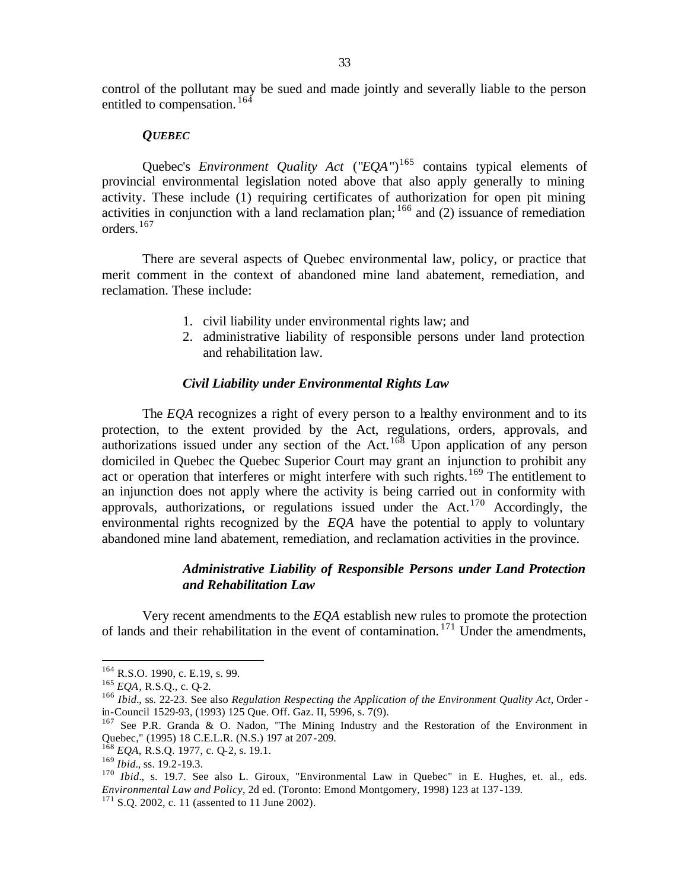control of the pollutant may be sued and made jointly and severally liable to the person entitled to compensation.[164]

### *QUEBEC*

Quebec's *Environment Quality Act* ("*EQA*")[165] contains typical elements of provincial environmental legislation noted above that also apply generally to mining activity. These include (1) requiring certificates of authorization for open pit mining activities in conjunction with a land reclamation plan;[166] and (2) issuance of remediation orders.[167]

There are several aspects of Quebec environmental law, policy, or practice that merit comment in the context of abandoned mine land abatement, remediation, and reclamation. These include:

1. civil liability under environmental rights law; and
2. administrative liability of responsible persons under land protection and rehabilitation law.

#### *Civil Liability under Environmental Rights Law*

The *EQA* recognizes a right of every person to a healthy environment and to its protection, to the extent provided by the Act, regulations, orders, approvals, and authorizations issued under any section of the Act.[168] Upon application of any person domiciled in Quebec the Quebec Superior Court may grant an injunction to prohibit any act or operation that interferes or might interfere with such rights.[169] The entitlement to an injunction does not apply where the activity is being carried out in conformity with approvals, authorizations, or regulations issued under the Act.[170] Accordingly, the environmental rights recognized by the *EQA* have the potential to apply to voluntary abandoned mine land abatement, remediation, and reclamation activities in the province.

#### *Administrative Liability of Responsible Persons under Land Protection and Rehabilitation Law*

Very recent amendments to the *EQA* establish new rules to promote the protection of lands and their rehabilitation in the event of contamination.[171] Under the amendments,

---

[164] R.S.O. 1990, c. E.19, s. 99.

[165] *EQA*, R.S.Q., c. Q-2.

[166] *Ibid*., ss. 22-23. See also *Regulation Respecting the Application of the Environment Quality Act*, Order-in-Council 1529-93, (1993) 125 Que. Off. Gaz. II, 5996, s. 7(9).

[167] See P.R. Granda & O. Nadon, "The Mining Industry and the Restoration of the Environment in Quebec," (1995) 18 C.E.L.R. (N.S.) 197 at 207-209.

[168] *EQA*, R.S.Q. 1977, c. Q-2, s. 19.1.

[169] *Ibid*., ss. 19.2-19.3.

[170] *Ibid*., s. 19.7. See also L. Giroux, "Environmental Law in Quebec" in E. Hughes, et. al., eds. *Environmental Law and Policy*, 2d ed. (Toronto: Emond Montgomery, 1998) 123 at 137-139.

[171] S.Q. 2002, c. 11 (assented to 11 June 2002).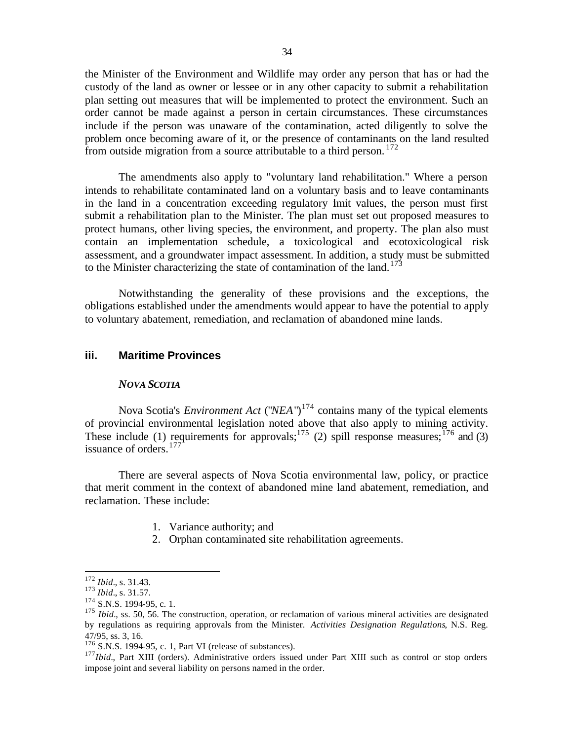the Minister of the Environment and Wildlife may order any person that has or had the custody of the land as owner or lessee or in any other capacity to submit a rehabilitation plan setting out measures that will be implemented to protect the environment. Such an order cannot be made against a person in certain circumstances. These circumstances include if the person was unaware of the contamination, acted diligently to solve the problem once becoming aware of it, or the presence of contaminants on the land resulted from outside migration from a source attributable to a third person.[172]

The amendments also apply to "voluntary land rehabilitation." Where a person intends to rehabilitate contaminated land on a voluntary basis and to leave contaminants in the land in a concentration exceeding regulatory limit values, the person must first submit a rehabilitation plan to the Minister. The plan must set out proposed measures to protect humans, other living species, the environment, and property. The plan also must contain an implementation schedule, a toxicological and ecotoxicological risk assessment, and a groundwater impact assessment. In addition, a study must be submitted to the Minister characterizing the state of contamination of the land.[173]

Notwithstanding the generality of these provisions and the exceptions, the obligations established under the amendments would appear to have the potential to apply to voluntary abatement, remediation, and reclamation of abandoned mine lands.

### iii. Maritime Provinces

#### *NOVA SCOTIA*

Nova Scotia's *Environment Act* ("*NEA*")[174] contains many of the typical elements of provincial environmental legislation noted above that also apply to mining activity. These include (1) requirements for approvals;[175] (2) spill response measures;[176] and (3) issuance of orders.[177]

There are several aspects of Nova Scotia environmental law, policy, or practice that merit comment in the context of abandoned mine land abatement, remediation, and reclamation. These include:

1. Variance authority; and
2. Orphan contaminated site rehabilitation agreements.

---

[172] *Ibid*., s. 31.43.

[173] *Ibid*., s. 31.57.

[174] S.N.S. 1994-95, c. 1.

[175] *Ibid*., ss. 50, 56. The construction, operation, or reclamation of various mineral activities are designated by regulations as requiring approvals from the Minister. *Activities Designation Regulations*, N.S. Reg. 47/95, ss. 3, 16.

[176] S.N.S. 1994-95, c. 1, Part VI (release of substances).

[177] *Ibid*., Part XIII (orders). Administrative orders issued under Part XIII such as control or stop orders impose joint and several liability on persons named in the order.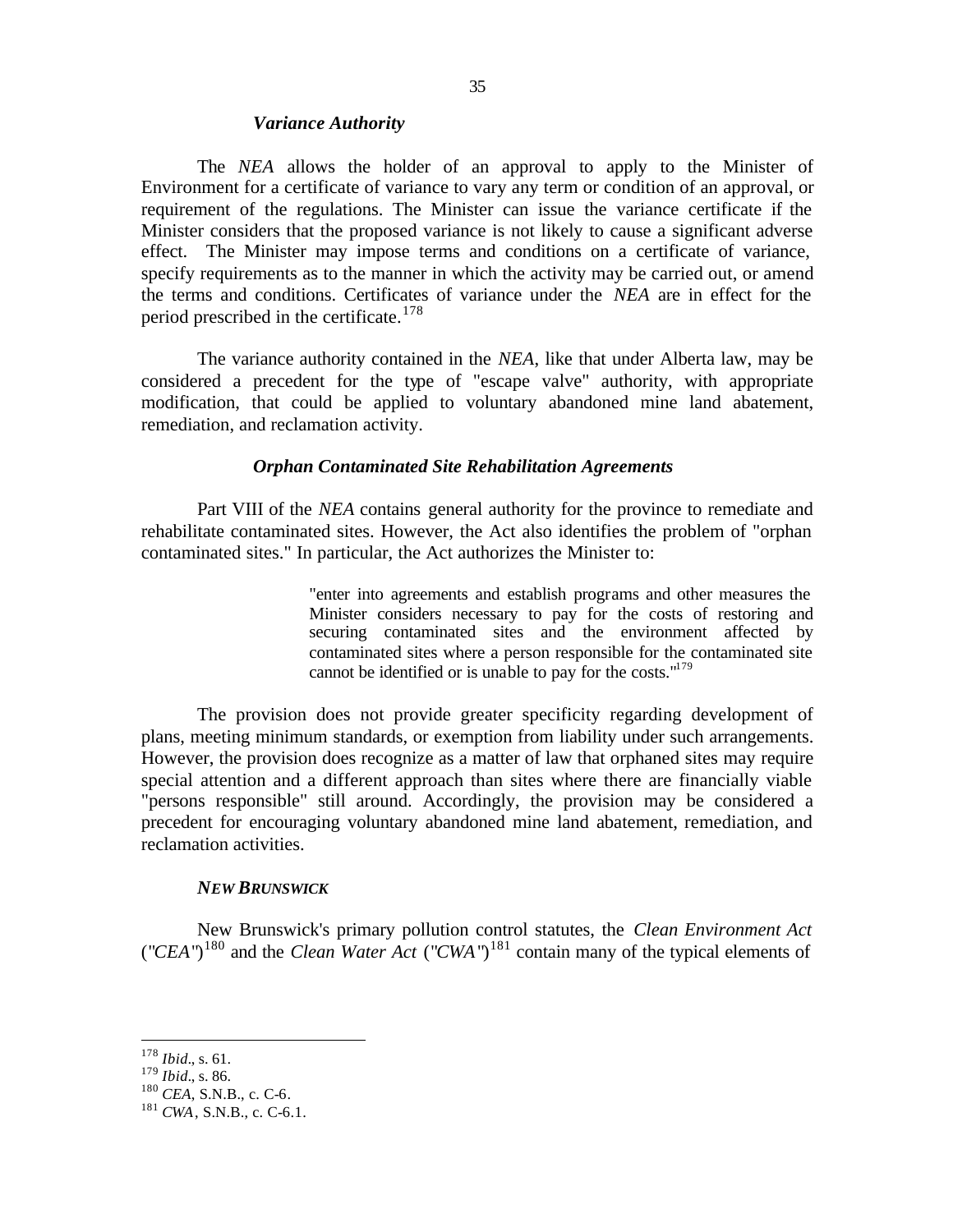### *Variance Authority*

The *NEA* allows the holder of an approval to apply to the Minister of Environment for a certificate of variance to vary any term or condition of an approval, or requirement of the regulations. The Minister can issue the variance certificate if the Minister considers that the proposed variance is not likely to cause a significant adverse effect. The Minister may impose terms and conditions on a certificate of variance, specify requirements as to the manner in which the activity may be carried out, or amend the terms and conditions. Certificates of variance under the *NEA* are in effect for the period prescribed in the certificate.[178]

The variance authority contained in the *NEA*, like that under Alberta law, may be considered a precedent for the type of "escape valve" authority, with appropriate modification, that could be applied to voluntary abandoned mine land abatement, remediation, and reclamation activity.

### *Orphan Contaminated Site Rehabilitation Agreements*

Part VIII of the *NEA* contains general authority for the province to remediate and rehabilitate contaminated sites. However, the Act also identifies the problem of "orphan contaminated sites." In particular, the Act authorizes the Minister to:

> "enter into agreements and establish programs and other measures the Minister considers necessary to pay for the costs of restoring and securing contaminated sites and the environment affected by contaminated sites where a person responsible for the contaminated site cannot be identified or is unable to pay for the costs."[179]

The provision does not provide greater specificity regarding development of plans, meeting minimum standards, or exemption from liability under such arrangements. However, the provision does recognize as a matter of law that orphaned sites may require special attention and a different approach than sites where there are financially viable "persons responsible" still around. Accordingly, the provision may be considered a precedent for encouraging voluntary abandoned mine land abatement, remediation, and reclamation activities.

### *NEW BRUNSWICK*

New Brunswick's primary pollution control statutes, the *Clean Environment Act* ("*CEA*")[180] and the *Clean Water Act* ("*CWA*")[181] contain many of the typical elements of

---

[178] *Ibid*., s. 61.
[179] *Ibid*., s. 86.
[180] *CEA*, S.N.B., c. C-6.
[181] *CWA*, S.N.B., c. C-6.1.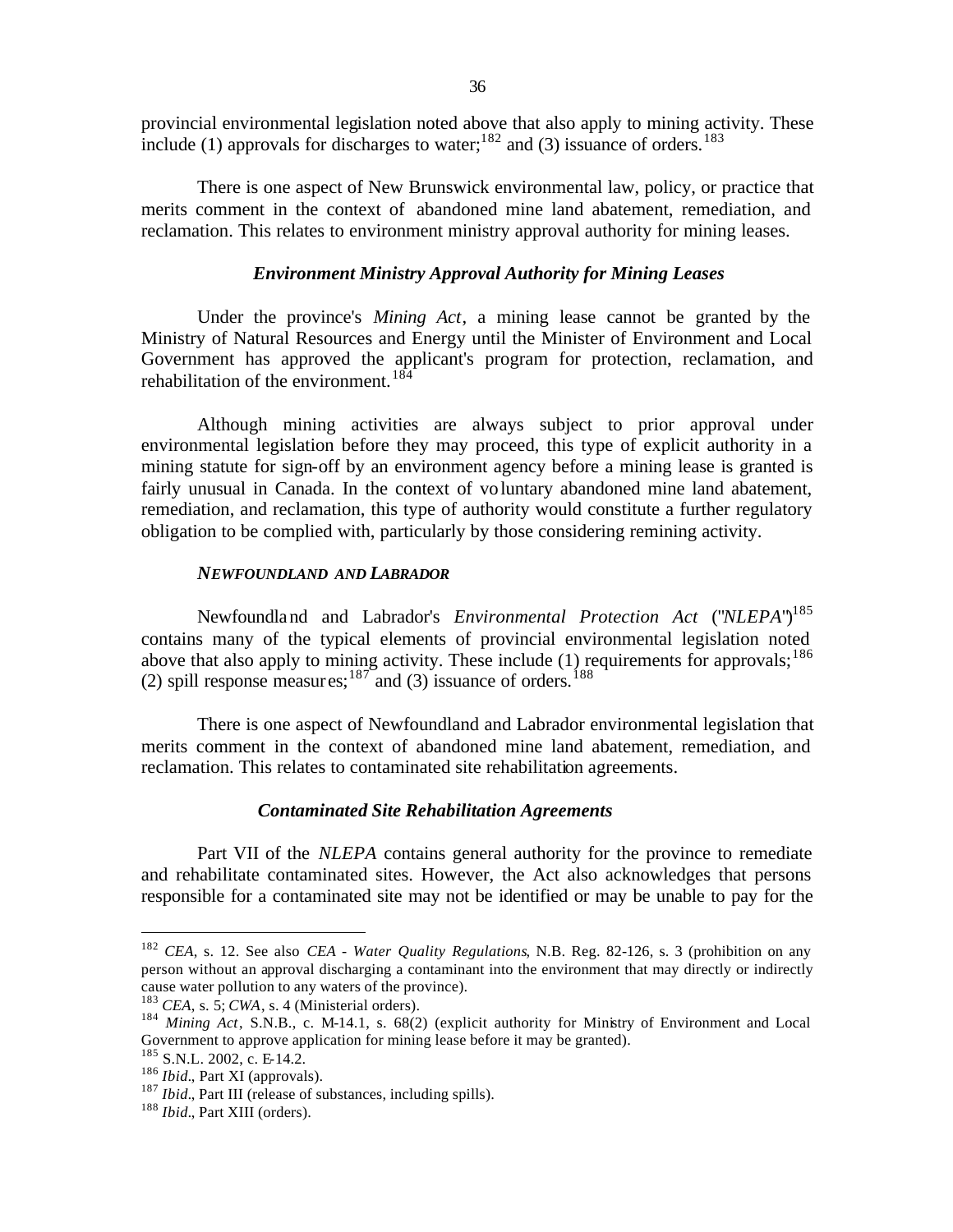provincial environmental legislation noted above that also apply to mining activity. These include (1) approvals for discharges to water;[182] and (3) issuance of orders.[183]

There is one aspect of New Brunswick environmental law, policy, or practice that merits comment in the context of abandoned mine land abatement, remediation, and reclamation. This relates to environment ministry approval authority for mining leases.

#### *Environment Ministry Approval Authority for Mining Leases*

Under the province's *Mining Act*, a mining lease cannot be granted by the Ministry of Natural Resources and Energy until the Minister of Environment and Local Government has approved the applicant's program for protection, reclamation, and rehabilitation of the environment.[184]

Although mining activities are always subject to prior approval under environmental legislation before they may proceed, this type of explicit authority in a mining statute for sign-off by an environment agency before a mining lease is granted is fairly unusual in Canada. In the context of voluntary abandoned mine land abatement, remediation, and reclamation, this type of authority would constitute a further regulatory obligation to be complied with, particularly by those considering remining activity.

### *NEWFOUNDLAND AND LABRADOR*

Newfoundland and Labrador's *Environmental Protection Act* ("*NLEPA*")[185] contains many of the typical elements of provincial environmental legislation noted above that also apply to mining activity. These include (1) requirements for approvals;[186] (2) spill response measures;[187] and (3) issuance of orders.[188]

There is one aspect of Newfoundland and Labrador environmental legislation that merits comment in the context of abandoned mine land abatement, remediation, and reclamation. This relates to contaminated site rehabilitation agreements.

#### *Contaminated Site Rehabilitation Agreements*

Part VII of the *NLEPA* contains general authority for the province to remediate and rehabilitate contaminated sites. However, the Act also acknowledges that persons responsible for a contaminated site may not be identified or may be unable to pay for the

---

[182] *CEA*, s. 12. See also *CEA - Water Quality Regulations*, N.B. Reg. 82-126, s. 3 (prohibition on any person without an approval discharging a contaminant into the environment that may directly or indirectly cause water pollution to any waters of the province).

[183] *CEA*, s. 5; *CWA*, s. 4 (Ministerial orders).

[184] *Mining Act*, S.N.B., c. M-14.1, s. 68(2) (explicit authority for Ministry of Environment and Local Government to approve application for mining lease before it may be granted).

[185] S.N.L. 2002, c. E-14.2.

[186] *Ibid*., Part XI (approvals).

[187] *Ibid*., Part III (release of substances, including spills).

[188] *Ibid*., Part XIII (orders).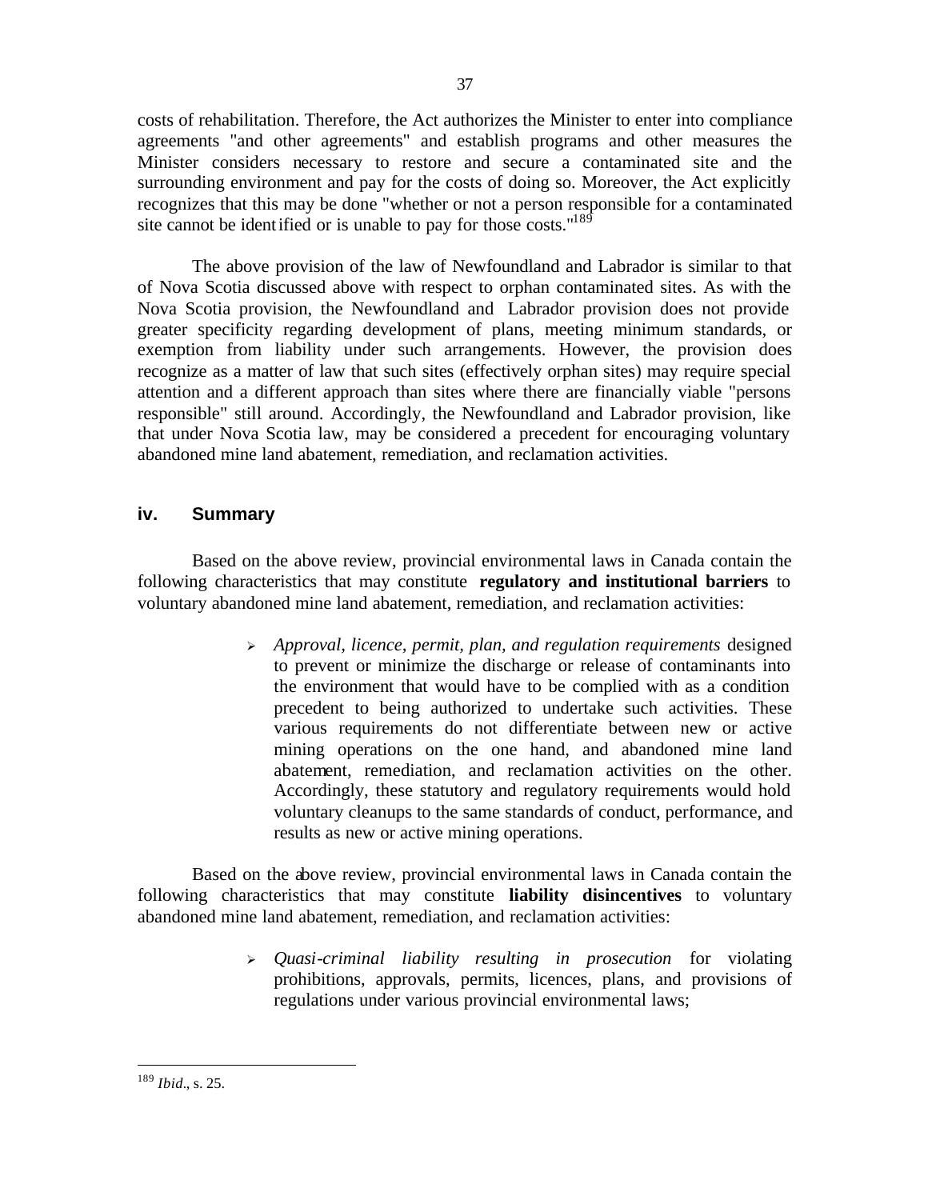costs of rehabilitation. Therefore, the Act authorizes the Minister to enter into compliance agreements "and other agreements" and establish programs and other measures the Minister considers necessary to restore and secure a contaminated site and the surrounding environment and pay for the costs of doing so. Moreover, the Act explicitly recognizes that this may be done "whether or not a person responsible for a contaminated site cannot be identified or is unable to pay for those costs."[189]

The above provision of the law of Newfoundland and Labrador is similar to that of Nova Scotia discussed above with respect to orphan contaminated sites. As with the Nova Scotia provision, the Newfoundland and Labrador provision does not provide greater specificity regarding development of plans, meeting minimum standards, or exemption from liability under such arrangements. However, the provision does recognize as a matter of law that such sites (effectively orphan sites) may require special attention and a different approach than sites where there are financially viable "persons responsible" still around. Accordingly, the Newfoundland and Labrador provision, like that under Nova Scotia law, may be considered a precedent for encouraging voluntary abandoned mine land abatement, remediation, and reclamation activities.

### iv. Summary

Based on the above review, provincial environmental laws in Canada contain the following characteristics that may constitute **regulatory and institutional barriers** to voluntary abandoned mine land abatement, remediation, and reclamation activities:

- *Approval, licence, permit, plan, and regulation requirements* designed to prevent or minimize the discharge or release of contaminants into the environment that would have to be complied with as a condition precedent to being authorized to undertake such activities. These various requirements do not differentiate between new or active mining operations on the one hand, and abandoned mine land abatement, remediation, and reclamation activities on the other. Accordingly, these statutory and regulatory requirements would hold voluntary cleanups to the same standards of conduct, performance, and results as new or active mining operations.

Based on the above review, provincial environmental laws in Canada contain the following characteristics that may constitute **liability disincentives** to voluntary abandoned mine land abatement, remediation, and reclamation activities:

- *Quasi-criminal liability resulting in prosecution* for violating prohibitions, approvals, permits, licences, plans, and provisions of regulations under various provincial environmental laws;

---

[189] *Ibid*., s. 25.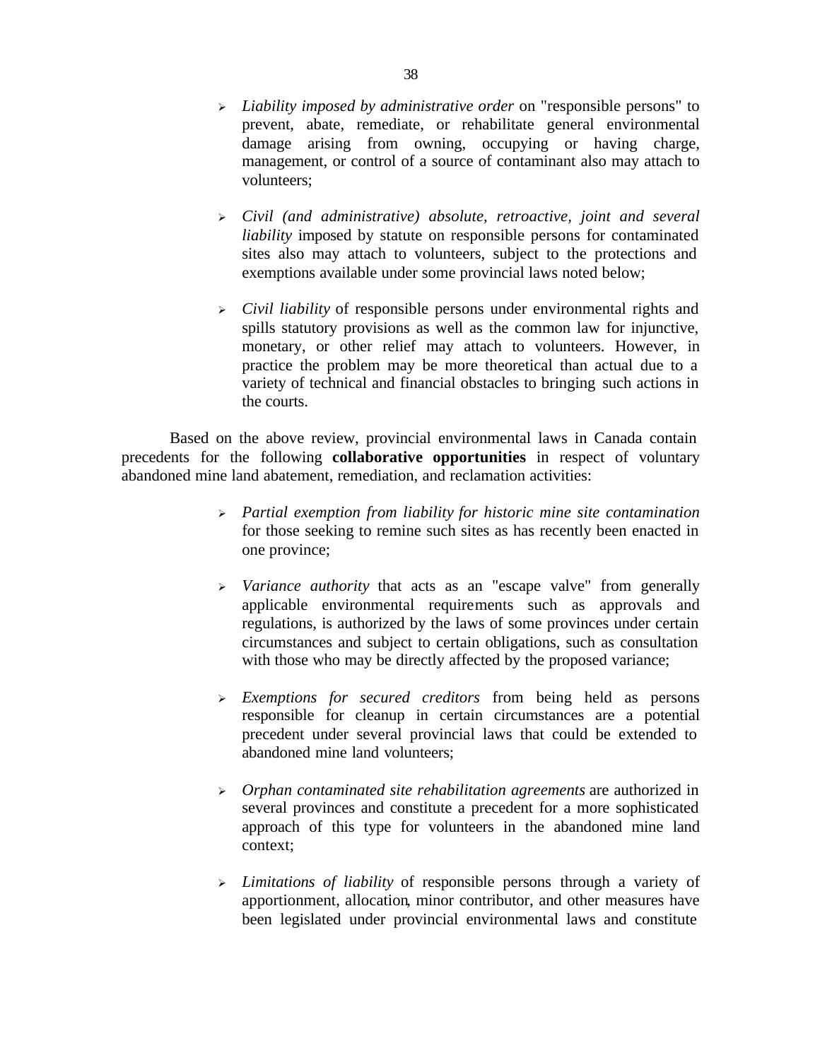- *Liability imposed by administrative order* on "responsible persons" to prevent, abate, remediate, or rehabilitate general environmental damage arising from owning, occupying or having charge, management, or control of a source of contaminant also may attach to volunteers;

- *Civil (and administrative) absolute, retroactive, joint and several liability* imposed by statute on responsible persons for contaminated sites also may attach to volunteers, subject to the protections and exemptions available under some provincial laws noted below;

- *Civil liability* of responsible persons under environmental rights and spills statutory provisions as well as the common law for injunctive, monetary, or other relief may attach to volunteers. However, in practice the problem may be more theoretical than actual due to a variety of technical and financial obstacles to bringing such actions in the courts.

Based on the above review, provincial environmental laws in Canada contain precedents for the following **collaborative opportunities** in respect of voluntary abandoned mine land abatement, remediation, and reclamation activities:

- *Partial exemption from liability for historic mine site contamination* for those seeking to remine such sites as has recently been enacted in one province;

- *Variance authority* that acts as an "escape valve" from generally applicable environmental requirements such as approvals and regulations, is authorized by the laws of some provinces under certain circumstances and subject to certain obligations, such as consultation with those who may be directly affected by the proposed variance;

- *Exemptions for secured creditors* from being held as persons responsible for cleanup in certain circumstances are a potential precedent under several provincial laws that could be extended to abandoned mine land volunteers;

- *Orphan contaminated site rehabilitation agreements* are authorized in several provinces and constitute a precedent for a more sophisticated approach of this type for volunteers in the abandoned mine land context;

- *Limitations of liability* of responsible persons through a variety of apportionment, allocation, minor contributor, and other measures have been legislated under provincial environmental laws and constitute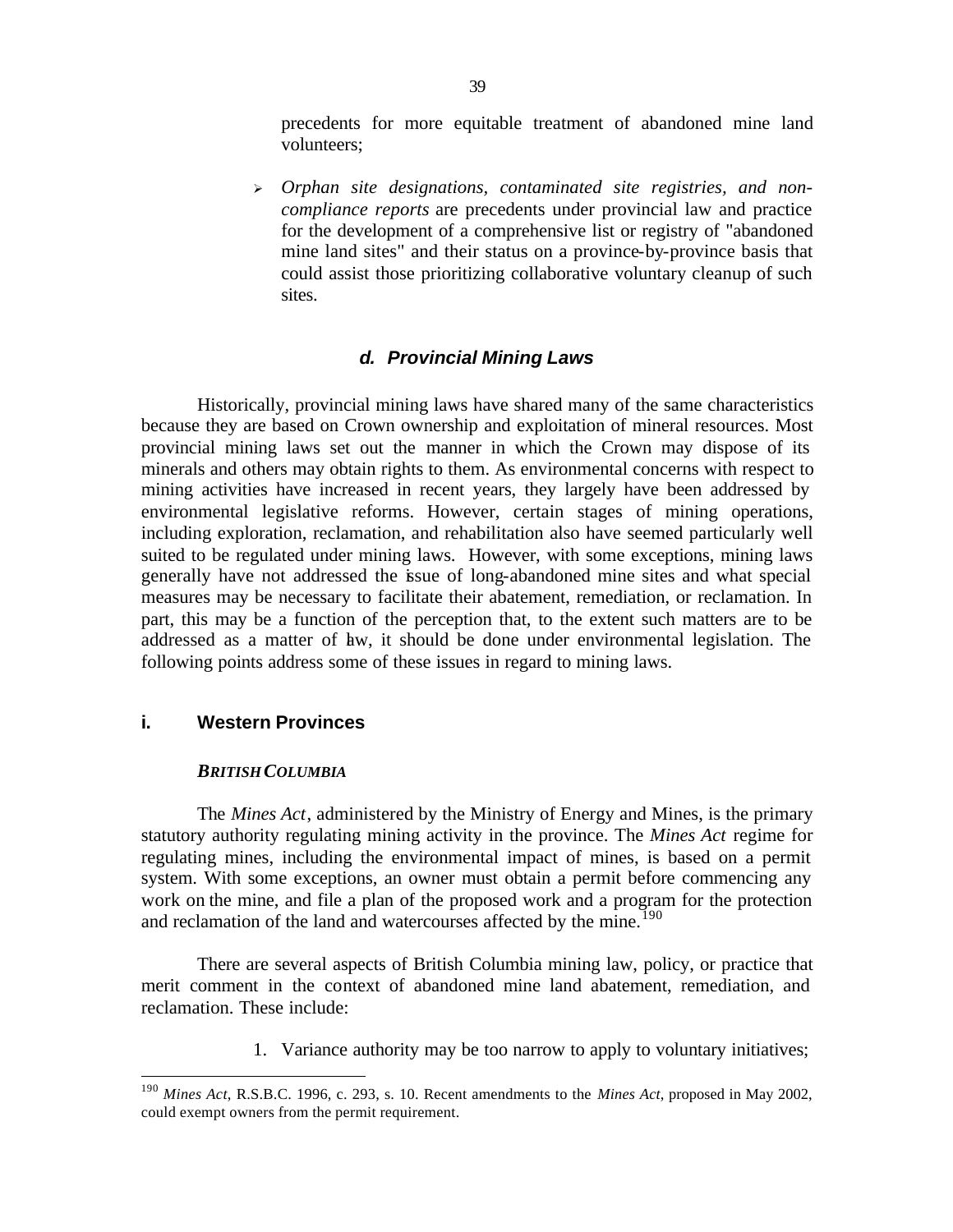precedents for more equitable treatment of abandoned mine land volunteers;

- *Orphan site designations, contaminated site registries, and non-compliance reports* are precedents under provincial law and practice for the development of a comprehensive list or registry of "abandoned mine land sites" and their status on a province-by-province basis that could assist those prioritizing collaborative voluntary cleanup of such sites.

### *d. Provincial Mining Laws*

Historically, provincial mining laws have shared many of the same characteristics because they are based on Crown ownership and exploitation of mineral resources. Most provincial mining laws set out the manner in which the Crown may dispose of its minerals and others may obtain rights to them. As environmental concerns with respect to mining activities have increased in recent years, they largely have been addressed by environmental legislative reforms. However, certain stages of mining operations, including exploration, reclamation, and rehabilitation also have seemed particularly well suited to be regulated under mining laws. However, with some exceptions, mining laws generally have not addressed the issue of long-abandoned mine sites and what special measures may be necessary to facilitate their abatement, remediation, or reclamation. In part, this may be a function of the perception that, to the extent such matters are to be addressed as a matter of law, it should be done under environmental legislation. The following points address some of these issues in regard to mining laws.

## i. Western Provinces

#### *BRITISH COLUMBIA*

The *Mines Act*, administered by the Ministry of Energy and Mines, is the primary statutory authority regulating mining activity in the province. The *Mines Act* regime for regulating mines, including the environmental impact of mines, is based on a permit system. With some exceptions, an owner must obtain a permit before commencing any work on the mine, and file a plan of the proposed work and a program for the protection and reclamation of the land and watercourses affected by the mine.[190]

There are several aspects of British Columbia mining law, policy, or practice that merit comment in the context of abandoned mine land abatement, remediation, and reclamation. These include:

1. Variance authority may be too narrow to apply to voluntary initiatives;

---

[190] *Mines Act*, R.S.B.C. 1996, c. 293, s. 10. Recent amendments to the *Mines Act*, proposed in May 2002, could exempt owners from the permit requirement.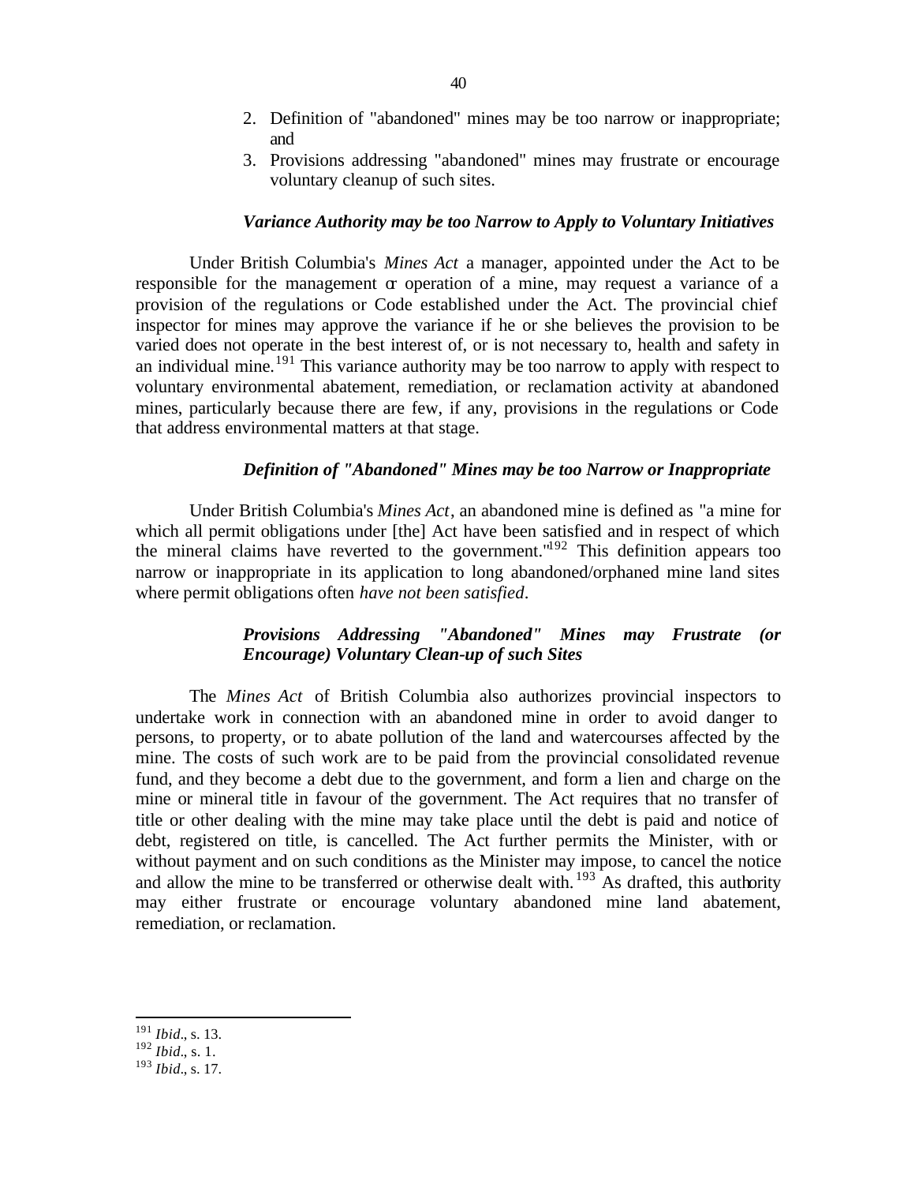2. Definition of "abandoned" mines may be too narrow or inappropriate; and
3. Provisions addressing "abandoned" mines may frustrate or encourage voluntary cleanup of such sites.

### *Variance Authority may be too Narrow to Apply to Voluntary Initiatives*

Under British Columbia's *Mines Act* a manager, appointed under the Act to be responsible for the management or operation of a mine, may request a variance of a provision of the regulations or Code established under the Act. The provincial chief inspector for mines may approve the variance if he or she believes the provision to be varied does not operate in the best interest of, or is not necessary to, health and safety in an individual mine.[191] This variance authority may be too narrow to apply with respect to voluntary environmental abatement, remediation, or reclamation activity at abandoned mines, particularly because there are few, if any, provisions in the regulations or Code that address environmental matters at that stage.

### *Definition of "Abandoned" Mines may be too Narrow or Inappropriate*

Under British Columbia's *Mines Act*, an abandoned mine is defined as "a mine for which all permit obligations under [the] Act have been satisfied and in respect of which the mineral claims have reverted to the government."[192] This definition appears too narrow or inappropriate in its application to long abandoned/orphaned mine land sites where permit obligations often *have not been satisfied*.

### *Provisions Addressing "Abandoned" Mines may Frustrate (or Encourage) Voluntary Clean-up of such Sites*

The *Mines Act* of British Columbia also authorizes provincial inspectors to undertake work in connection with an abandoned mine in order to avoid danger to persons, to property, or to abate pollution of the land and watercourses affected by the mine. The costs of such work are to be paid from the provincial consolidated revenue fund, and they become a debt due to the government, and form a lien and charge on the mine or mineral title in favour of the government. The Act requires that no transfer of title or other dealing with the mine may take place until the debt is paid and notice of debt, registered on title, is cancelled. The Act further permits the Minister, with or without payment and on such conditions as the Minister may impose, to cancel the notice and allow the mine to be transferred or otherwise dealt with.[193] As drafted, this authority may either frustrate or encourage voluntary abandoned mine land abatement, remediation, or reclamation.

---

[191] *Ibid*., s. 13.
[192] *Ibid*., s. 1.
[193] *Ibid*., s. 17.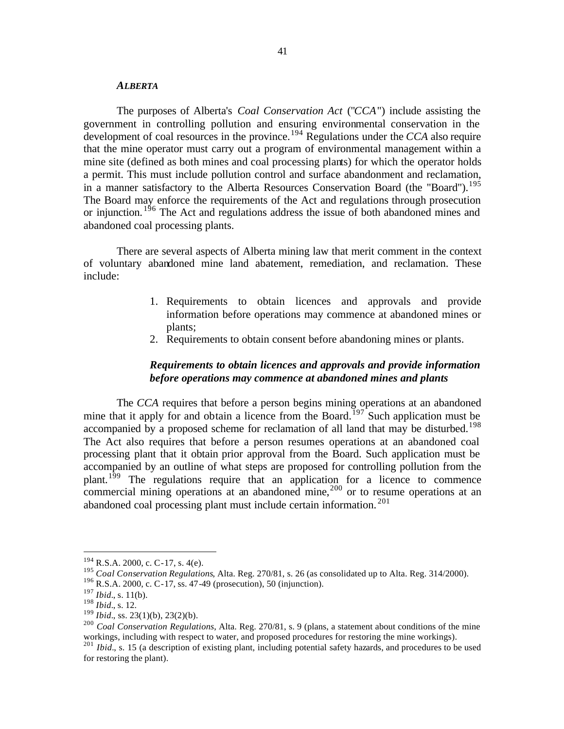### *ALBERTA*

The purposes of Alberta's *Coal Conservation Act* ("*CCA*") include assisting the government in controlling pollution and ensuring environmental conservation in the development of coal resources in the province.[194] Regulations under the *CCA* also require that the mine operator must carry out a program of environmental management within a mine site (defined as both mines and coal processing plants) for which the operator holds a permit. This must include pollution control and surface abandonment and reclamation, in a manner satisfactory to the Alberta Resources Conservation Board (the "Board").[195] The Board may enforce the requirements of the Act and regulations through prosecution or injunction.[196] The Act and regulations address the issue of both abandoned mines and abandoned coal processing plants.

There are several aspects of Alberta mining law that merit comment in the context of voluntary abandoned mine land abatement, remediation, and reclamation. These include:

1. Requirements to obtain licences and approvals and provide information before operations may commence at abandoned mines or plants;
2. Requirements to obtain consent before abandoning mines or plants.

#### *Requirements to obtain licences and approvals and provide information before operations may commence at abandoned mines and plants*

The *CCA* requires that before a person begins mining operations at an abandoned mine that it apply for and obtain a licence from the Board.[197] Such application must be accompanied by a proposed scheme for reclamation of all land that may be disturbed.[198] The Act also requires that before a person resumes operations at an abandoned coal processing plant that it obtain prior approval from the Board. Such application must be accompanied by an outline of what steps are proposed for controlling pollution from the plant.[199] The regulations require that an application for a licence to commence commercial mining operations at an abandoned mine,[200] or to resume operations at an abandoned coal processing plant must include certain information.[201]

---

[194] R.S.A. 2000, c. C-17, s. 4(e).

[195] *Coal Conservation Regulations*, Alta. Reg. 270/81, s. 26 (as consolidated up to Alta. Reg. 314/2000).

[196] R.S.A. 2000, c. C-17, ss. 47-49 (prosecution), 50 (injunction).

[197] *Ibid*., s. 11(b).

[198] *Ibid*., s. 12.

[199] *Ibid*., ss. 23(1)(b), 23(2)(b).

[200] *Coal Conservation Regulations*, Alta. Reg. 270/81, s. 9 (plans, a statement about conditions of the mine workings, including with respect to water, and proposed procedures for restoring the mine workings).

[201] *Ibid*., s. 15 (a description of existing plant, including potential safety hazards, and procedures to be used for restoring the plant).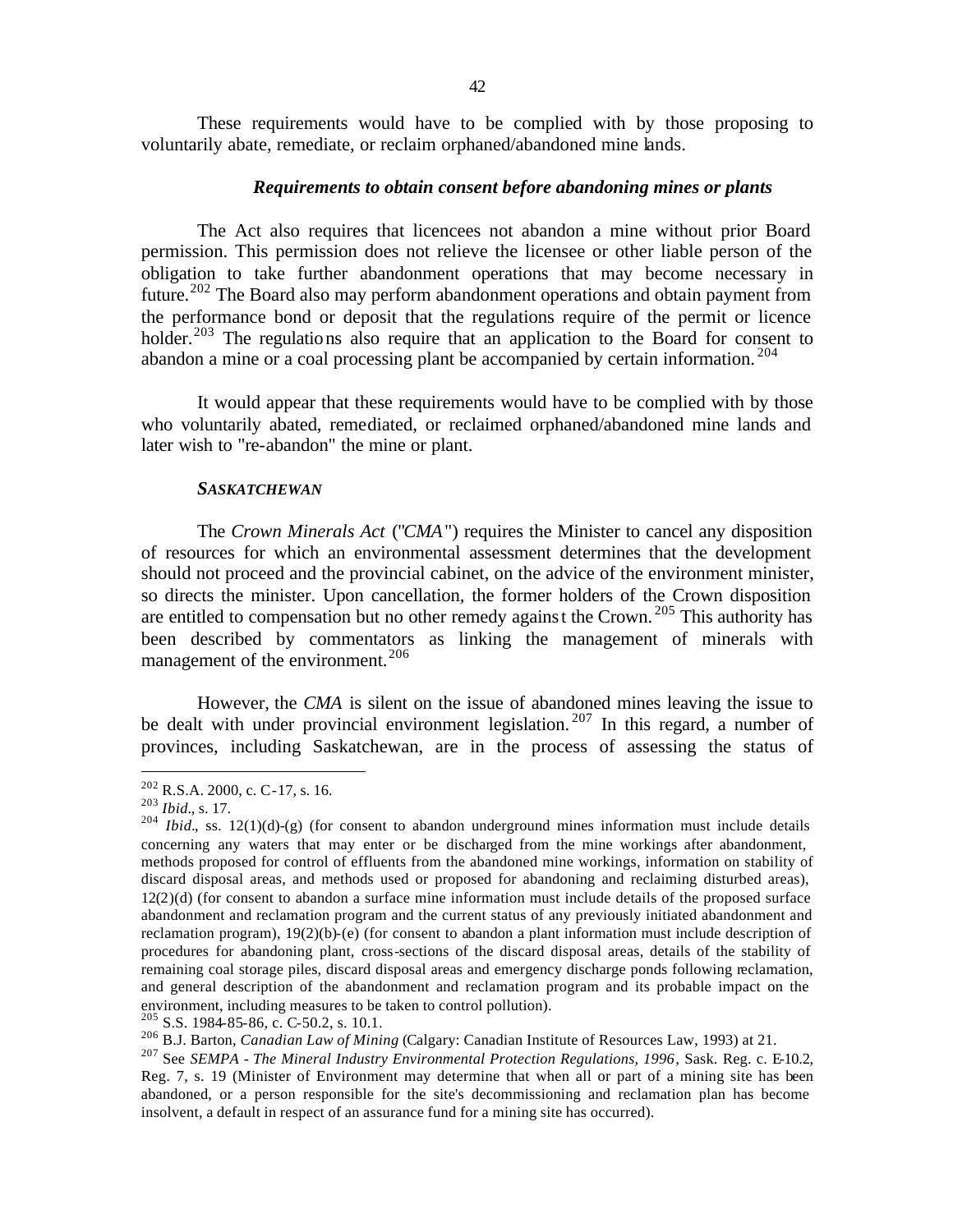These requirements would have to be complied with by those proposing to voluntarily abate, remediate, or reclaim orphaned/abandoned mine lands.

### *Requirements to obtain consent before abandoning mines or plants*

The Act also requires that licencees not abandon a mine without prior Board permission. This permission does not relieve the licensee or other liable person of the obligation to take further abandonment operations that may become necessary in future.[202] The Board also may perform abandonment operations and obtain payment from the performance bond or deposit that the regulations require of the permit or licence holder.[203] The regulations also require that an application to the Board for consent to abandon a mine or a coal processing plant be accompanied by certain information.[204]

It would appear that these requirements would have to be complied with by those who voluntarily abated, remediated, or reclaimed orphaned/abandoned mine lands and later wish to "re-abandon" the mine or plant.

### ***SASKATCHEWAN***

The *Crown Minerals Act* ("*CMA*") requires the Minister to cancel any disposition of resources for which an environmental assessment determines that the development should not proceed and the provincial cabinet, on the advice of the environment minister, so directs the minister. Upon cancellation, the former holders of the Crown disposition are entitled to compensation but no other remedy against the Crown.[205] This authority has been described by commentators as linking the management of minerals with management of the environment.[206]

However, the *CMA* is silent on the issue of abandoned mines leaving the issue to be dealt with under provincial environment legislation.[207] In this regard, a number of provinces, including Saskatchewan, are in the process of assessing the status of

---

[202] R.S.A. 2000, c. C-17, s. 16.

[203] *Ibid*., s. 17.

[204] *Ibid*., ss. 12(1)(d)-(g) (for consent to abandon underground mines information must include details concerning any waters that may enter or be discharged from the mine workings after abandonment, methods proposed for control of effluents from the abandoned mine workings, information on stability of discard disposal areas, and methods used or proposed for abandoning and reclaiming disturbed areas), 12(2)(d) (for consent to abandon a surface mine information must include details of the proposed surface abandonment and reclamation program and the current status of any previously initiated abandonment and reclamation program), 19(2)(b)-(e) (for consent to abandon a plant information must include description of procedures for abandoning plant, cross-sections of the discard disposal areas, details of the stability of remaining coal storage piles, discard disposal areas and emergency discharge ponds following reclamation, and general description of the abandonment and reclamation program and its probable impact on the environment, including measures to be taken to control pollution).

[205] S.S. 1984-85-86, c. C-50.2, s. 10.1.

[206] B.J. Barton, *Canadian Law of Mining* (Calgary: Canadian Institute of Resources Law, 1993) at 21.

[207] See *SEMPA - The Mineral Industry Environmental Protection Regulations, 1996*, Sask. Reg. c. E-10.2, Reg. 7, s. 19 (Minister of Environment may determine that when all or part of a mining site has been abandoned, or a person responsible for the site's decommissioning and reclamation plan has become insolvent, a default in respect of an assurance fund for a mining site has occurred).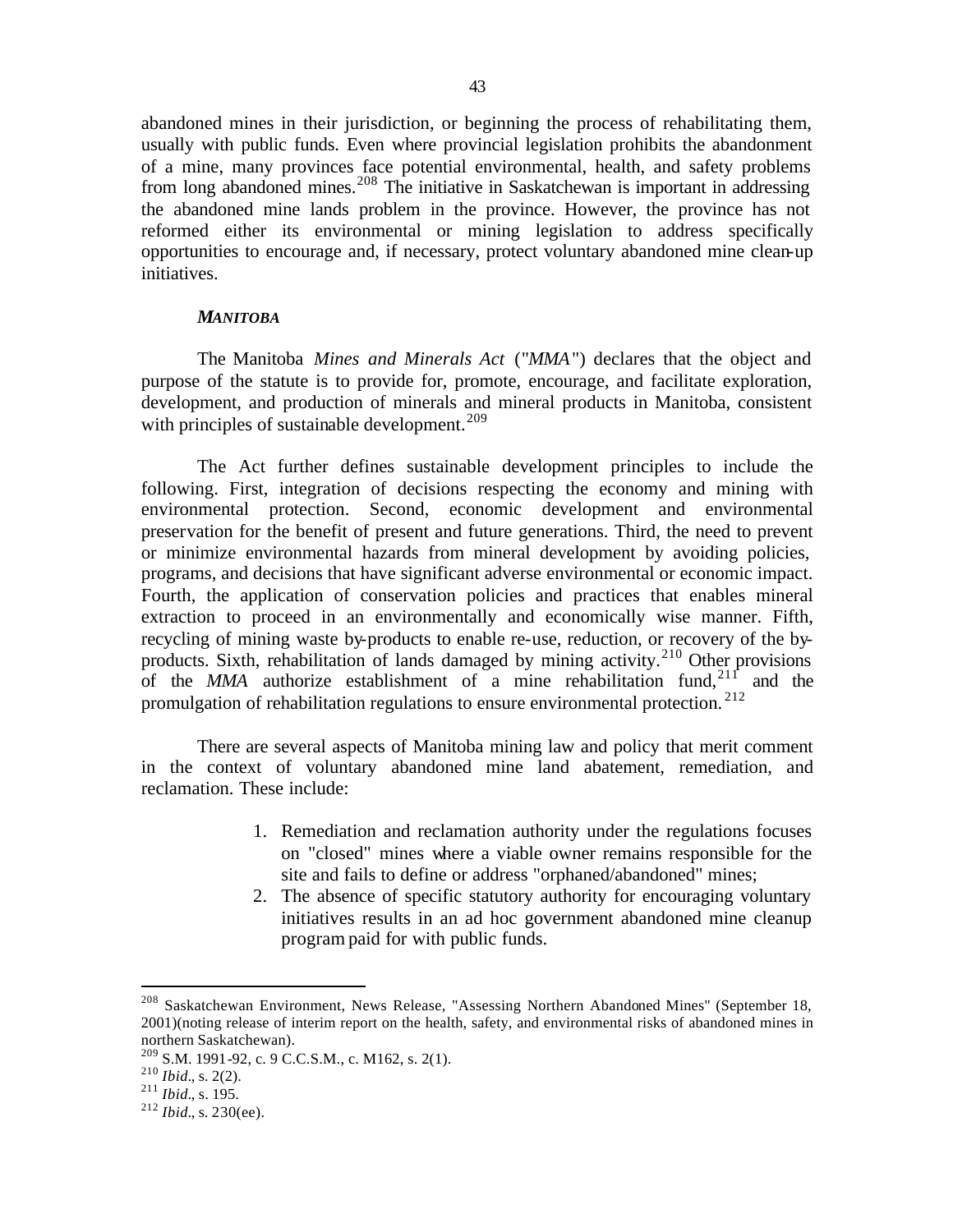abandoned mines in their jurisdiction, or beginning the process of rehabilitating them, usually with public funds. Even where provincial legislation prohibits the abandonment of a mine, many provinces face potential environmental, health, and safety problems from long abandoned mines.[208] The initiative in Saskatchewan is important in addressing the abandoned mine lands problem in the province. However, the province has not reformed either its environmental or mining legislation to address specifically opportunities to encourage and, if necessary, protect voluntary abandoned mine clean-up initiatives.

### *MANITOBA*

The Manitoba *Mines and Minerals Act* ("*MMA*") declares that the object and purpose of the statute is to provide for, promote, encourage, and facilitate exploration, development, and production of minerals and mineral products in Manitoba, consistent with principles of sustainable development.[209]

The Act further defines sustainable development principles to include the following. First, integration of decisions respecting the economy and mining with environmental protection. Second, economic development and environmental preservation for the benefit of present and future generations. Third, the need to prevent or minimize environmental hazards from mineral development by avoiding policies, programs, and decisions that have significant adverse environmental or economic impact. Fourth, the application of conservation policies and practices that enables mineral extraction to proceed in an environmentally and economically wise manner. Fifth, recycling of mining waste by-products to enable re-use, reduction, or recovery of the by-products. Sixth, rehabilitation of lands damaged by mining activity.[210] Other provisions of the *MMA* authorize establishment of a mine rehabilitation fund,[211] and the promulgation of rehabilitation regulations to ensure environmental protection.[212]

There are several aspects of Manitoba mining law and policy that merit comment in the context of voluntary abandoned mine land abatement, remediation, and reclamation. These include:

1. Remediation and reclamation authority under the regulations focuses on "closed" mines where a viable owner remains responsible for the site and fails to define or address "orphaned/abandoned" mines;
2. The absence of specific statutory authority for encouraging voluntary initiatives results in an ad hoc government abandoned mine cleanup program paid for with public funds.

---

[208] Saskatchewan Environment, News Release, "Assessing Northern Abandoned Mines" (September 18, 2001)(noting release of interim report on the health, safety, and environmental risks of abandoned mines in northern Saskatchewan).

[209] S.M. 1991-92, c. 9 C.C.S.M., c. M162, s. 2(1).

[210] *Ibid*., s. 2(2).

[211] *Ibid*., s. 195.

[212] *Ibid*., s. 230(ee).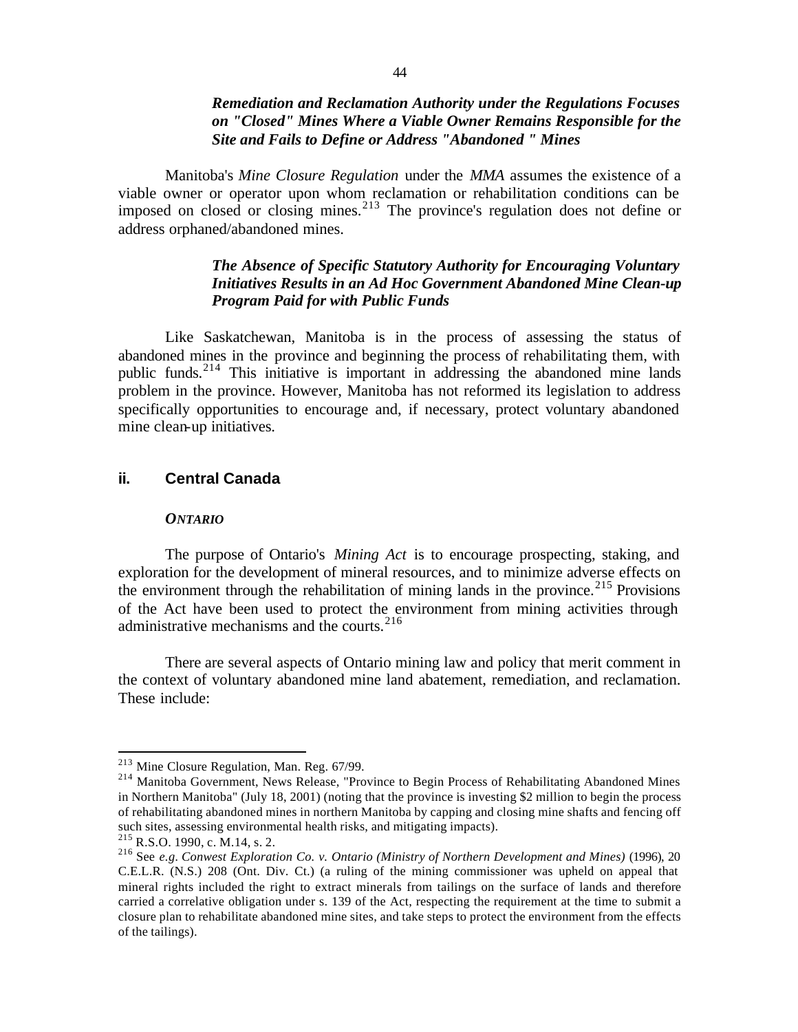***Remediation and Reclamation Authority under the Regulations Focuses on "Closed" Mines Where a Viable Owner Remains Responsible for the Site and Fails to Define or Address "Abandoned " Mines***

Manitoba's *Mine Closure Regulation* under the *MMA* assumes the existence of a viable owner or operator upon whom reclamation or rehabilitation conditions can be imposed on closed or closing mines.[213] The province's regulation does not define or address orphaned/abandoned mines.

***The Absence of Specific Statutory Authority for Encouraging Voluntary Initiatives Results in an Ad Hoc Government Abandoned Mine Clean-up Program Paid for with Public Funds***

Like Saskatchewan, Manitoba is in the process of assessing the status of abandoned mines in the province and beginning the process of rehabilitating them, with public funds.[214] This initiative is important in addressing the abandoned mine lands problem in the province. However, Manitoba has not reformed its legislation to address specifically opportunities to encourage and, if necessary, protect voluntary abandoned mine clean-up initiatives.

## ii. Central Canada

***ONTARIO***

The purpose of Ontario's *Mining Act* is to encourage prospecting, staking, and exploration for the development of mineral resources, and to minimize adverse effects on the environment through the rehabilitation of mining lands in the province.[215] Provisions of the Act have been used to protect the environment from mining activities through administrative mechanisms and the courts.[216]

There are several aspects of Ontario mining law and policy that merit comment in the context of voluntary abandoned mine land abatement, remediation, and reclamation. These include:

---

[213] Mine Closure Regulation, Man. Reg. 67/99.

[214] Manitoba Government, News Release, "Province to Begin Process of Rehabilitating Abandoned Mines in Northern Manitoba" (July 18, 2001) (noting that the province is investing $2 million to begin the process of rehabilitating abandoned mines in northern Manitoba by capping and closing mine shafts and fencing off such sites, assessing environmental health risks, and mitigating impacts).

[215] R.S.O. 1990, c. M.14, s. 2.

[216] See *e.g. Conwest Exploration Co. v. Ontario (Ministry of Northern Development and Mines)* (1996), 20 C.E.L.R. (N.S.) 208 (Ont. Div. Ct.) (a ruling of the mining commissioner was upheld on appeal that mineral rights included the right to extract minerals from tailings on the surface of lands and therefore carried a correlative obligation under s. 139 of the Act, respecting the requirement at the time to submit a closure plan to rehabilitate abandoned mine sites, and take steps to protect the environment from the effects of the tailings).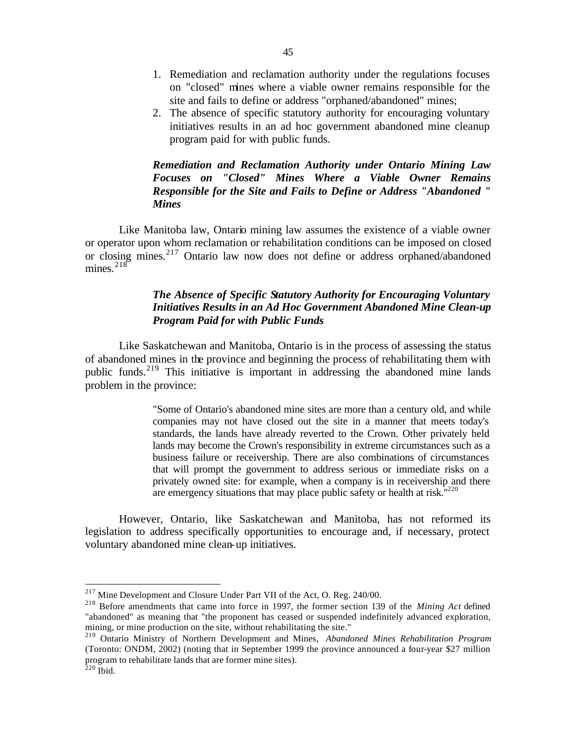1. Remediation and reclamation authority under the regulations focuses on "closed" mines where a viable owner remains responsible for the site and fails to define or address "orphaned/abandoned" mines;
2. The absence of specific statutory authority for encouraging voluntary initiatives results in an ad hoc government abandoned mine cleanup program paid for with public funds.

### *Remediation and Reclamation Authority under Ontario Mining Law Focuses on "Closed" Mines Where a Viable Owner Remains Responsible for the Site and Fails to Define or Address "Abandoned " Mines*

Like Manitoba law, Ontario mining law assumes the existence of a viable owner or operator upon whom reclamation or rehabilitation conditions can be imposed on closed or closing mines.[217] Ontario law now does not define or address orphaned/abandoned mines.[218]

### *The Absence of Specific Statutory Authority for Encouraging Voluntary Initiatives Results in an Ad Hoc Government Abandoned Mine Clean-up Program Paid for with Public Funds*

Like Saskatchewan and Manitoba, Ontario is in the process of assessing the status of abandoned mines in the province and beginning the process of rehabilitating them with public funds.[219] This initiative is important in addressing the abandoned mine lands problem in the province:

> "Some of Ontario's abandoned mine sites are more than a century old, and while companies may not have closed out the site in a manner that meets today's standards, the lands have already reverted to the Crown. Other privately held lands may become the Crown's responsibility in extreme circumstances such as a business failure or receivership. There are also combinations of circumstances that will prompt the government to address serious or immediate risks on a privately owned site: for example, when a company is in receivership and there are emergency situations that may place public safety or health at risk."[220]

However, Ontario, like Saskatchewan and Manitoba, has not reformed its legislation to address specifically opportunities to encourage and, if necessary, protect voluntary abandoned mine clean-up initiatives.

---

[217] Mine Development and Closure Under Part VII of the Act, O. Reg. 240/00.

[218] Before amendments that came into force in 1997, the former section 139 of the *Mining Act* defined "abandoned" as meaning that "the proponent has ceased or suspended indefinitely advanced exploration, mining, or mine production on the site, without rehabilitating the site."

[219] Ontario Ministry of Northern Development and Mines, *Abandoned Mines Rehabilitation Program* (Toronto: ONDM, 2002) (noting that in September 1999 the province announced a four-year $27 million program to rehabilitate lands that are former mine sites).

[220] Ibid.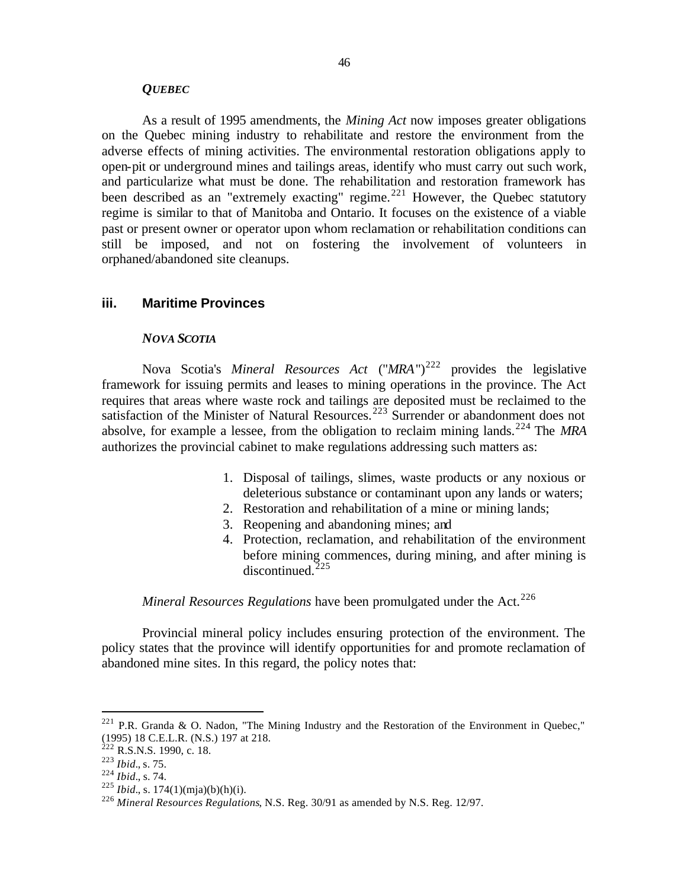***QUEBEC***

As a result of 1995 amendments, the *Mining Act* now imposes greater obligations on the Quebec mining industry to rehabilitate and restore the environment from the adverse effects of mining activities. The environmental restoration obligations apply to open-pit or underground mines and tailings areas, identify who must carry out such work, and particularize what must be done. The rehabilitation and restoration framework has been described as an "extremely exacting" regime.[221] However, the Quebec statutory regime is similar to that of Manitoba and Ontario. It focuses on the existence of a viable past or present owner or operator upon whom reclamation or rehabilitation conditions can still be imposed, and not on fostering the involvement of volunteers in orphaned/abandoned site cleanups.

### iii. Maritime Provinces

***NOVA SCOTIA***

Nova Scotia's *Mineral Resources Act* ("*MRA*")[222] provides the legislative framework for issuing permits and leases to mining operations in the province. The Act requires that areas where waste rock and tailings are deposited must be reclaimed to the satisfaction of the Minister of Natural Resources.[223] Surrender or abandonment does not absolve, for example a lessee, from the obligation to reclaim mining lands.[224] The *MRA* authorizes the provincial cabinet to make regulations addressing such matters as:

1. Disposal of tailings, slimes, waste products or any noxious or deleterious substance or contaminant upon any lands or waters;
2. Restoration and rehabilitation of a mine or mining lands;
3. Reopening and abandoning mines; and
4. Protection, reclamation, and rehabilitation of the environment before mining commences, during mining, and after mining is discontinued.[225]

*Mineral Resources Regulations* have been promulgated under the Act.[226]

Provincial mineral policy includes ensuring protection of the environment. The policy states that the province will identify opportunities for and promote reclamation of abandoned mine sites. In this regard, the policy notes that:

---

[221] P.R. Granda & O. Nadon, "The Mining Industry and the Restoration of the Environment in Quebec," (1995) 18 C.E.L.R. (N.S.) 197 at 218.

[222] R.S.N.S. 1990, c. 18.

[223] *Ibid*., s. 75.

[224] *Ibid*., s. 74.

[225] *Ibid*., s. 174(1)(mja)(b)(h)(i).

[226] *Mineral Resources Regulations*, N.S. Reg. 30/91 as amended by N.S. Reg. 12/97.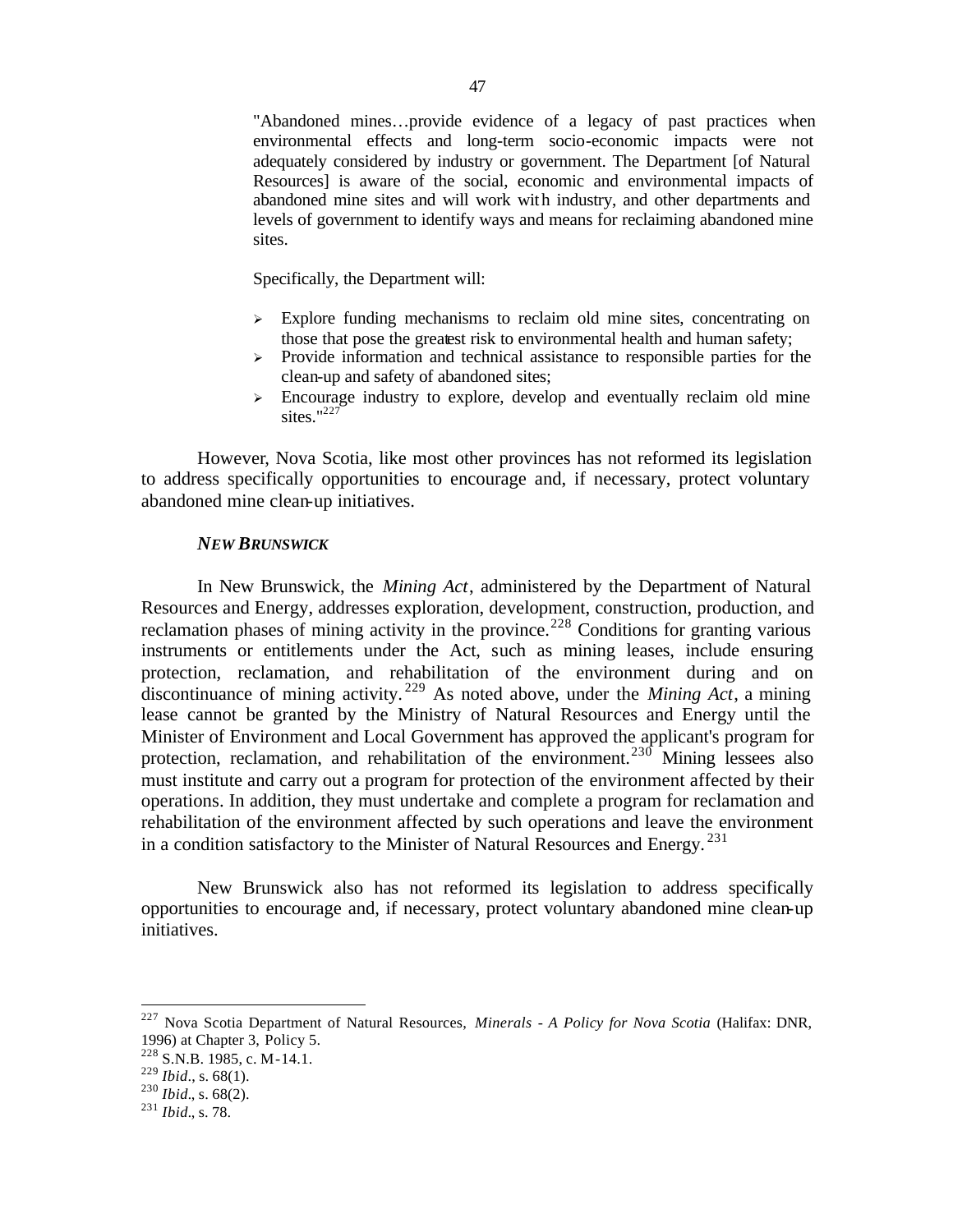"Abandoned mines…provide evidence of a legacy of past practices when environmental effects and long-term socio-economic impacts were not adequately considered by industry or government. The Department [of Natural Resources] is aware of the social, economic and environmental impacts of abandoned mine sites and will work with industry, and other departments and levels of government to identify ways and means for reclaiming abandoned mine sites.
>
> Specifically, the Department will:
>
> - Explore funding mechanisms to reclaim old mine sites, concentrating on those that pose the greatest risk to environmental health and human safety;
> - Provide information and technical assistance to responsible parties for the clean-up and safety of abandoned sites;
> - Encourage industry to explore, develop and eventually reclaim old mine sites."[227]

However, Nova Scotia, like most other provinces has not reformed its legislation to address specifically opportunities to encourage and, if necessary, protect voluntary abandoned mine clean-up initiatives.

***NEW BRUNSWICK***

In New Brunswick, the *Mining Act*, administered by the Department of Natural Resources and Energy, addresses exploration, development, construction, production, and reclamation phases of mining activity in the province.[228] Conditions for granting various instruments or entitlements under the Act, such as mining leases, include ensuring protection, reclamation, and rehabilitation of the environment during and on discontinuance of mining activity.[229] As noted above, under the *Mining Act*, a mining lease cannot be granted by the Ministry of Natural Resources and Energy until the Minister of Environment and Local Government has approved the applicant's program for protection, reclamation, and rehabilitation of the environment.[230] Mining lessees also must institute and carry out a program for protection of the environment affected by their operations. In addition, they must undertake and complete a program for reclamation and rehabilitation of the environment affected by such operations and leave the environment in a condition satisfactory to the Minister of Natural Resources and Energy.[231]

New Brunswick also has not reformed its legislation to address specifically opportunities to encourage and, if necessary, protect voluntary abandoned mine clean-up initiatives.

---

[227] Nova Scotia Department of Natural Resources, *Minerals - A Policy for Nova Scotia* (Halifax: DNR, 1996) at Chapter 3, Policy 5.

[228] S.N.B. 1985, c. M-14.1.

[229] *Ibid*., s. 68(1).

[230] *Ibid*., s. 68(2).

[231] *Ibid*., s. 78.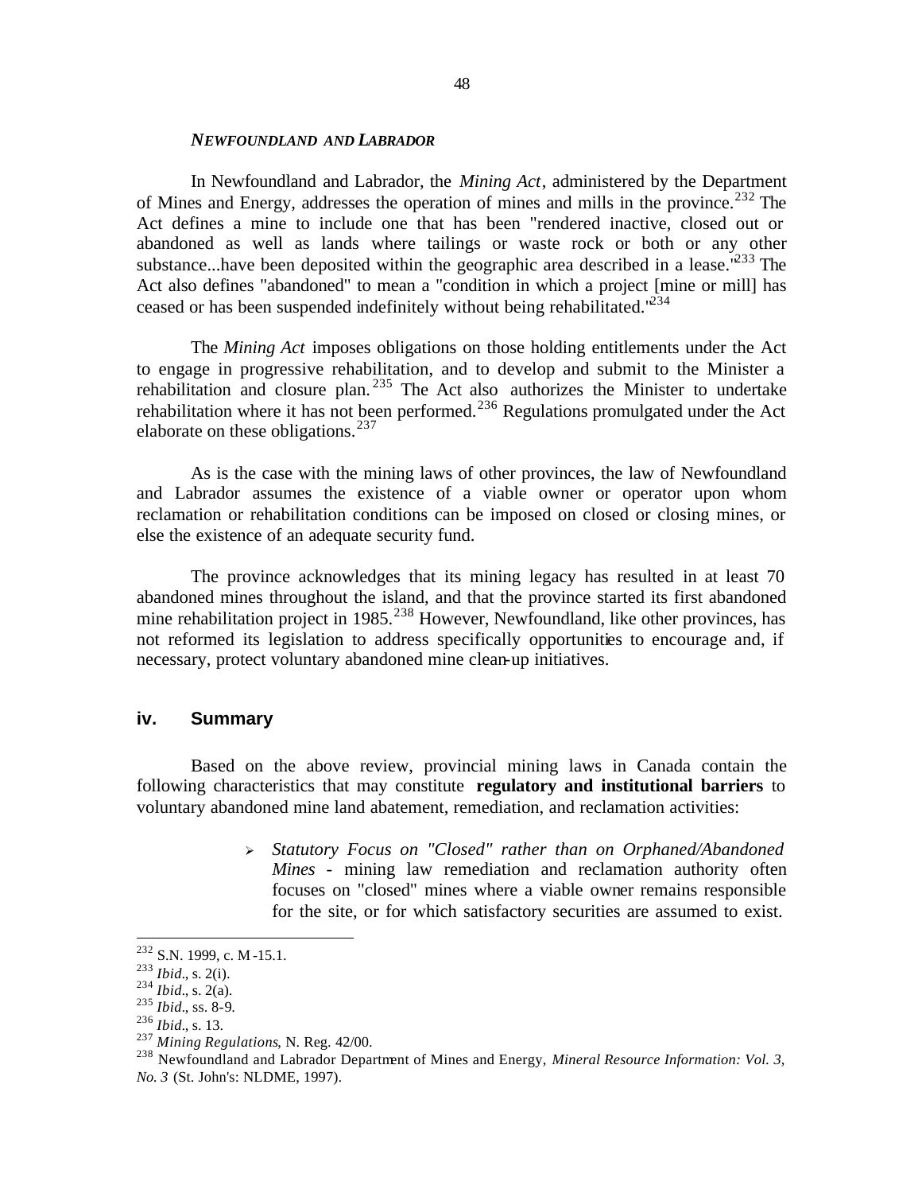### *NEWFOUNDLAND AND LABRADOR*

In Newfoundland and Labrador, the *Mining Act*, administered by the Department of Mines and Energy, addresses the operation of mines and mills in the province.[232] The Act defines a mine to include one that has been "rendered inactive, closed out or abandoned as well as lands where tailings or waste rock or both or any other substance...have been deposited within the geographic area described in a lease."[233] The Act also defines "abandoned" to mean a "condition in which a project [mine or mill] has ceased or has been suspended indefinitely without being rehabilitated."[234]

The *Mining Act* imposes obligations on those holding entitlements under the Act to engage in progressive rehabilitation, and to develop and submit to the Minister a rehabilitation and closure plan.[235] The Act also authorizes the Minister to undertake rehabilitation where it has not been performed.[236] Regulations promulgated under the Act elaborate on these obligations.[237]

As is the case with the mining laws of other provinces, the law of Newfoundland and Labrador assumes the existence of a viable owner or operator upon whom reclamation or rehabilitation conditions can be imposed on closed or closing mines, or else the existence of an adequate security fund.

The province acknowledges that its mining legacy has resulted in at least 70 abandoned mines throughout the island, and that the province started its first abandoned mine rehabilitation project in 1985.[238] However, Newfoundland, like other provinces, has not reformed its legislation to address specifically opportunities to encourage and, if necessary, protect voluntary abandoned mine clean-up initiatives.

## iv. Summary

Based on the above review, provincial mining laws in Canada contain the following characteristics that may constitute **regulatory and institutional barriers** to voluntary abandoned mine land abatement, remediation, and reclamation activities:

- *Statutory Focus on "Closed" rather than on Orphaned/Abandoned Mines* - mining law remediation and reclamation authority often focuses on "closed" mines where a viable owner remains responsible for the site, or for which satisfactory securities are assumed to exist.

---

[232] S.N. 1999, c. M-15.1.
[233] *Ibid*., s. 2(i).
[234] *Ibid*., s. 2(a).
[235] *Ibid*., ss. 8-9.
[236] *Ibid*., s. 13.
[237] *Mining Regulations*, N. Reg. 42/00.
[238] Newfoundland and Labrador Department of Mines and Energy, *Mineral Resource Information: Vol. 3, No. 3* (St. John's: NLDME, 1997).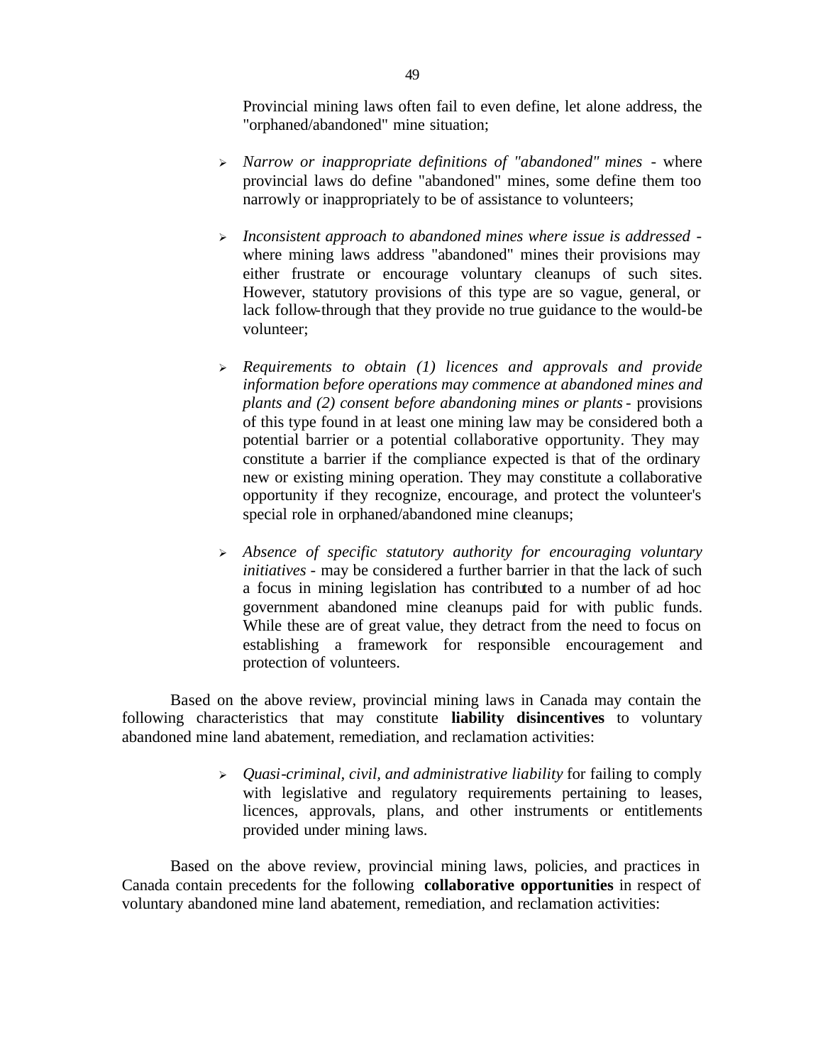Provincial mining laws often fail to even define, let alone address, the "orphaned/abandoned" mine situation;

- *Narrow or inappropriate definitions of "abandoned" mines* - where provincial laws do define "abandoned" mines, some define them too narrowly or inappropriately to be of assistance to volunteers;

- *Inconsistent approach to abandoned mines where issue is addressed* - where mining laws address "abandoned" mines their provisions may either frustrate or encourage voluntary cleanups of such sites. However, statutory provisions of this type are so vague, general, or lack follow-through that they provide no true guidance to the would-be volunteer;

- *Requirements to obtain (1) licences and approvals and provide information before operations may commence at abandoned mines and plants and (2) consent before abandoning mines or plants* - provisions of this type found in at least one mining law may be considered both a potential barrier or a potential collaborative opportunity. They may constitute a barrier if the compliance expected is that of the ordinary new or existing mining operation. They may constitute a collaborative opportunity if they recognize, encourage, and protect the volunteer's special role in orphaned/abandoned mine cleanups;

- *Absence of specific statutory authority for encouraging voluntary initiatives* - may be considered a further barrier in that the lack of such a focus in mining legislation has contributed to a number of ad hoc government abandoned mine cleanups paid for with public funds. While these are of great value, they detract from the need to focus on establishing a framework for responsible encouragement and protection of volunteers.

Based on the above review, provincial mining laws in Canada may contain the following characteristics that may constitute **liability disincentives** to voluntary abandoned mine land abatement, remediation, and reclamation activities:

- *Quasi-criminal, civil, and administrative liability* for failing to comply with legislative and regulatory requirements pertaining to leases, licences, approvals, plans, and other instruments or entitlements provided under mining laws.

Based on the above review, provincial mining laws, policies, and practices in Canada contain precedents for the following **collaborative opportunities** in respect of voluntary abandoned mine land abatement, remediation, and reclamation activities: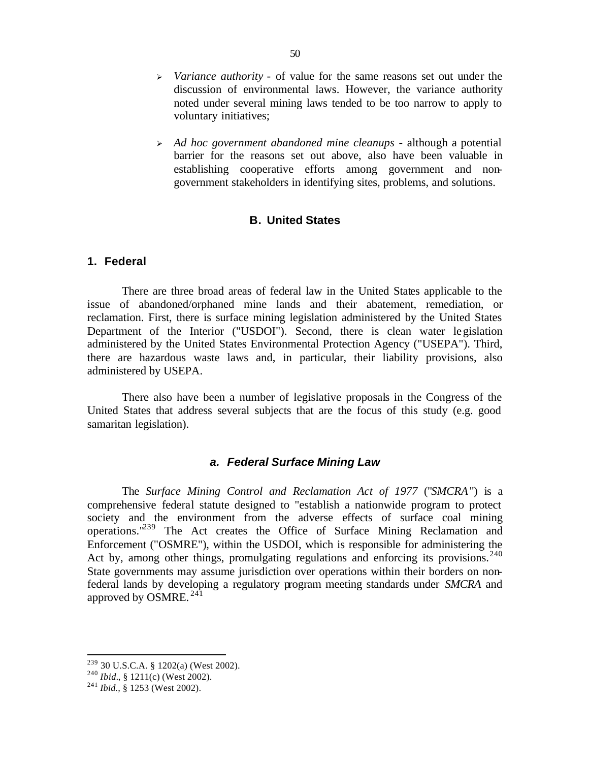- *Variance authority* - of value for the same reasons set out under the discussion of environmental laws. However, the variance authority noted under several mining laws tended to be too narrow to apply to voluntary initiatives;

- *Ad hoc government abandoned mine cleanups* - although a potential barrier for the reasons set out above, also have been valuable in establishing cooperative efforts among government and non-government stakeholders in identifying sites, problems, and solutions.

## B. United States

### 1. Federal

There are three broad areas of federal law in the United States applicable to the issue of abandoned/orphaned mine lands and their abatement, remediation, or reclamation. First, there is surface mining legislation administered by the United States Department of the Interior ("USDOI"). Second, there is clean water legislation administered by the United States Environmental Protection Agency ("USEPA"). Third, there are hazardous waste laws and, in particular, their liability provisions, also administered by USEPA.

There also have been a number of legislative proposals in the Congress of the United States that address several subjects that are the focus of this study (e.g. good samaritan legislation).

#### *a. Federal Surface Mining Law*

The *Surface Mining Control and Reclamation Act of 1977* ("*SMCRA*") is a comprehensive federal statute designed to "establish a nationwide program to protect society and the environment from the adverse effects of surface coal mining operations."[239] The Act creates the Office of Surface Mining Reclamation and Enforcement ("OSMRE"), within the USDOI, which is responsible for administering the Act by, among other things, promulgating regulations and enforcing its provisions.[240] State governments may assume jurisdiction over operations within their borders on non-federal lands by developing a regulatory program meeting standards under *SMCRA* and approved by OSMRE.[241]

---

[239] 30 U.S.C.A. § 1202(a) (West 2002).
[240] *Ibid*., § 1211(c) (West 2002).
[241] *Ibid.*, § 1253 (West 2002).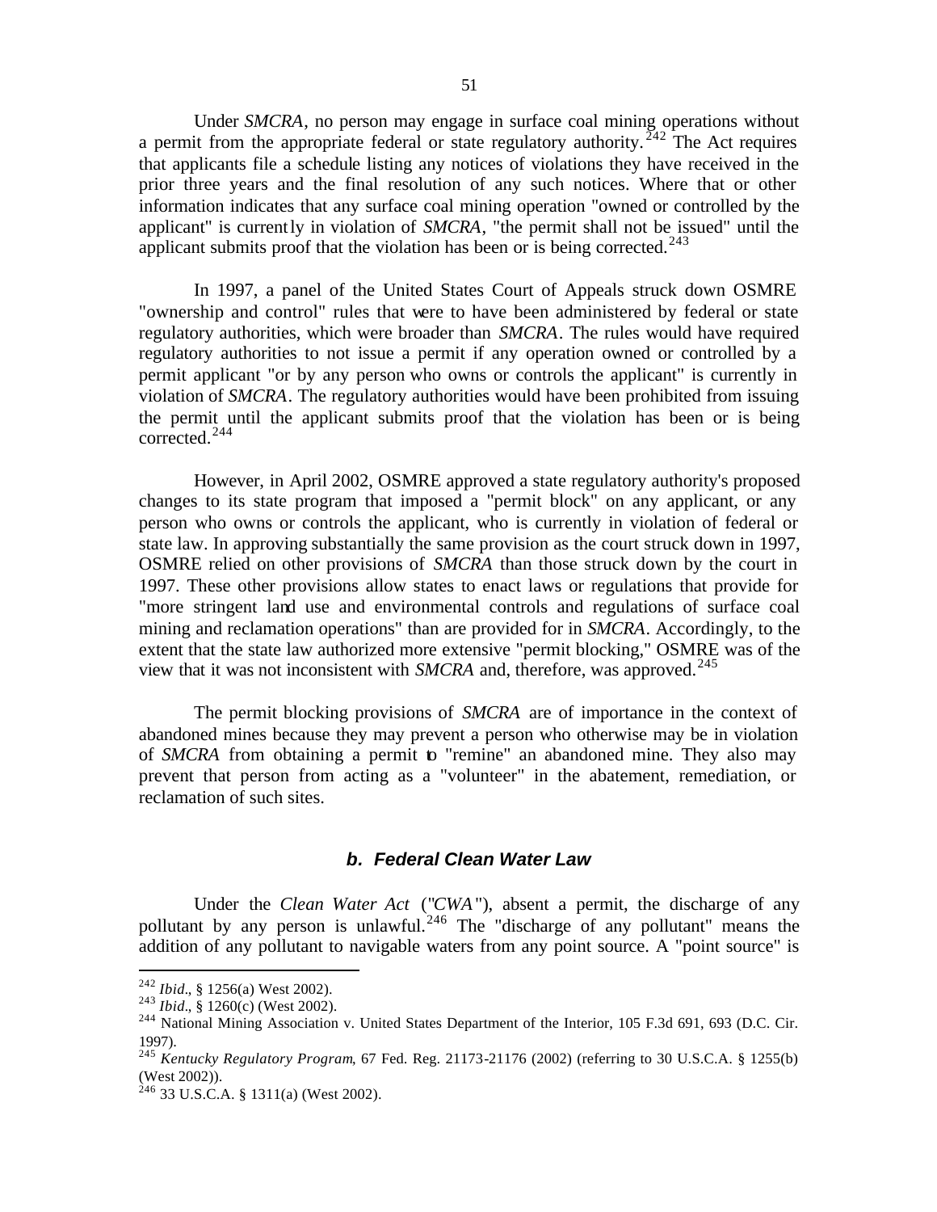Under *SMCRA*, no person may engage in surface coal mining operations without a permit from the appropriate federal or state regulatory authority.[242] The Act requires that applicants file a schedule listing any notices of violations they have received in the prior three years and the final resolution of any such notices. Where that or other information indicates that any surface coal mining operation "owned or controlled by the applicant" is currently in violation of *SMCRA*, "the permit shall not be issued" until the applicant submits proof that the violation has been or is being corrected.[243]

In 1997, a panel of the United States Court of Appeals struck down OSMRE "ownership and control" rules that were to have been administered by federal or state regulatory authorities, which were broader than *SMCRA*. The rules would have required regulatory authorities to not issue a permit if any operation owned or controlled by a permit applicant "or by any person who owns or controls the applicant" is currently in violation of *SMCRA*. The regulatory authorities would have been prohibited from issuing the permit until the applicant submits proof that the violation has been or is being corrected.[244]

However, in April 2002, OSMRE approved a state regulatory authority's proposed changes to its state program that imposed a "permit block" on any applicant, or any person who owns or controls the applicant, who is currently in violation of federal or state law. In approving substantially the same provision as the court struck down in 1997, OSMRE relied on other provisions of *SMCRA* than those struck down by the court in 1997. These other provisions allow states to enact laws or regulations that provide for "more stringent land use and environmental controls and regulations of surface coal mining and reclamation operations" than are provided for in *SMCRA*. Accordingly, to the extent that the state law authorized more extensive "permit blocking," OSMRE was of the view that it was not inconsistent with *SMCRA* and, therefore, was approved.[245]

The permit blocking provisions of *SMCRA* are of importance in the context of abandoned mines because they may prevent a person who otherwise may be in violation of *SMCRA* from obtaining a permit to "remine" an abandoned mine. They also may prevent that person from acting as a "volunteer" in the abatement, remediation, or reclamation of such sites.

### *b. Federal Clean Water Law*

Under the *Clean Water Act* ("*CWA*"), absent a permit, the discharge of any pollutant by any person is unlawful.[246] The "discharge of any pollutant" means the addition of any pollutant to navigable waters from any point source. A "point source" is

---

[242] *Ibid*., § 1256(a) West 2002).

[243] *Ibid*., § 1260(c) (West 2002).

[244] National Mining Association v. United States Department of the Interior, 105 F.3d 691, 693 (D.C. Cir. 1997).

[245] *Kentucky Regulatory Program*, 67 Fed. Reg. 21173-21176 (2002) (referring to 30 U.S.C.A. § 1255(b) (West 2002)).

[246] 33 U.S.C.A. § 1311(a) (West 2002).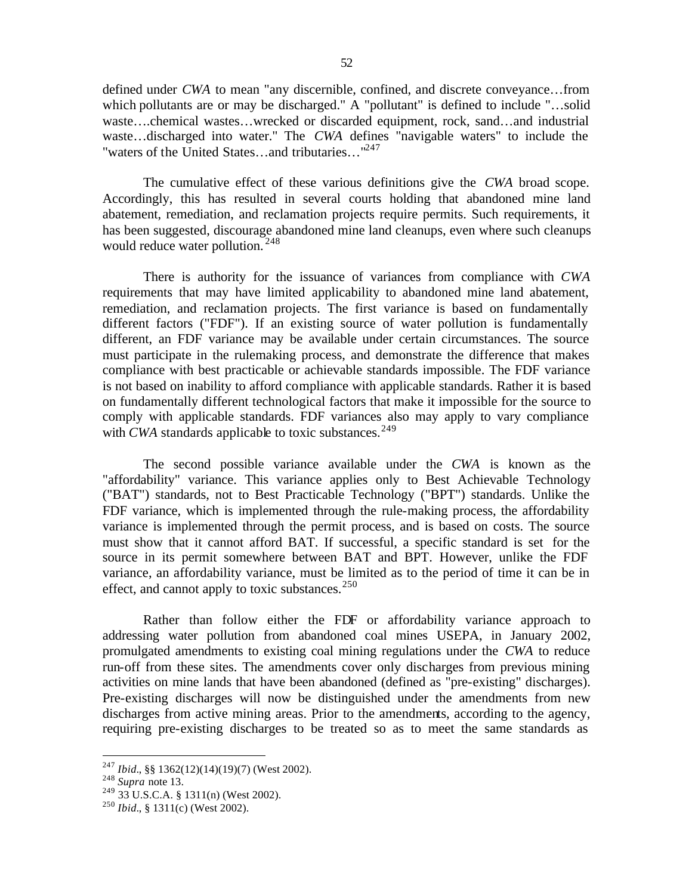defined under *CWA* to mean "any discernible, confined, and discrete conveyance…from which pollutants are or may be discharged." A "pollutant" is defined to include "…solid waste….chemical wastes…wrecked or discarded equipment, rock, sand…and industrial waste…discharged into water." The *CWA* defines "navigable waters" to include the "waters of the United States…and tributaries…"[247]

The cumulative effect of these various definitions give the *CWA* broad scope. Accordingly, this has resulted in several courts holding that abandoned mine land abatement, remediation, and reclamation projects require permits. Such requirements, it has been suggested, discourage abandoned mine land cleanups, even where such cleanups would reduce water pollution.[248]

There is authority for the issuance of variances from compliance with *CWA* requirements that may have limited applicability to abandoned mine land abatement, remediation, and reclamation projects. The first variance is based on fundamentally different factors ("FDF"). If an existing source of water pollution is fundamentally different, an FDF variance may be available under certain circumstances. The source must participate in the rulemaking process, and demonstrate the difference that makes compliance with best practicable or achievable standards impossible. The FDF variance is not based on inability to afford compliance with applicable standards. Rather it is based on fundamentally different technological factors that make it impossible for the source to comply with applicable standards. FDF variances also may apply to vary compliance with *CWA* standards applicable to toxic substances.[249]

The second possible variance available under the *CWA* is known as the "affordability" variance. This variance applies only to Best Achievable Technology ("BAT") standards, not to Best Practicable Technology ("BPT") standards. Unlike the FDF variance, which is implemented through the rule-making process, the affordability variance is implemented through the permit process, and is based on costs. The source must show that it cannot afford BAT. If successful, a specific standard is set for the source in its permit somewhere between BAT and BPT. However, unlike the FDF variance, an affordability variance, must be limited as to the period of time it can be in effect, and cannot apply to toxic substances.[250]

Rather than follow either the FDF or affordability variance approach to addressing water pollution from abandoned coal mines USEPA, in January 2002, promulgated amendments to existing coal mining regulations under the *CWA* to reduce run-off from these sites. The amendments cover only discharges from previous mining activities on mine lands that have been abandoned (defined as "pre-existing" discharges). Pre-existing discharges will now be distinguished under the amendments from new discharges from active mining areas. Prior to the amendments, according to the agency, requiring pre-existing discharges to be treated so as to meet the same standards as

---

[247] *Ibid*., §§ 1362(12)(14)(19)(7) (West 2002).

[248] *Supra* note 13.

[249] 33 U.S.C.A. § 1311(n) (West 2002).

[250] *Ibid*., § 1311(c) (West 2002).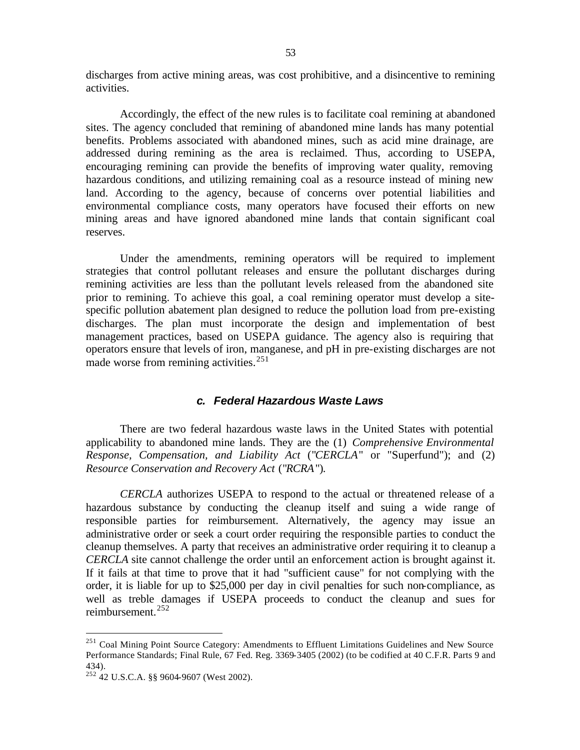discharges from active mining areas, was cost prohibitive, and a disincentive to remining activities.

Accordingly, the effect of the new rules is to facilitate coal remining at abandoned sites. The agency concluded that remining of abandoned mine lands has many potential benefits. Problems associated with abandoned mines, such as acid mine drainage, are addressed during remining as the area is reclaimed. Thus, according to USEPA, encouraging remining can provide the benefits of improving water quality, removing hazardous conditions, and utilizing remaining coal as a resource instead of mining new land. According to the agency, because of concerns over potential liabilities and environmental compliance costs, many operators have focused their efforts on new mining areas and have ignored abandoned mine lands that contain significant coal reserves.

Under the amendments, remining operators will be required to implement strategies that control pollutant releases and ensure the pollutant discharges during remining activities are less than the pollutant levels released from the abandoned site prior to remining. To achieve this goal, a coal remining operator must develop a site-specific pollution abatement plan designed to reduce the pollution load from pre-existing discharges. The plan must incorporate the design and implementation of best management practices, based on USEPA guidance. The agency also is requiring that operators ensure that levels of iron, manganese, and pH in pre-existing discharges are not made worse from remining activities.[251]

### *c. Federal Hazardous Waste Laws*

There are two federal hazardous waste laws in the United States with potential applicability to abandoned mine lands. They are the (1) *Comprehensive Environmental Response, Compensation, and Liability Act* ("*CERCLA*" or "Superfund"); and (2) *Resource Conservation and Recovery Act* ("*RCRA*").

*CERCLA* authorizes USEPA to respond to the actual or threatened release of a hazardous substance by conducting the cleanup itself and suing a wide range of responsible parties for reimbursement. Alternatively, the agency may issue an administrative order or seek a court order requiring the responsible parties to conduct the cleanup themselves. A party that receives an administrative order requiring it to cleanup a *CERCLA* site cannot challenge the order until an enforcement action is brought against it. If it fails at that time to prove that it had "sufficient cause" for not complying with the order, it is liable for up to $25,000 per day in civil penalties for such non-compliance, as well as treble damages if USEPA proceeds to conduct the cleanup and sues for reimbursement.[252]

---

[251] Coal Mining Point Source Category: Amendments to Effluent Limitations Guidelines and New Source Performance Standards; Final Rule, 67 Fed. Reg. 3369-3405 (2002) (to be codified at 40 C.F.R. Parts 9 and 434).

[252] 42 U.S.C.A. §§ 9604-9607 (West 2002).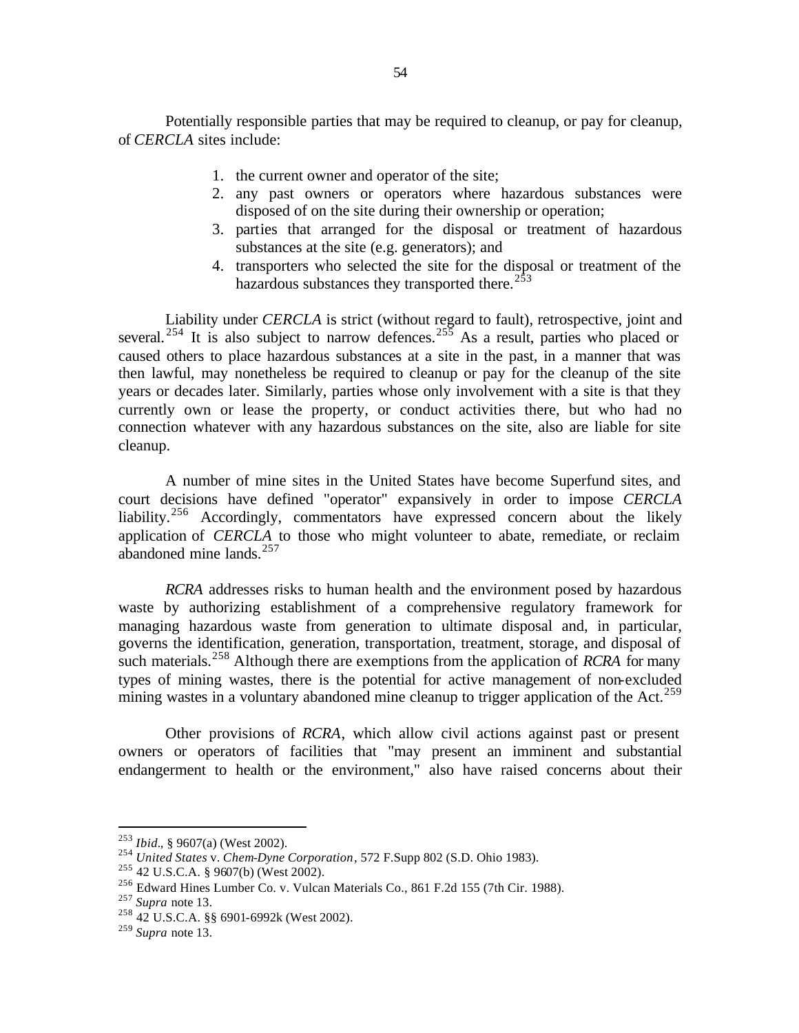Potentially responsible parties that may be required to cleanup, or pay for cleanup, of *CERCLA* sites include:

1. the current owner and operator of the site;
2. any past owners or operators where hazardous substances were disposed of on the site during their ownership or operation;
3. parties that arranged for the disposal or treatment of hazardous substances at the site (e.g. generators); and
4. transporters who selected the site for the disposal or treatment of the hazardous substances they transported there.[253]

Liability under *CERCLA* is strict (without regard to fault), retrospective, joint and several.[254] It is also subject to narrow defences.[255] As a result, parties who placed or caused others to place hazardous substances at a site in the past, in a manner that was then lawful, may nonetheless be required to cleanup or pay for the cleanup of the site years or decades later. Similarly, parties whose only involvement with a site is that they currently own or lease the property, or conduct activities there, but who had no connection whatever with any hazardous substances on the site, also are liable for site cleanup.

A number of mine sites in the United States have become Superfund sites, and court decisions have defined "operator" expansively in order to impose *CERCLA* liability.[256] Accordingly, commentators have expressed concern about the likely application of *CERCLA* to those who might volunteer to abate, remediate, or reclaim abandoned mine lands.[257]

*RCRA* addresses risks to human health and the environment posed by hazardous waste by authorizing establishment of a comprehensive regulatory framework for managing hazardous waste from generation to ultimate disposal and, in particular, governs the identification, generation, transportation, treatment, storage, and disposal of such materials.[258] Although there are exemptions from the application of *RCRA* for many types of mining wastes, there is the potential for active management of non-excluded mining wastes in a voluntary abandoned mine cleanup to trigger application of the Act.[259]

Other provisions of *RCRA*, which allow civil actions against past or present owners or operators of facilities that "may present an imminent and substantial endangerment to health or the environment," also have raised concerns about their

---

[253] *Ibid.*, § 9607(a) (West 2002).
[254] *United States* v. *Chem-Dyne Corporation*, 572 F.Supp 802 (S.D. Ohio 1983).
[255] 42 U.S.C.A. § 9607(b) (West 2002).
[256] Edward Hines Lumber Co. v. Vulcan Materials Co., 861 F.2d 155 (7th Cir. 1988).
[257] *Supra* note 13.
[258] 42 U.S.C.A. §§ 6901-6992k (West 2002).
[259] *Supra* note 13.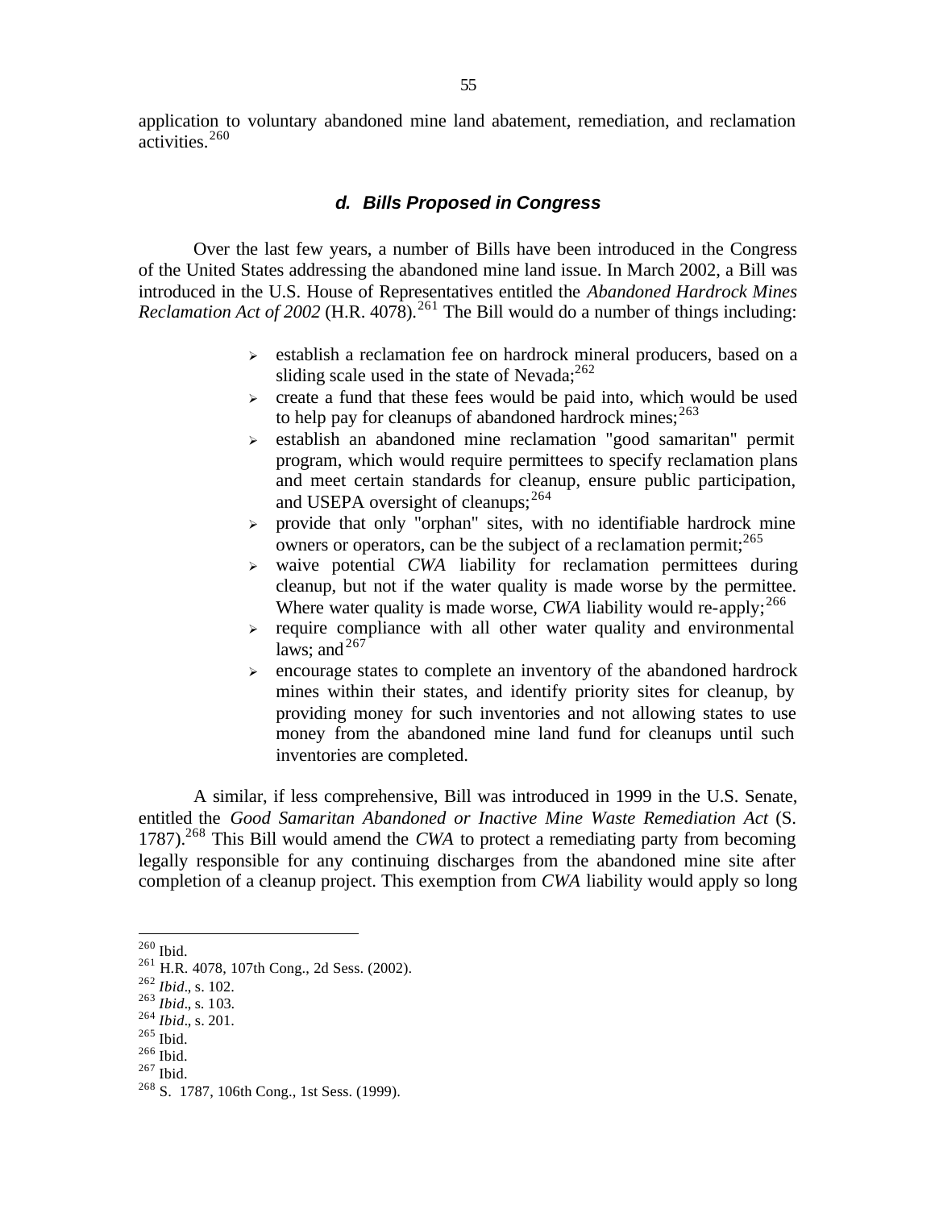application to voluntary abandoned mine land abatement, remediation, and reclamation activities.[260]

### *d. Bills Proposed in Congress*

Over the last few years, a number of Bills have been introduced in the Congress of the United States addressing the abandoned mine land issue. In March 2002, a Bill was introduced in the U.S. House of Representatives entitled the *Abandoned Hardrock Mines Reclamation Act of 2002* (H.R. 4078).[261] The Bill would do a number of things including:

- establish a reclamation fee on hardrock mineral producers, based on a sliding scale used in the state of Nevada;[262]
- create a fund that these fees would be paid into, which would be used to help pay for cleanups of abandoned hardrock mines;[263]
- establish an abandoned mine reclamation "good samaritan" permit program, which would require permittees to specify reclamation plans and meet certain standards for cleanup, ensure public participation, and USEPA oversight of cleanups;[264]
- provide that only "orphan" sites, with no identifiable hardrock mine owners or operators, can be the subject of a reclamation permit;[265]
- waive potential *CWA* liability for reclamation permittees during cleanup, but not if the water quality is made worse by the permittee. Where water quality is made worse, *CWA* liability would re-apply;[266]
- require compliance with all other water quality and environmental laws; and[267]
- encourage states to complete an inventory of the abandoned hardrock mines within their states, and identify priority sites for cleanup, by providing money for such inventories and not allowing states to use money from the abandoned mine land fund for cleanups until such inventories are completed.

A similar, if less comprehensive, Bill was introduced in 1999 in the U.S. Senate, entitled the *Good Samaritan Abandoned or Inactive Mine Waste Remediation Act* (S. 1787).[268] This Bill would amend the *CWA* to protect a remediating party from becoming legally responsible for any continuing discharges from the abandoned mine site after completion of a cleanup project. This exemption from *CWA* liability would apply so long

---

[260] Ibid.
[261] H.R. 4078, 107th Cong., 2d Sess. (2002).
[262] *Ibid*., s. 102.
[263] *Ibid*., s. 103.
[264] *Ibid*., s. 201.
[265] Ibid.
[266] Ibid.
[267] Ibid.
[268] S. 1787, 106th Cong., 1st Sess. (1999).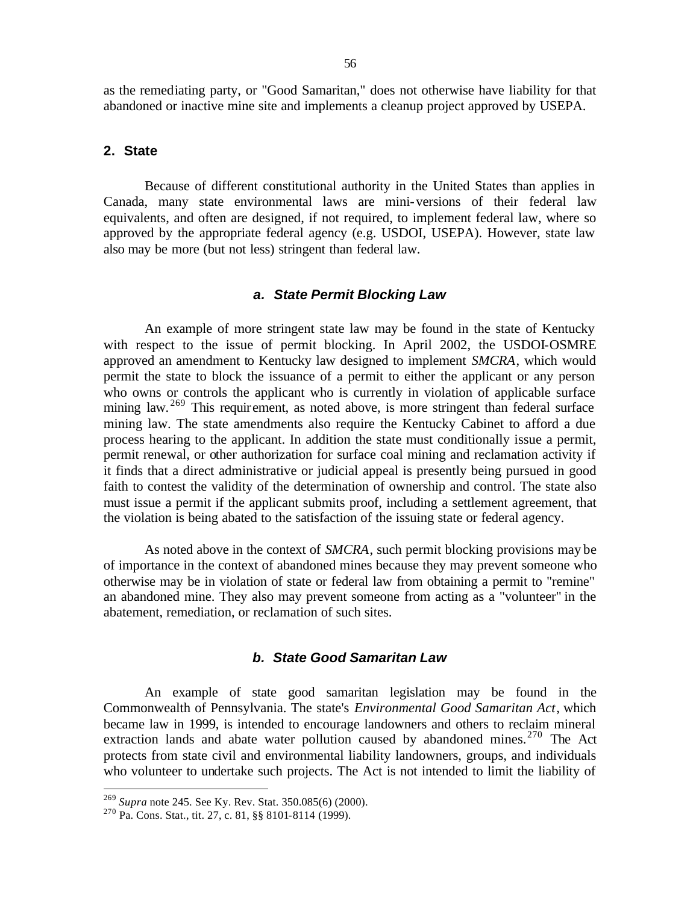as the remediating party, or "Good Samaritan," does not otherwise have liability for that abandoned or inactive mine site and implements a cleanup project approved by USEPA.

## 2. State

Because of different constitutional authority in the United States than applies in Canada, many state environmental laws are mini-versions of their federal law equivalents, and often are designed, if not required, to implement federal law, where so approved by the appropriate federal agency (e.g. USDOI, USEPA). However, state law also may be more (but not less) stringent than federal law.

### *a. State Permit Blocking Law*

An example of more stringent state law may be found in the state of Kentucky with respect to the issue of permit blocking. In April 2002, the USDOI-OSMRE approved an amendment to Kentucky law designed to implement *SMCRA*, which would permit the state to block the issuance of a permit to either the applicant or any person who owns or controls the applicant who is currently in violation of applicable surface mining law.[269] This requirement, as noted above, is more stringent than federal surface mining law. The state amendments also require the Kentucky Cabinet to afford a due process hearing to the applicant. In addition the state must conditionally issue a permit, permit renewal, or other authorization for surface coal mining and reclamation activity if it finds that a direct administrative or judicial appeal is presently being pursued in good faith to contest the validity of the determination of ownership and control. The state also must issue a permit if the applicant submits proof, including a settlement agreement, that the violation is being abated to the satisfaction of the issuing state or federal agency.

As noted above in the context of *SMCRA*, such permit blocking provisions may be of importance in the context of abandoned mines because they may prevent someone who otherwise may be in violation of state or federal law from obtaining a permit to "remine" an abandoned mine. They also may prevent someone from acting as a "volunteer" in the abatement, remediation, or reclamation of such sites.

### *b. State Good Samaritan Law*

An example of state good samaritan legislation may be found in the Commonwealth of Pennsylvania. The state's *Environmental Good Samaritan Act*, which became law in 1999, is intended to encourage landowners and others to reclaim mineral extraction lands and abate water pollution caused by abandoned mines.[270] The Act protects from state civil and environmental liability landowners, groups, and individuals who volunteer to undertake such projects. The Act is not intended to limit the liability of

---

[269] *Supra* note 245. See Ky. Rev. Stat. 350.085(6) (2000).

[270] Pa. Cons. Stat., tit. 27, c. 81, §§ 8101-8114 (1999).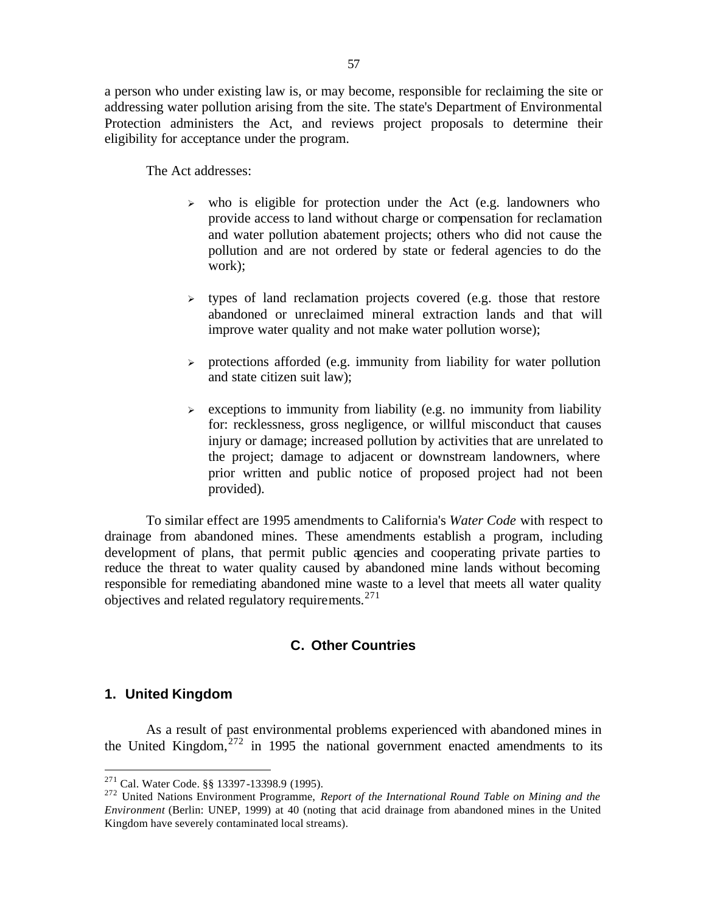a person who under existing law is, or may become, responsible for reclaiming the site or addressing water pollution arising from the site. The state's Department of Environmental Protection administers the Act, and reviews project proposals to determine their eligibility for acceptance under the program.

The Act addresses:

- who is eligible for protection under the Act (e.g. landowners who provide access to land without charge or compensation for reclamation and water pollution abatement projects; others who did not cause the pollution and are not ordered by state or federal agencies to do the work);
- types of land reclamation projects covered (e.g. those that restore abandoned or unreclaimed mineral extraction lands and that will improve water quality and not make water pollution worse);
- protections afforded (e.g. immunity from liability for water pollution and state citizen suit law);
- exceptions to immunity from liability (e.g. no immunity from liability for: recklessness, gross negligence, or willful misconduct that causes injury or damage; increased pollution by activities that are unrelated to the project; damage to adjacent or downstream landowners, where prior written and public notice of proposed project had not been provided).

To similar effect are 1995 amendments to California's *Water Code* with respect to drainage from abandoned mines. These amendments establish a program, including development of plans, that permit public agencies and cooperating private parties to reduce the threat to water quality caused by abandoned mine lands without becoming responsible for remediating abandoned mine waste to a level that meets all water quality objectives and related regulatory requirements.[271]

## C. Other Countries

### 1. United Kingdom

As a result of past environmental problems experienced with abandoned mines in the United Kingdom,[272] in 1995 the national government enacted amendments to its

---

[271] Cal. Water Code. §§ 13397-13398.9 (1995).

[272] United Nations Environment Programme, *Report of the International Round Table on Mining and the Environment* (Berlin: UNEP, 1999) at 40 (noting that acid drainage from abandoned mines in the United Kingdom have severely contaminated local streams).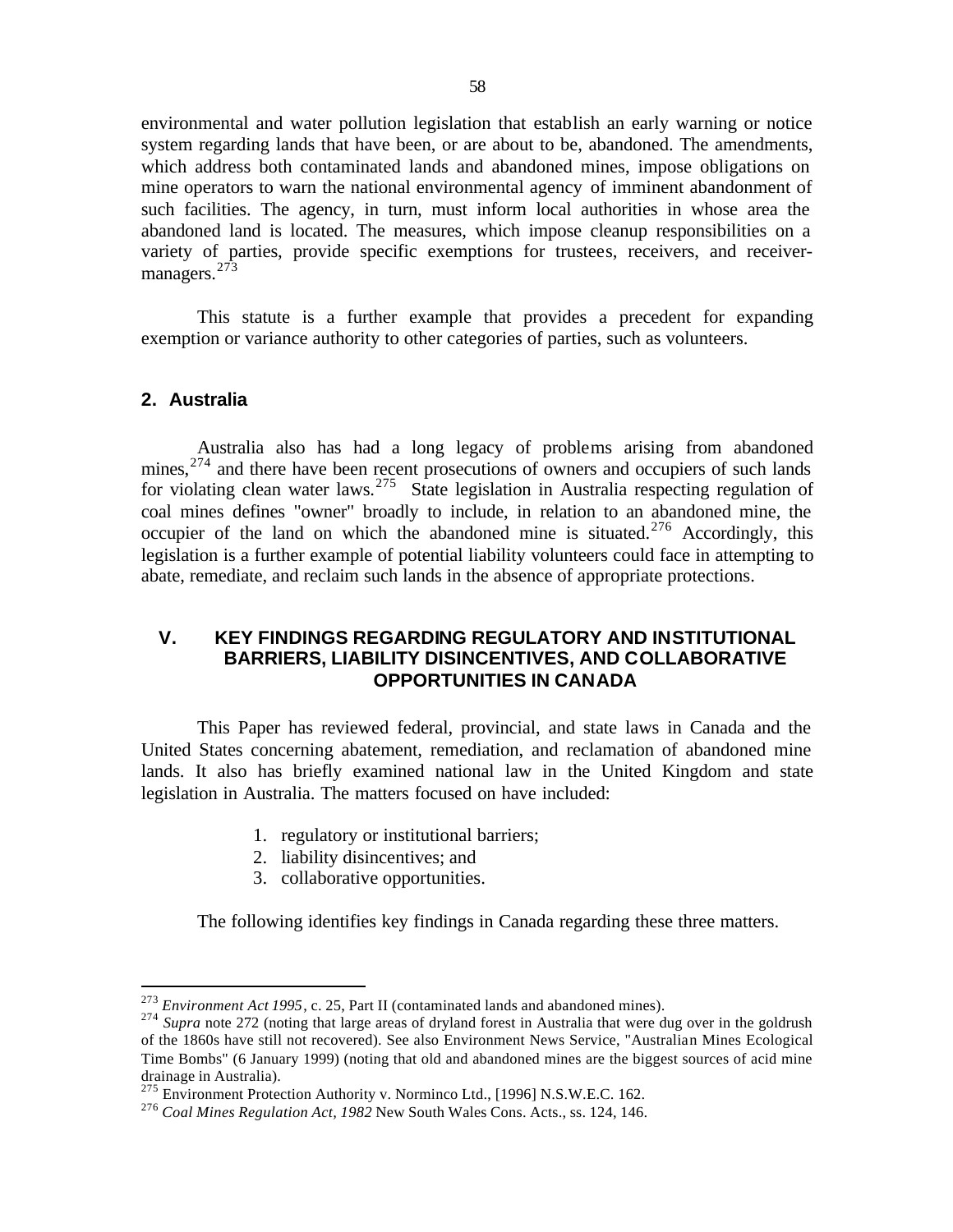environmental and water pollution legislation that establish an early warning or notice system regarding lands that have been, or are about to be, abandoned. The amendments, which address both contaminated lands and abandoned mines, impose obligations on mine operators to warn the national environmental agency of imminent abandonment of such facilities. The agency, in turn, must inform local authorities in whose area the abandoned land is located. The measures, which impose cleanup responsibilities on a variety of parties, provide specific exemptions for trustees, receivers, and receiver-managers.[273]

This statute is a further example that provides a precedent for expanding exemption or variance authority to other categories of parties, such as volunteers.

### 2. Australia

Australia also has had a long legacy of problems arising from abandoned mines,[274] and there have been recent prosecutions of owners and occupiers of such lands for violating clean water laws.[275] State legislation in Australia respecting regulation of coal mines defines "owner" broadly to include, in relation to an abandoned mine, the occupier of the land on which the abandoned mine is situated.[276] Accordingly, this legislation is a further example of potential liability volunteers could face in attempting to abate, remediate, and reclaim such lands in the absence of appropriate protections.

## V. KEY FINDINGS REGARDING REGULATORY AND INSTITUTIONAL BARRIERS, LIABILITY DISINCENTIVES, AND COLLABORATIVE OPPORTUNITIES IN CANADA

This Paper has reviewed federal, provincial, and state laws in Canada and the United States concerning abatement, remediation, and reclamation of abandoned mine lands. It also has briefly examined national law in the United Kingdom and state legislation in Australia. The matters focused on have included:

1. regulatory or institutional barriers;
2. liability disincentives; and
3. collaborative opportunities.

The following identifies key findings in Canada regarding these three matters.

---

[273] *Environment Act 1995*, c. 25, Part II (contaminated lands and abandoned mines).

[274] *Supra* note 272 (noting that large areas of dryland forest in Australia that were dug over in the goldrush of the 1860s have still not recovered). See also Environment News Service, "Australian Mines Ecological Time Bombs" (6 January 1999) (noting that old and abandoned mines are the biggest sources of acid mine drainage in Australia).

[275] Environment Protection Authority v. Norminco Ltd., [1996] N.S.W.E.C. 162.

[276] *Coal Mines Regulation Act, 1982* New South Wales Cons. Acts., ss. 124, 146.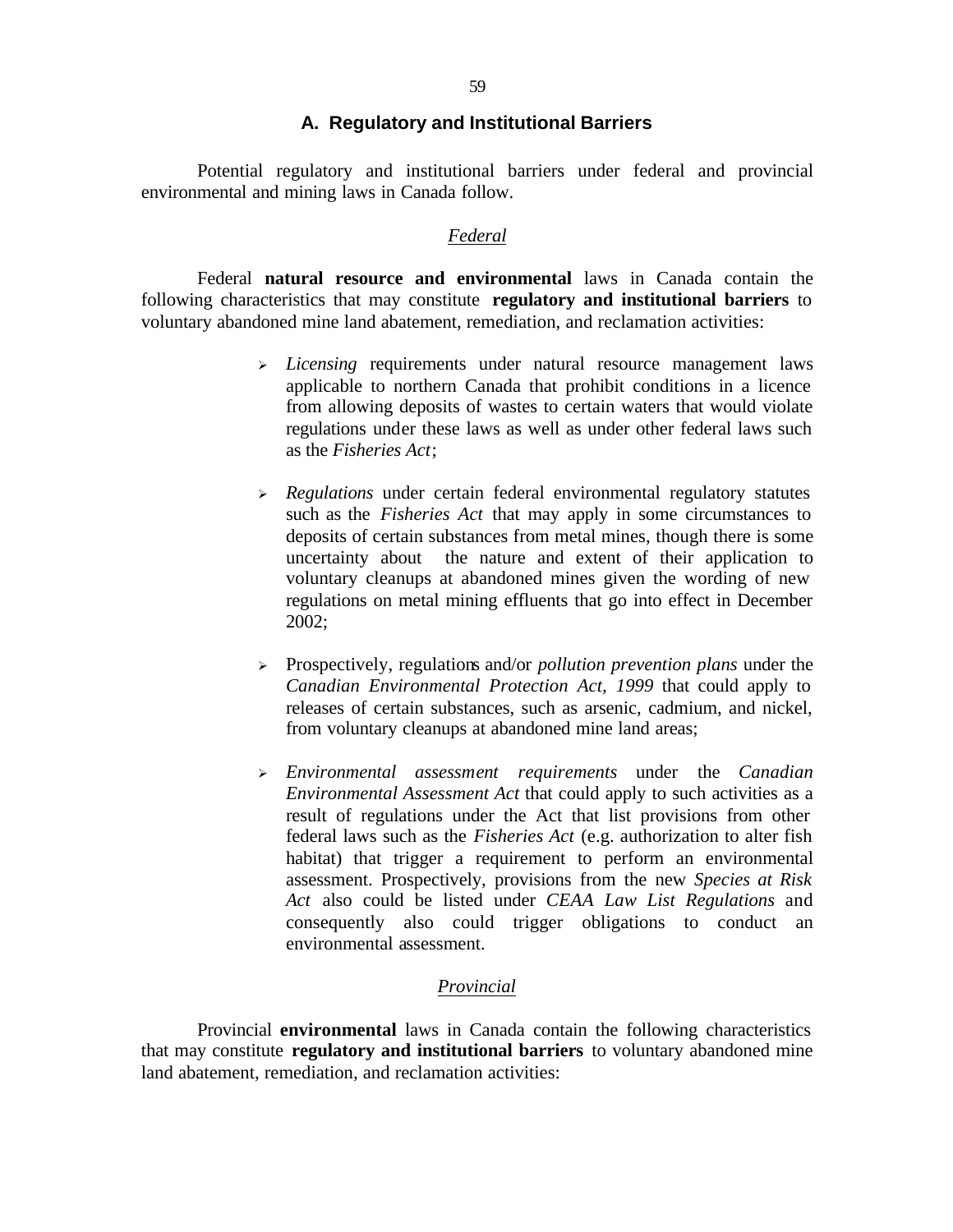## A. Regulatory and Institutional Barriers

Potential regulatory and institutional barriers under federal and provincial environmental and mining laws in Canada follow.

### *Federal*

Federal **natural resource and environmental** laws in Canada contain the following characteristics that may constitute **regulatory and institutional barriers** to voluntary abandoned mine land abatement, remediation, and reclamation activities:

- *Licensing* requirements under natural resource management laws applicable to northern Canada that prohibit conditions in a licence from allowing deposits of wastes to certain waters that would violate regulations under these laws as well as under other federal laws such as the *Fisheries Act*;

- *Regulations* under certain federal environmental regulatory statutes such as the *Fisheries Act* that may apply in some circumstances to deposits of certain substances from metal mines, though there is some uncertainty about the nature and extent of their application to voluntary cleanups at abandoned mines given the wording of new regulations on metal mining effluents that go into effect in December 2002;

- Prospectively, regulations and/or *pollution prevention plans* under the *Canadian Environmental Protection Act, 1999* that could apply to releases of certain substances, such as arsenic, cadmium, and nickel, from voluntary cleanups at abandoned mine land areas;

- *Environmental assessment requirements* under the *Canadian Environmental Assessment Act* that could apply to such activities as a result of regulations under the Act that list provisions from other federal laws such as the *Fisheries Act* (e.g. authorization to alter fish habitat) that trigger a requirement to perform an environmental assessment. Prospectively, provisions from the new *Species at Risk Act* also could be listed under *CEAA Law List Regulations* and consequently also could trigger obligations to conduct an environmental assessment.

### *Provincial*

Provincial **environmental** laws in Canada contain the following characteristics that may constitute **regulatory and institutional barriers** to voluntary abandoned mine land abatement, remediation, and reclamation activities: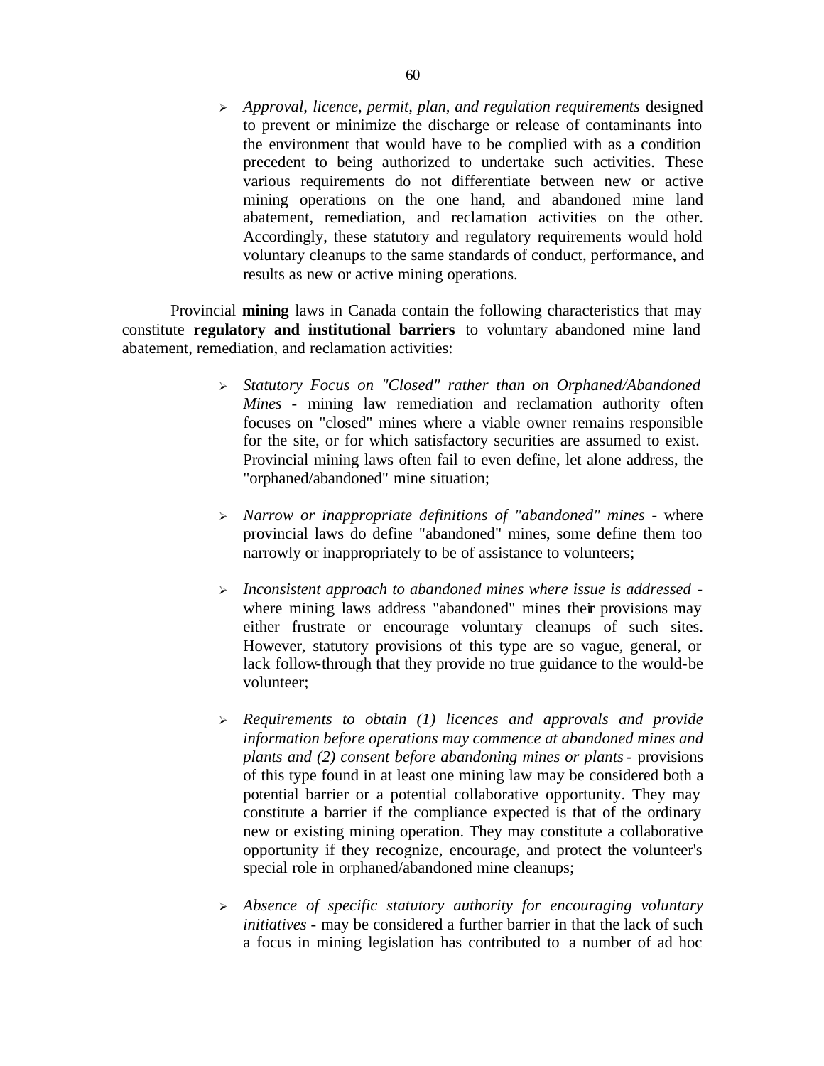- *Approval, licence, permit, plan, and regulation requirements* designed to prevent or minimize the discharge or release of contaminants into the environment that would have to be complied with as a condition precedent to being authorized to undertake such activities. These various requirements do not differentiate between new or active mining operations on the one hand, and abandoned mine land abatement, remediation, and reclamation activities on the other. Accordingly, these statutory and regulatory requirements would hold voluntary cleanups to the same standards of conduct, performance, and results as new or active mining operations.

Provincial **mining** laws in Canada contain the following characteristics that may constitute **regulatory and institutional barriers** to voluntary abandoned mine land abatement, remediation, and reclamation activities:

- *Statutory Focus on "Closed" rather than on Orphaned/Abandoned Mines* - mining law remediation and reclamation authority often focuses on "closed" mines where a viable owner remains responsible for the site, or for which satisfactory securities are assumed to exist. Provincial mining laws often fail to even define, let alone address, the "orphaned/abandoned" mine situation;

- *Narrow or inappropriate definitions of "abandoned" mines* - where provincial laws do define "abandoned" mines, some define them too narrowly or inappropriately to be of assistance to volunteers;

- *Inconsistent approach to abandoned mines where issue is addressed* - where mining laws address "abandoned" mines their provisions may either frustrate or encourage voluntary cleanups of such sites. However, statutory provisions of this type are so vague, general, or lack follow-through that they provide no true guidance to the would-be volunteer;

- *Requirements to obtain (1) licences and approvals and provide information before operations may commence at abandoned mines and plants and (2) consent before abandoning mines or plants* - provisions of this type found in at least one mining law may be considered both a potential barrier or a potential collaborative opportunity. They may constitute a barrier if the compliance expected is that of the ordinary new or existing mining operation. They may constitute a collaborative opportunity if they recognize, encourage, and protect the volunteer's special role in orphaned/abandoned mine cleanups;

- *Absence of specific statutory authority for encouraging voluntary initiatives* - may be considered a further barrier in that the lack of such a focus in mining legislation has contributed to a number of ad hoc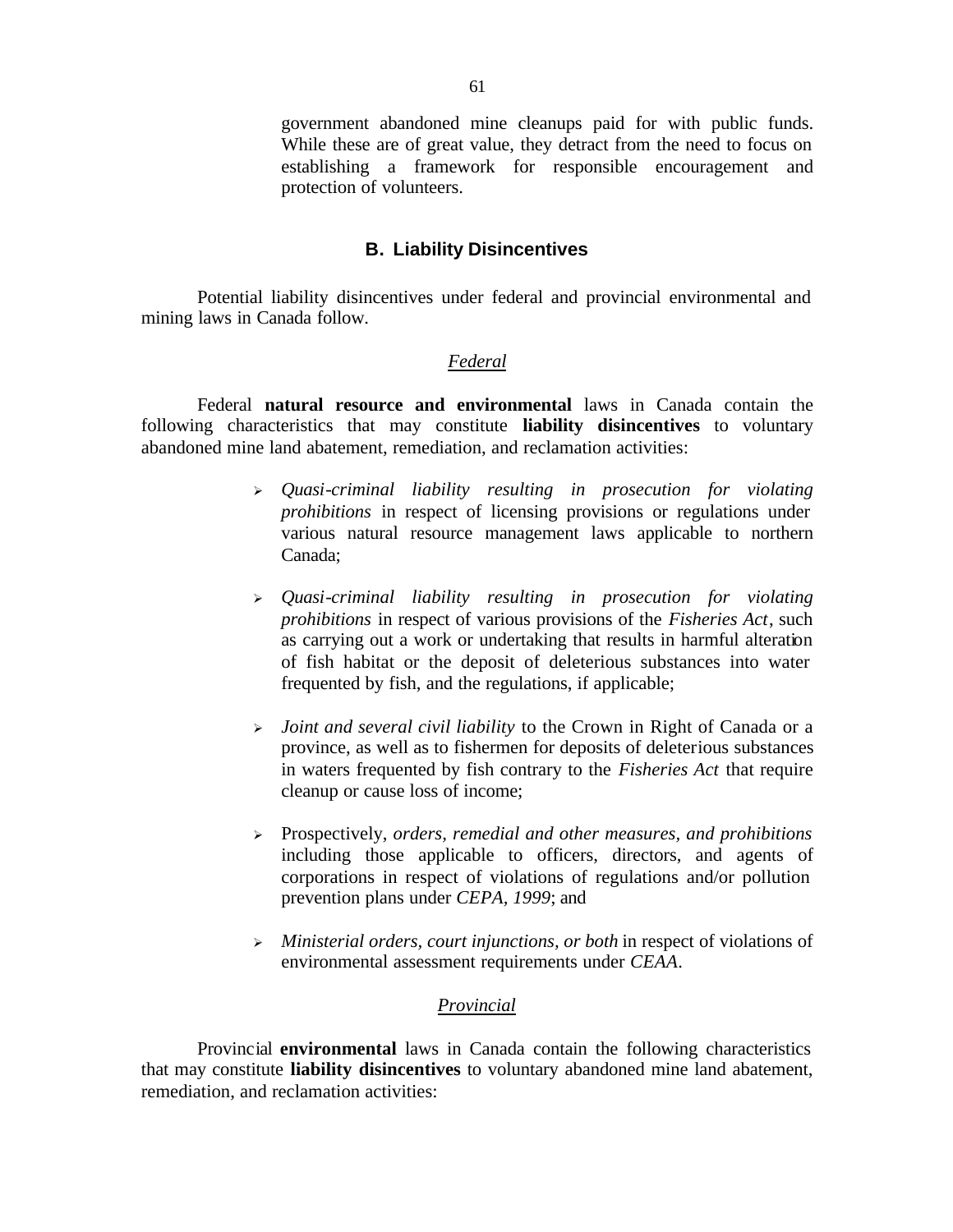government abandoned mine cleanups paid for with public funds. While these are of great value, they detract from the need to focus on establishing a framework for responsible encouragement and protection of volunteers.

## B. Liability Disincentives

Potential liability disincentives under federal and provincial environmental and mining laws in Canada follow.

### *Federal*

Federal **natural resource and environmental** laws in Canada contain the following characteristics that may constitute **liability disincentives** to voluntary abandoned mine land abatement, remediation, and reclamation activities:

- *Quasi-criminal liability resulting in prosecution for violating prohibitions* in respect of licensing provisions or regulations under various natural resource management laws applicable to northern Canada;
- *Quasi-criminal liability resulting in prosecution for violating prohibitions* in respect of various provisions of the *Fisheries Act*, such as carrying out a work or undertaking that results in harmful alteration of fish habitat or the deposit of deleterious substances into water frequented by fish, and the regulations, if applicable;
- *Joint and several civil liability* to the Crown in Right of Canada or a province, as well as to fishermen for deposits of deleterious substances in waters frequented by fish contrary to the *Fisheries Act* that require cleanup or cause loss of income;
- Prospectively, *orders, remedial and other measures, and prohibitions* including those applicable to officers, directors, and agents of corporations in respect of violations of regulations and/or pollution prevention plans under *CEPA, 1999*; and
- *Ministerial orders, court injunctions, or both* in respect of violations of environmental assessment requirements under *CEAA*.

### *Provincial*

Provincial **environmental** laws in Canada contain the following characteristics that may constitute **liability disincentives** to voluntary abandoned mine land abatement, remediation, and reclamation activities: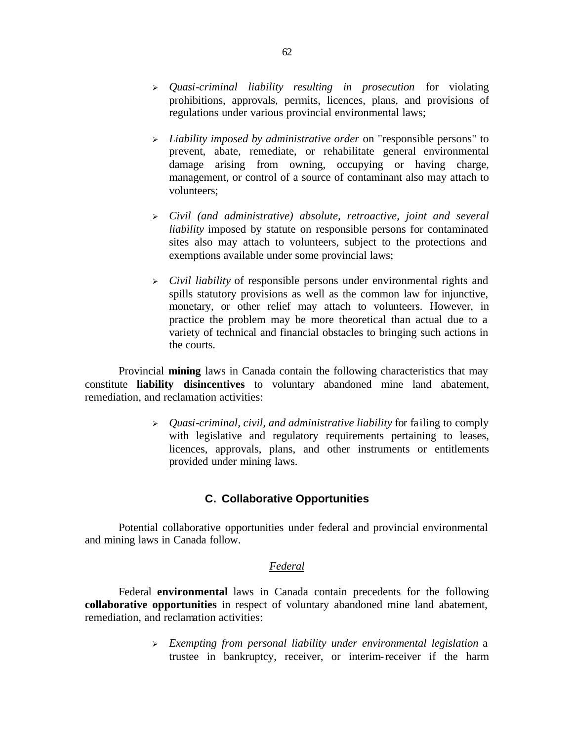- *Quasi-criminal liability resulting in prosecution* for violating prohibitions, approvals, permits, licences, plans, and provisions of regulations under various provincial environmental laws;

- *Liability imposed by administrative order* on "responsible persons" to prevent, abate, remediate, or rehabilitate general environmental damage arising from owning, occupying or having charge, management, or control of a source of contaminant also may attach to volunteers;

- *Civil (and administrative) absolute, retroactive, joint and several liability* imposed by statute on responsible persons for contaminated sites also may attach to volunteers, subject to the protections and exemptions available under some provincial laws;

- *Civil liability* of responsible persons under environmental rights and spills statutory provisions as well as the common law for injunctive, monetary, or other relief may attach to volunteers. However, in practice the problem may be more theoretical than actual due to a variety of technical and financial obstacles to bringing such actions in the courts.

Provincial **mining** laws in Canada contain the following characteristics that may constitute **liability disincentives** to voluntary abandoned mine land abatement, remediation, and reclamation activities:

- *Quasi-criminal, civil, and administrative liability* for failing to comply with legislative and regulatory requirements pertaining to leases, licences, approvals, plans, and other instruments or entitlements provided under mining laws.

## C. Collaborative Opportunities

Potential collaborative opportunities under federal and provincial environmental and mining laws in Canada follow.

### *Federal*

Federal **environmental** laws in Canada contain precedents for the following **collaborative opportunities** in respect of voluntary abandoned mine land abatement, remediation, and reclamation activities:

- *Exempting from personal liability under environmental legislation* a trustee in bankruptcy, receiver, or interim-receiver if the harm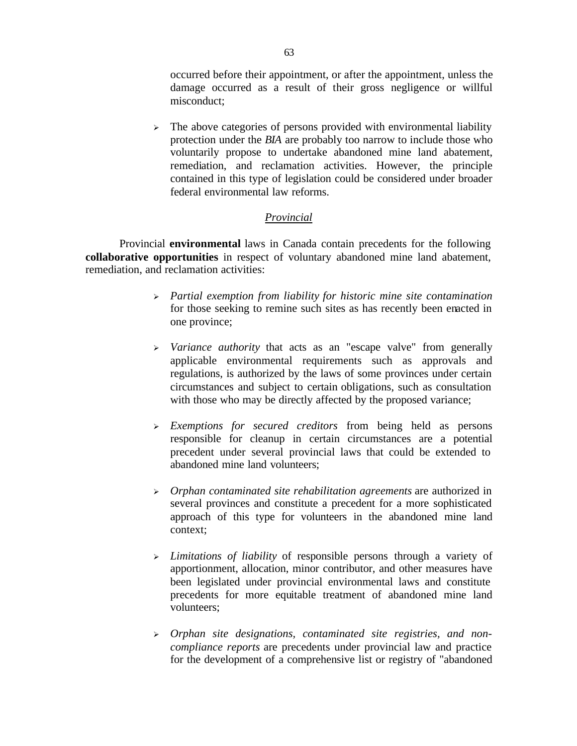occurred before their appointment, or after the appointment, unless the damage occurred as a result of their gross negligence or willful misconduct;

- The above categories of persons provided with environmental liability protection under the *BIA* are probably too narrow to include those who voluntarily propose to undertake abandoned mine land abatement, remediation, and reclamation activities. However, the principle contained in this type of legislation could be considered under broader federal environmental law reforms.

*Provincial*

Provincial **environmental** laws in Canada contain precedents for the following **collaborative opportunities** in respect of voluntary abandoned mine land abatement, remediation, and reclamation activities:

- *Partial exemption from liability for historic mine site contamination* for those seeking to remine such sites as has recently been enacted in one province;

- *Variance authority* that acts as an "escape valve" from generally applicable environmental requirements such as approvals and regulations, is authorized by the laws of some provinces under certain circumstances and subject to certain obligations, such as consultation with those who may be directly affected by the proposed variance;

- *Exemptions for secured creditors* from being held as persons responsible for cleanup in certain circumstances are a potential precedent under several provincial laws that could be extended to abandoned mine land volunteers;

- *Orphan contaminated site rehabilitation agreements* are authorized in several provinces and constitute a precedent for a more sophisticated approach of this type for volunteers in the abandoned mine land context;

- *Limitations of liability* of responsible persons through a variety of apportionment, allocation, minor contributor, and other measures have been legislated under provincial environmental laws and constitute precedents for more equitable treatment of abandoned mine land volunteers;

- *Orphan site designations, contaminated site registries, and non-compliance reports* are precedents under provincial law and practice for the development of a comprehensive list or registry of "abandoned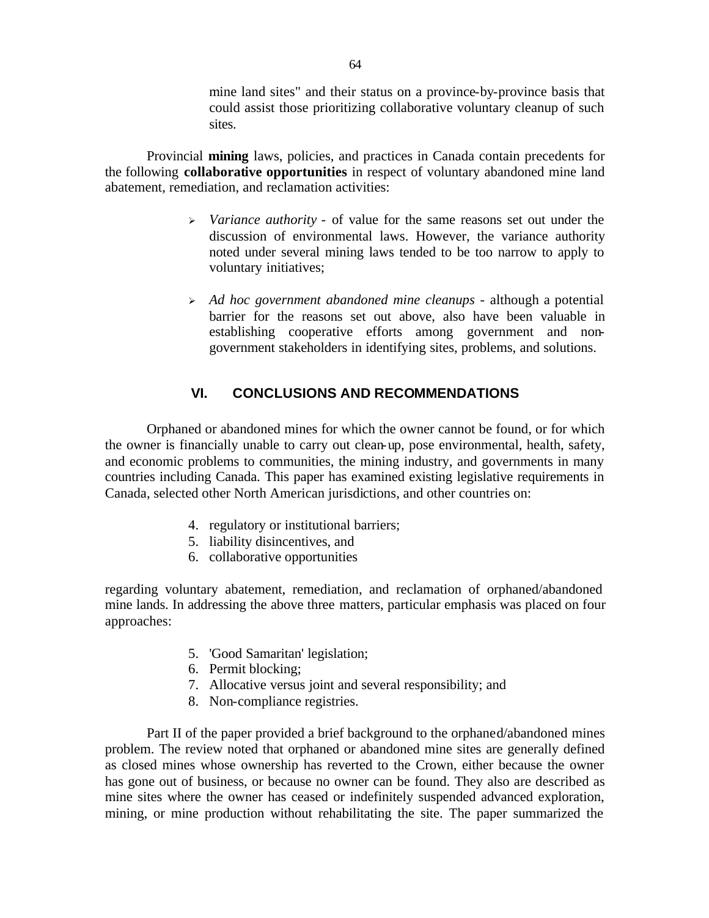mine land sites" and their status on a province-by-province basis that could assist those prioritizing collaborative voluntary cleanup of such sites.

Provincial **mining** laws, policies, and practices in Canada contain precedents for the following **collaborative opportunities** in respect of voluntary abandoned mine land abatement, remediation, and reclamation activities:

- *Variance authority* - of value for the same reasons set out under the discussion of environmental laws. However, the variance authority noted under several mining laws tended to be too narrow to apply to voluntary initiatives;
- *Ad hoc government abandoned mine cleanups* - although a potential barrier for the reasons set out above, also have been valuable in establishing cooperative efforts among government and non-government stakeholders in identifying sites, problems, and solutions.

## VI. CONCLUSIONS AND RECOMMENDATIONS

Orphaned or abandoned mines for which the owner cannot be found, or for which the owner is financially unable to carry out clean-up, pose environmental, health, safety, and economic problems to communities, the mining industry, and governments in many countries including Canada. This paper has examined existing legislative requirements in Canada, selected other North American jurisdictions, and other countries on:

4. regulatory or institutional barriers;
5. liability disincentives, and
6. collaborative opportunities

regarding voluntary abatement, remediation, and reclamation of orphaned/abandoned mine lands. In addressing the above three matters, particular emphasis was placed on four approaches:

5. 'Good Samaritan' legislation;
6. Permit blocking;
7. Allocative versus joint and several responsibility; and
8. Non-compliance registries.

Part II of the paper provided a brief background to the orphaned/abandoned mines problem. The review noted that orphaned or abandoned mine sites are generally defined as closed mines whose ownership has reverted to the Crown, either because the owner has gone out of business, or because no owner can be found. They also are described as mine sites where the owner has ceased or indefinitely suspended advanced exploration, mining, or mine production without rehabilitating the site. The paper summarized the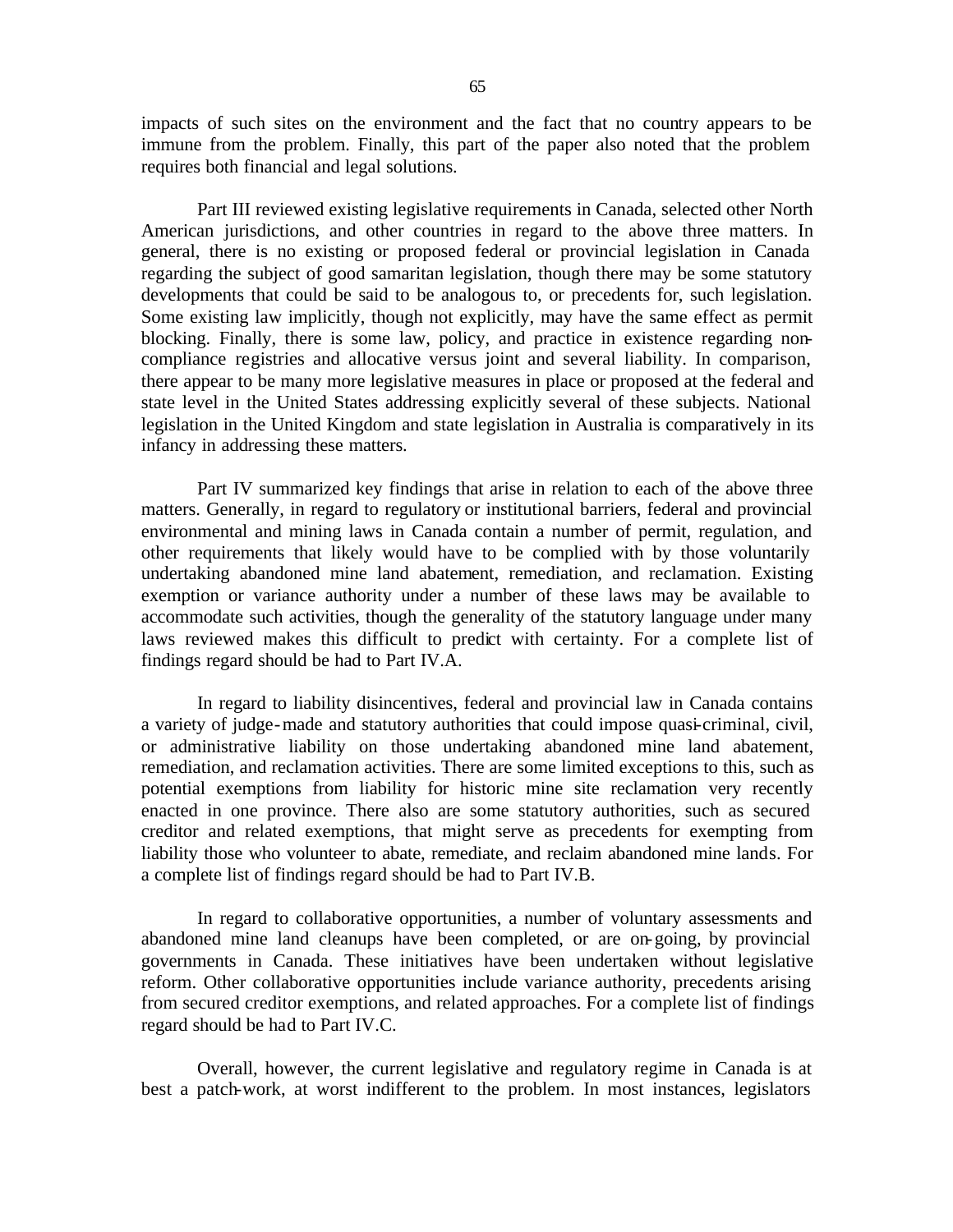impacts of such sites on the environment and the fact that no country appears to be immune from the problem. Finally, this part of the paper also noted that the problem requires both financial and legal solutions.

Part III reviewed existing legislative requirements in Canada, selected other North American jurisdictions, and other countries in regard to the above three matters. In general, there is no existing or proposed federal or provincial legislation in Canada regarding the subject of good samaritan legislation, though there may be some statutory developments that could be said to be analogous to, or precedents for, such legislation. Some existing law implicitly, though not explicitly, may have the same effect as permit blocking. Finally, there is some law, policy, and practice in existence regarding non-compliance registries and allocative versus joint and several liability. In comparison, there appear to be many more legislative measures in place or proposed at the federal and state level in the United States addressing explicitly several of these subjects. National legislation in the United Kingdom and state legislation in Australia is comparatively in its infancy in addressing these matters.

Part IV summarized key findings that arise in relation to each of the above three matters. Generally, in regard to regulatory or institutional barriers, federal and provincial environmental and mining laws in Canada contain a number of permit, regulation, and other requirements that likely would have to be complied with by those voluntarily undertaking abandoned mine land abatement, remediation, and reclamation. Existing exemption or variance authority under a number of these laws may be available to accommodate such activities, though the generality of the statutory language under many laws reviewed makes this difficult to predict with certainty. For a complete list of findings regard should be had to Part IV.A.

In regard to liability disincentives, federal and provincial law in Canada contains a variety of judge-made and statutory authorities that could impose quasi-criminal, civil, or administrative liability on those undertaking abandoned mine land abatement, remediation, and reclamation activities. There are some limited exceptions to this, such as potential exemptions from liability for historic mine site reclamation very recently enacted in one province. There also are some statutory authorities, such as secured creditor and related exemptions, that might serve as precedents for exempting from liability those who volunteer to abate, remediate, and reclaim abandoned mine lands. For a complete list of findings regard should be had to Part IV.B.

In regard to collaborative opportunities, a number of voluntary assessments and abandoned mine land cleanups have been completed, or are on-going, by provincial governments in Canada. These initiatives have been undertaken without legislative reform. Other collaborative opportunities include variance authority, precedents arising from secured creditor exemptions, and related approaches. For a complete list of findings regard should be had to Part IV.C.

Overall, however, the current legislative and regulatory regime in Canada is at best a patch-work, at worst indifferent to the problem. In most instances, legislators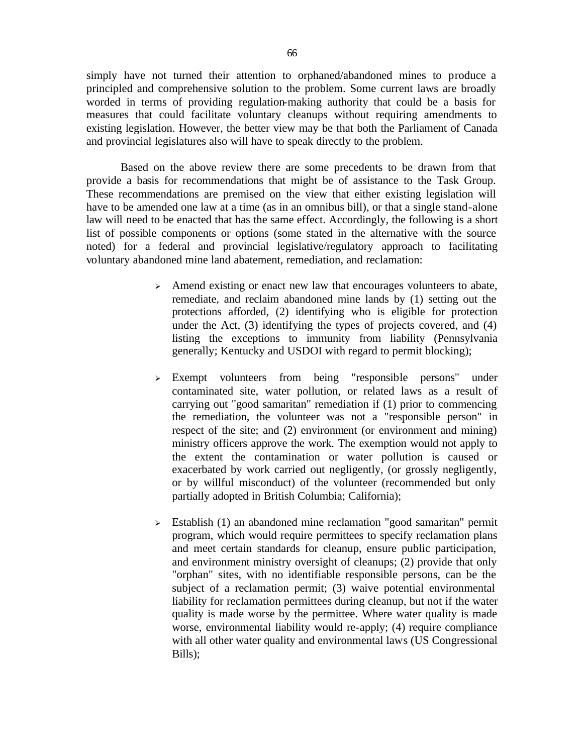simply have not turned their attention to orphaned/abandoned mines to produce a principled and comprehensive solution to the problem. Some current laws are broadly worded in terms of providing regulation-making authority that could be a basis for measures that could facilitate voluntary cleanups without requiring amendments to existing legislation. However, the better view may be that both the Parliament of Canada and provincial legislatures also will have to speak directly to the problem.

Based on the above review there are some precedents to be drawn from that provide a basis for recommendations that might be of assistance to the Task Group. These recommendations are premised on the view that either existing legislation will have to be amended one law at a time (as in an omnibus bill), or that a single stand-alone law will need to be enacted that has the same effect. Accordingly, the following is a short list of possible components or options (some stated in the alternative with the source noted) for a federal and provincial legislative/regulatory approach to facilitating voluntary abandoned mine land abatement, remediation, and reclamation:

- Amend existing or enact new law that encourages volunteers to abate, remediate, and reclaim abandoned mine lands by (1) setting out the protections afforded, (2) identifying who is eligible for protection under the Act, (3) identifying the types of projects covered, and (4) listing the exceptions to immunity from liability (Pennsylvania generally; Kentucky and USDOI with regard to permit blocking);

- Exempt volunteers from being "responsible persons" under contaminated site, water pollution, or related laws as a result of carrying out "good samaritan" remediation if (1) prior to commencing the remediation, the volunteer was not a "responsible person" in respect of the site; and (2) environment (or environment and mining) ministry officers approve the work. The exemption would not apply to the extent the contamination or water pollution is caused or exacerbated by work carried out negligently, (or grossly negligently, or by willful misconduct) of the volunteer (recommended but only partially adopted in British Columbia; California);

- Establish (1) an abandoned mine reclamation "good samaritan" permit program, which would require permittees to specify reclamation plans and meet certain standards for cleanup, ensure public participation, and environment ministry oversight of cleanups; (2) provide that only "orphan" sites, with no identifiable responsible persons, can be the subject of a reclamation permit; (3) waive potential environmental liability for reclamation permittees during cleanup, but not if the water quality is made worse by the permittee. Where water quality is made worse, environmental liability would re-apply; (4) require compliance with all other water quality and environmental laws (US Congressional Bills);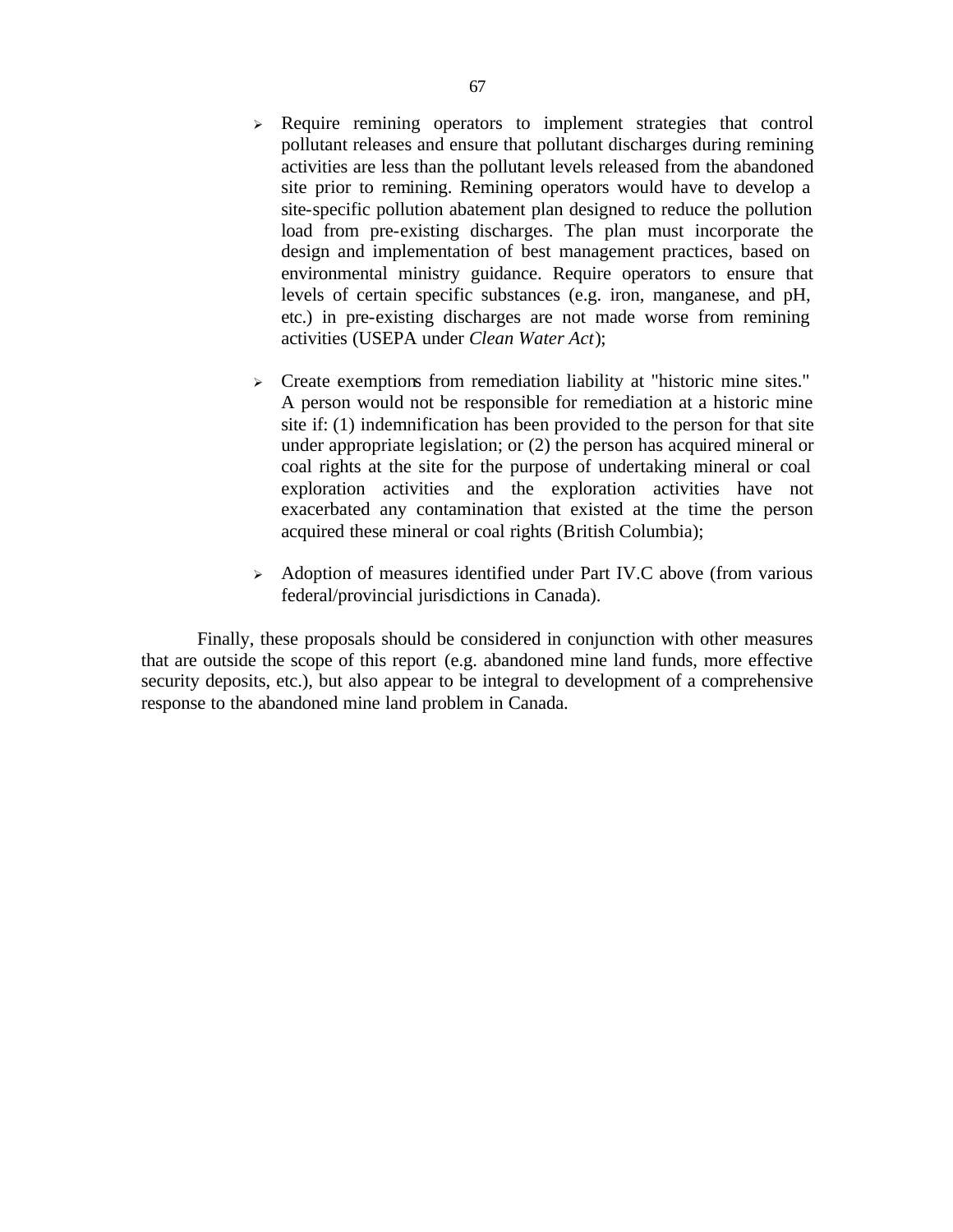- Require remining operators to implement strategies that control pollutant releases and ensure that pollutant discharges during remining activities are less than the pollutant levels released from the abandoned site prior to remining. Remining operators would have to develop a site-specific pollution abatement plan designed to reduce the pollution load from pre-existing discharges. The plan must incorporate the design and implementation of best management practices, based on environmental ministry guidance. Require operators to ensure that levels of certain specific substances (e.g. iron, manganese, and pH, etc.) in pre-existing discharges are not made worse from remining activities (USEPA under *Clean Water Act*);

- Create exemptions from remediation liability at "historic mine sites." A person would not be responsible for remediation at a historic mine site if: (1) indemnification has been provided to the person for that site under appropriate legislation; or (2) the person has acquired mineral or coal rights at the site for the purpose of undertaking mineral or coal exploration activities and the exploration activities have not exacerbated any contamination that existed at the time the person acquired these mineral or coal rights (British Columbia);

- Adoption of measures identified under Part IV.C above (from various federal/provincial jurisdictions in Canada).

Finally, these proposals should be considered in conjunction with other measures that are outside the scope of this report (e.g. abandoned mine land funds, more effective security deposits, etc.), but also appear to be integral to development of a comprehensive response to the abandoned mine land problem in Canada.